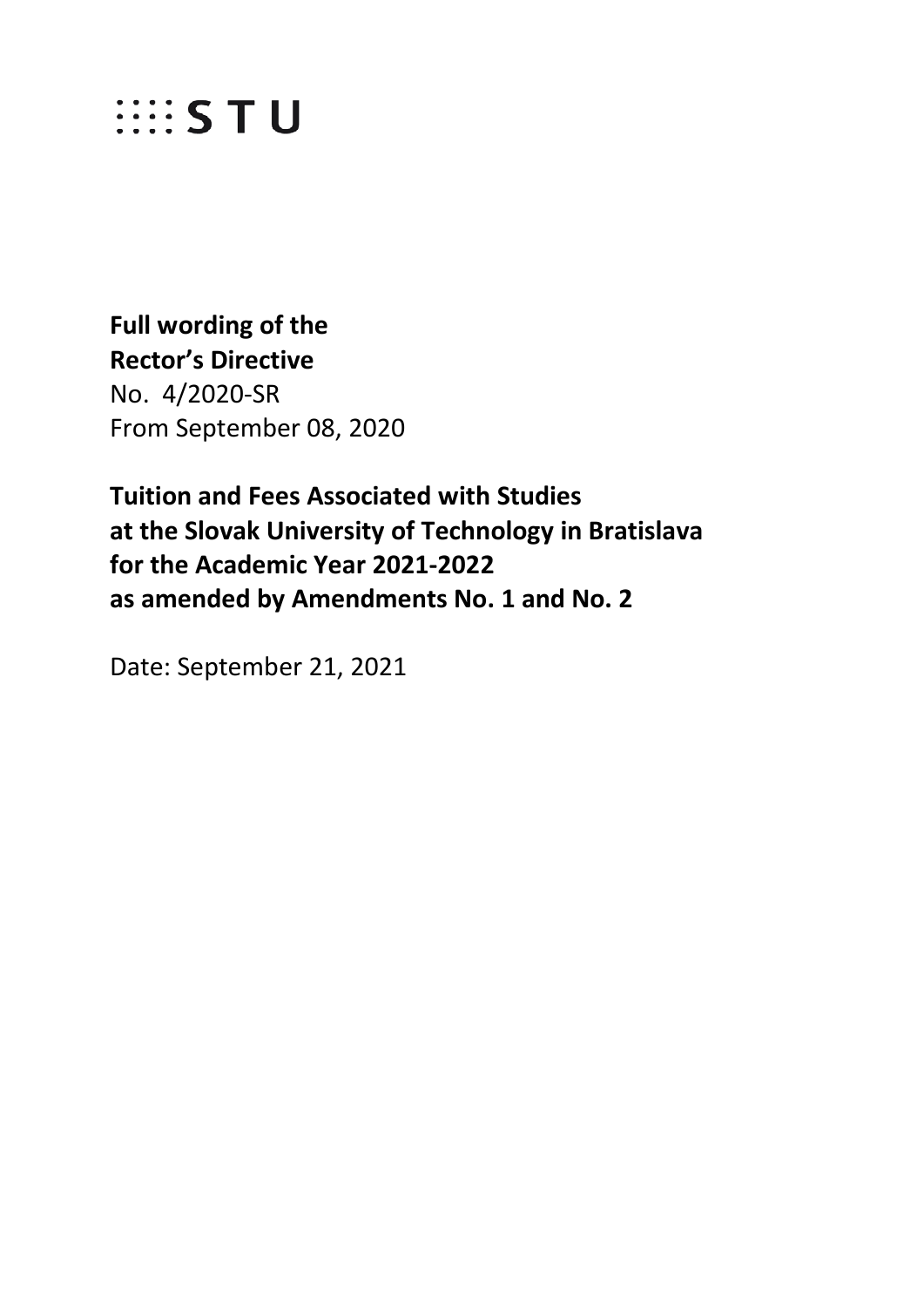STU

**Full wording of the**
**Rector's Directive**
No. 4/2020-SR
From September 08, 2020

**Tuition and Fees Associated with Studies**
**at the Slovak University of Technology in Bratislava**
**for the Academic Year 2021-2022**
**as amended by Amendments No. 1 and No. 2**

Date: September 21, 2021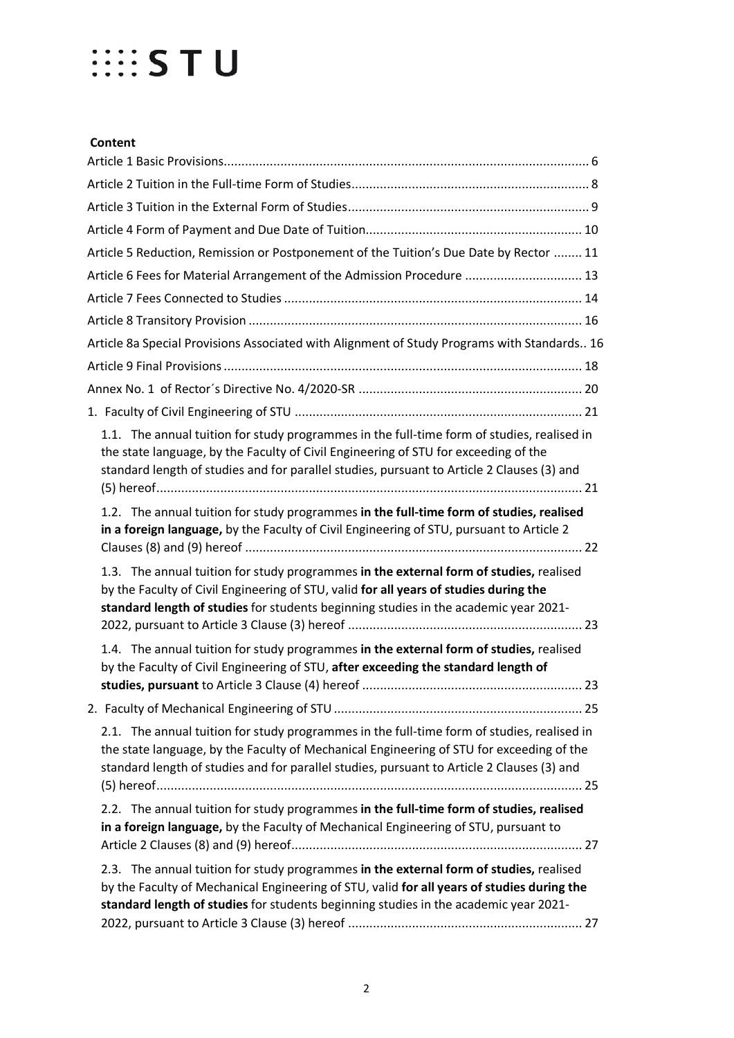**Content**

Article 1 Basic Provisions ... 6

Article 2 Tuition in the Full-time Form of Studies ... 8

Article 3 Tuition in the External Form of Studies ... 9

Article 4 Form of Payment and Due Date of Tuition ... 10

Article 5 Reduction, Remission or Postponement of the Tuition's Due Date by Rector ... 11

Article 6 Fees for Material Arrangement of the Admission Procedure ... 13

Article 7 Fees Connected to Studies ... 14

Article 8 Transitory Provision ... 16

Article 8a Special Provisions Associated with Alignment of Study Programs with Standards.. 16

Article 9 Final Provisions ... 18

Annex No. 1 of Rector´s Directive No. 4/2020-SR ... 20

1. Faculty of Civil Engineering of STU ... 21

   1.1. The annual tuition for study programmes in the full-time form of studies, realised in the state language, by the Faculty of Civil Engineering of STU for exceeding of the standard length of studies and for parallel studies, pursuant to Article 2 Clauses (3) and (5) hereof ... 21

   1.2. The annual tuition for study programmes **in the full-time form of studies, realised in a foreign language,** by the Faculty of Civil Engineering of STU, pursuant to Article 2 Clauses (8) and (9) hereof ... 22

   1.3. The annual tuition for study programmes **in the external form of studies,** realised by the Faculty of Civil Engineering of STU, valid **for all years of studies during the standard length of studies** for students beginning studies in the academic year 2021-2022, pursuant to Article 3 Clause (3) hereof ... 23

   1.4. The annual tuition for study programmes **in the external form of studies,** realised by the Faculty of Civil Engineering of STU, **after exceeding the standard length of studies, pursuant** to Article 3 Clause (4) hereof ... 23

2. Faculty of Mechanical Engineering of STU ... 25

   2.1. The annual tuition for study programmes in the full-time form of studies, realised in the state language, by the Faculty of Mechanical Engineering of STU for exceeding of the standard length of studies and for parallel studies, pursuant to Article 2 Clauses (3) and (5) hereof ... 25

   2.2. The annual tuition for study programmes **in the full-time form of studies, realised in a foreign language,** by the Faculty of Mechanical Engineering of STU, pursuant to Article 2 Clauses (8) and (9) hereof ... 27

   2.3. The annual tuition for study programmes **in the external form of studies,** realised by the Faculty of Mechanical Engineering of STU, valid **for all years of studies during the standard length of studies** for students beginning studies in the academic year 2021-2022, pursuant to Article 3 Clause (3) hereof ... 27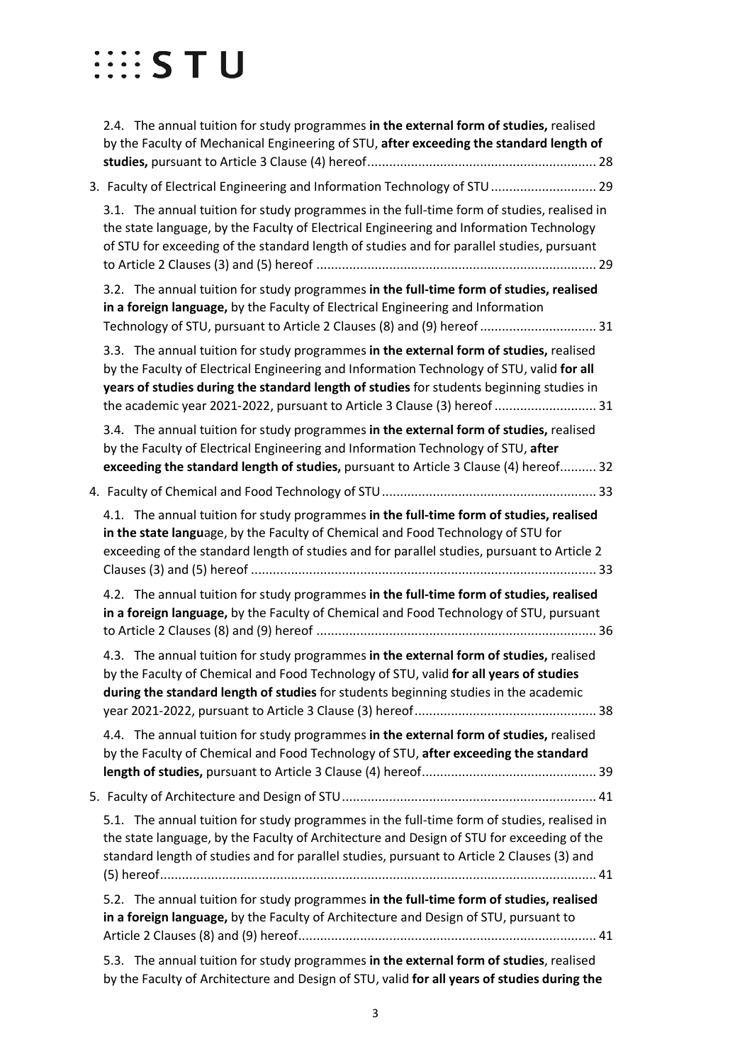2.4. The annual tuition for study programmes **in the external form of studies,** realised by the Faculty of Mechanical Engineering of STU, **after exceeding the standard length of studies,** pursuant to Article 3 Clause (4) hereof ............................................................... 28

3. Faculty of Electrical Engineering and Information Technology of STU ............................ 29

3.1. The annual tuition for study programmes in the full-time form of studies, realised in the state language, by the Faculty of Electrical Engineering and Information Technology of STU for exceeding of the standard length of studies and for parallel studies, pursuant to Article 2 Clauses (3) and (5) hereof ............................................................................ 29

3.2. The annual tuition for study programmes **in the full-time form of studies, realised in a foreign language,** by the Faculty of Electrical Engineering and Information Technology of STU, pursuant to Article 2 Clauses (8) and (9) hereof ................................ 31

3.3. The annual tuition for study programmes **in the external form of studies,** realised by the Faculty of Electrical Engineering and Information Technology of STU, valid **for all years of studies during the standard length of studies** for students beginning studies in the academic year 2021-2022, pursuant to Article 3 Clause (3) hereof ............................ 31

3.4. The annual tuition for study programmes **in the external form of studies,** realised by the Faculty of Electrical Engineering and Information Technology of STU, **after exceeding the standard length of studies,** pursuant to Article 3 Clause (4) hereof.......... 32

4. Faculty of Chemical and Food Technology of STU ........................................................... 33

4.1. The annual tuition for study programmes **in the full-time form of studies, realised in the state langu**age, by the Faculty of Chemical and Food Technology of STU for exceeding of the standard length of studies and for parallel studies, pursuant to Article 2 Clauses (3) and (5) hereof .............................................................................................. 33

4.2. The annual tuition for study programmes **in the full-time form of studies, realised in a foreign language,** by the Faculty of Chemical and Food Technology of STU, pursuant to Article 2 Clauses (8) and (9) hereof ............................................................................. 36

4.3. The annual tuition for study programmes **in the external form of studies,** realised by the Faculty of Chemical and Food Technology of STU, valid **for all years of studies during the standard length of studies** for students beginning studies in the academic year 2021-2022, pursuant to Article 3 Clause (3) hereof.................................................. 38

4.4. The annual tuition for study programmes **in the external form of studies,** realised by the Faculty of Chemical and Food Technology of STU, **after exceeding the standard length of studies,** pursuant to Article 3 Clause (4) hereof................................................ 39

5. Faculty of Architecture and Design of STU...................................................................... 41

5.1. The annual tuition for study programmes in the full-time form of studies, realised in the state language, by the Faculty of Architecture and Design of STU for exceeding of the standard length of studies and for parallel studies, pursuant to Article 2 Clauses (3) and (5) hereof....................................................................................................................... 41

5.2. The annual tuition for study programmes **in the full-time form of studies, realised in a foreign language,** by the Faculty of Architecture and Design of STU, pursuant to Article 2 Clauses (8) and (9) hereof................................................................................. 41

5.3. The annual tuition for study programmes **in the external form of studies**, realised by the Faculty of Architecture and Design of STU, valid **for all years of studies during the**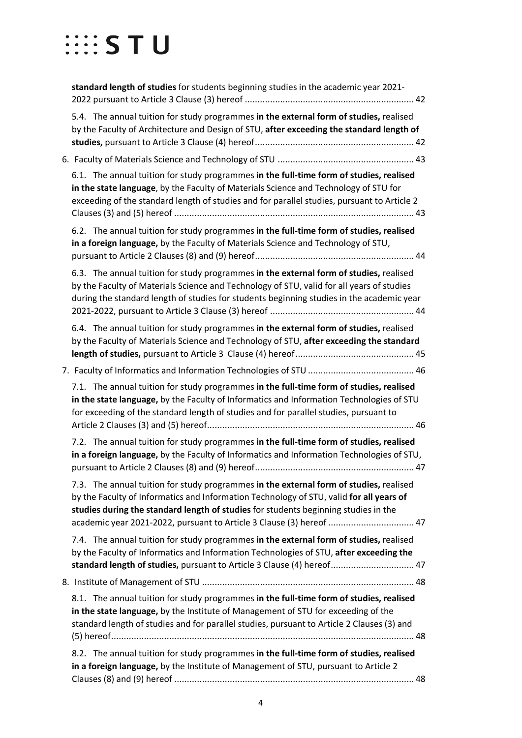**standard length of studies** for students beginning studies in the academic year 2021-2022 pursuant to Article 3 Clause (3) hereof ................................................................... 42

5.4. The annual tuition for study programmes **in the external form of studies,** realised by the Faculty of Architecture and Design of STU, **after exceeding the standard length of studies,** pursuant to Article 3 Clause (4) hereof.............................................................. 42

6. Faculty of Materials Science and Technology of STU ..................................................... 43

6.1. The annual tuition for study programmes **in the full-time form of studies, realised in the state language**, by the Faculty of Materials Science and Technology of STU for exceeding of the standard length of studies and for parallel studies, pursuant to Article 2 Clauses (3) and (5) hereof ............................................................................................. 43

6.2. The annual tuition for study programmes **in the full-time form of studies, realised in a foreign language,** by the Faculty of Materials Science and Technology of STU, pursuant to Article 2 Clauses (8) and (9) hereof.............................................................. 44

6.3. The annual tuition for study programmes **in the external form of studies,** realised by the Faculty of Materials Science and Technology of STU, valid for all years of studies during the standard length of studies for students beginning studies in the academic year 2021-2022, pursuant to Article 3 Clause (3) hereof ......................................................... 44

6.4. The annual tuition for study programmes **in the external form of studies,** realised by the Faculty of Materials Science and Technology of STU, **after exceeding the standard length of studies,** pursuant to Article 3 Clause (4) hereof............................................... 45

7. Faculty of Informatics and Information Technologies of STU .......................................... 46

7.1. The annual tuition for study programmes **in the full-time form of studies, realised in the state language,** by the Faculty of Informatics and Information Technologies of STU for exceeding of the standard length of studies and for parallel studies, pursuant to Article 2 Clauses (3) and (5) hereof................................................................................. 46

7.2. The annual tuition for study programmes **in the full-time form of studies, realised in a foreign language,** by the Faculty of Informatics and Information Technologies of STU, pursuant to Article 2 Clauses (8) and (9) hereof.............................................................. 47

7.3. The annual tuition for study programmes **in the external form of studies,** realised by the Faculty of Informatics and Information Technology of STU, valid **for all years of studies during the standard length of studies** for students beginning studies in the academic year 2021-2022, pursuant to Article 3 Clause (3) hereof .................................. 47

7.4. The annual tuition for study programmes **in the external form of studies,** realised by the Faculty of Informatics and Information Technologies of STU, **after exceeding the standard length of studies,** pursuant to Article 3 Clause (4) hereof................................. 47

8. Institute of Management of STU .................................................................................... 48

8.1. The annual tuition for study programmes **in the full-time form of studies, realised in the state language,** by the Institute of Management of STU for exceeding of the standard length of studies and for parallel studies, pursuant to Article 2 Clauses (3) and (5) hereof........................................................................................................................ 48

8.2. The annual tuition for study programmes **in the full-time form of studies, realised in a foreign language,** by the Institute of Management of STU, pursuant to Article 2 Clauses (8) and (9) hereof ............................................................................................. 48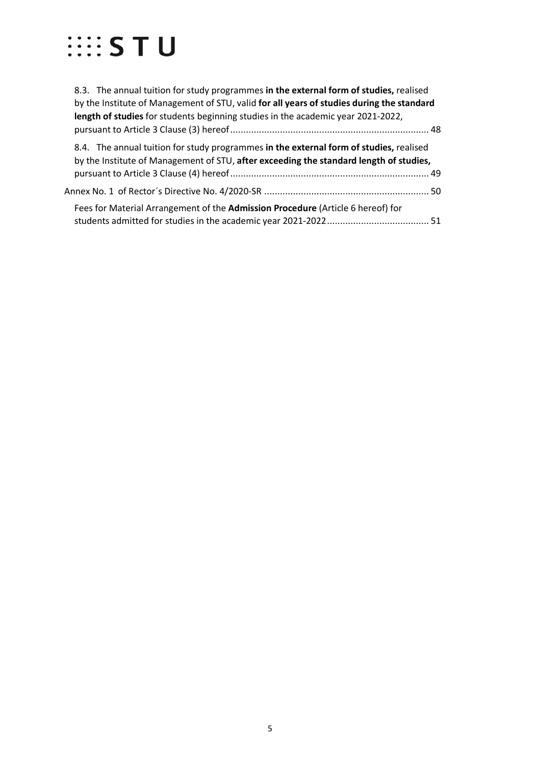8.3. The annual tuition for study programmes **in the external form of studies,** realised by the Institute of Management of STU, valid **for all years of studies during the standard length of studies** for students beginning studies in the academic year 2021-2022, pursuant to Article 3 Clause (3) hereof ........................................................................... 48

8.4. The annual tuition for study programmes **in the external form of studies,** realised by the Institute of Management of STU, **after exceeding the standard length of studies,** pursuant to Article 3 Clause (4) hereof ........................................................................... 49

Annex No. 1 of Rector´s Directive No. 4/2020-SR .............................................................. 50

Fees for Material Arrangement of the **Admission Procedure** (Article 6 hereof) for students admitted for studies in the academic year 2021-2022 ....................................... 51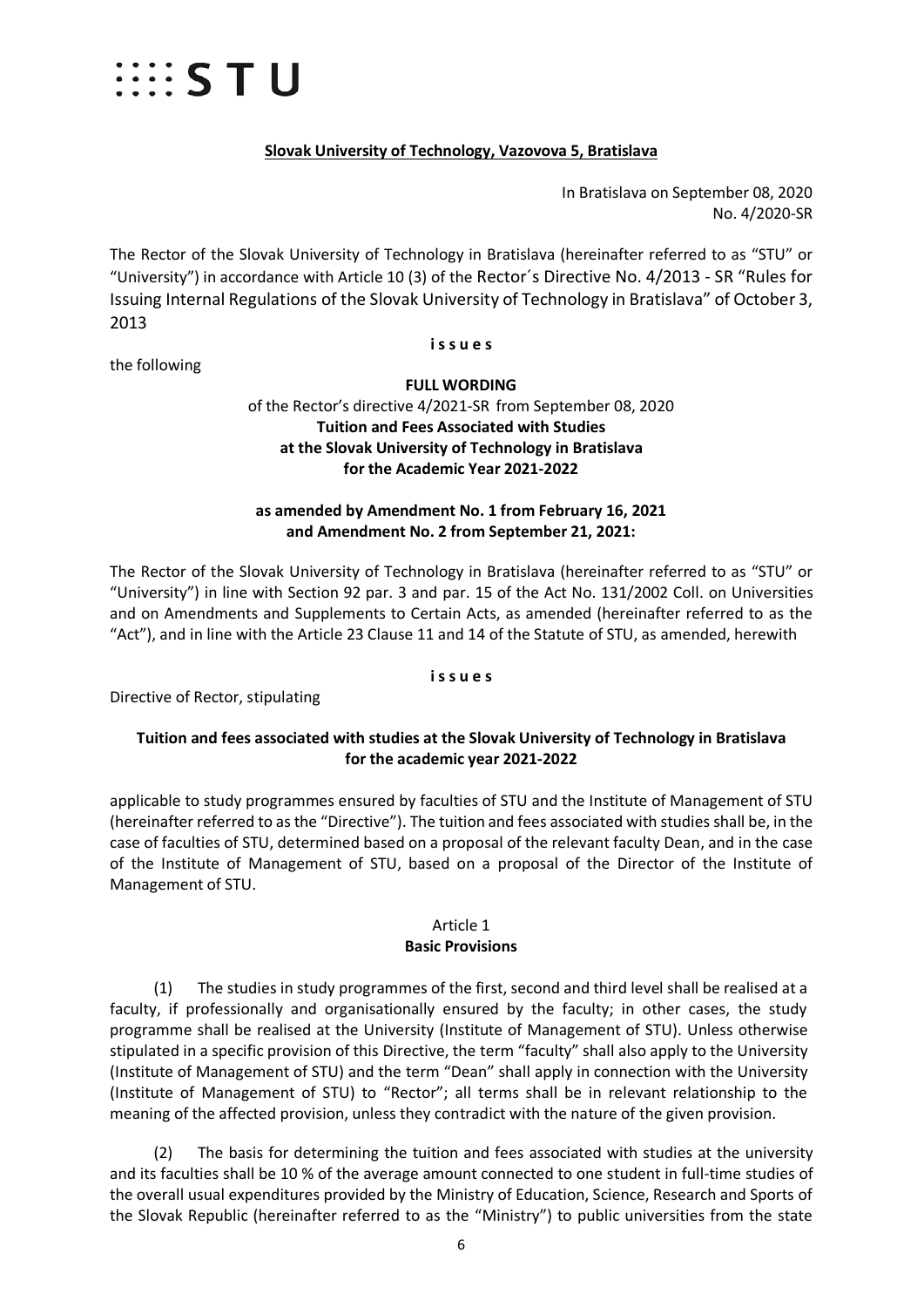:::: STU

**Slovak University of Technology, Vazovova 5, Bratislava**

In Bratislava on September 08, 2020
No. 4/2020-SR

The Rector of the Slovak University of Technology in Bratislava (hereinafter referred to as "STU" or "University") in accordance with Article 10 (3) of the Rector´s Directive No. 4/2013 - SR "Rules for Issuing Internal Regulations of the Slovak University of Technology in Bratislava" of October 3, 2013

**i s s u e s**

the following

**FULL WORDING**
of the Rector's directive 4/2021-SR from September 08, 2020
**Tuition and Fees Associated with Studies at the Slovak University of Technology in Bratislava for the Academic Year 2021-2022**

**as amended by Amendment No. 1 from February 16, 2021 and Amendment No. 2 from September 21, 2021:**

The Rector of the Slovak University of Technology in Bratislava (hereinafter referred to as "STU" or "University") in line with Section 92 par. 3 and par. 15 of the Act No. 131/2002 Coll. on Universities and on Amendments and Supplements to Certain Acts, as amended (hereinafter referred to as the "Act"), and in line with the Article 23 Clause 11 and 14 of the Statute of STU, as amended, herewith

**i s s u e s**

Directive of Rector, stipulating

**Tuition and fees associated with studies at the Slovak University of Technology in Bratislava for the academic year 2021-2022**

applicable to study programmes ensured by faculties of STU and the Institute of Management of STU (hereinafter referred to as the "Directive"). The tuition and fees associated with studies shall be, in the case of faculties of STU, determined based on a proposal of the relevant faculty Dean, and in the case of the Institute of Management of STU, based on a proposal of the Director of the Institute of Management of STU.

Article 1
**Basic Provisions**

(1) The studies in study programmes of the first, second and third level shall be realised at a faculty, if professionally and organisationally ensured by the faculty; in other cases, the study programme shall be realised at the University (Institute of Management of STU). Unless otherwise stipulated in a specific provision of this Directive, the term "faculty" shall also apply to the University (Institute of Management of STU) and the term "Dean" shall apply in connection with the University (Institute of Management of STU) to "Rector"; all terms shall be in relevant relationship to the meaning of the affected provision, unless they contradict with the nature of the given provision.

(2) The basis for determining the tuition and fees associated with studies at the university and its faculties shall be 10 % of the average amount connected to one student in full-time studies of the overall usual expenditures provided by the Ministry of Education, Science, Research and Sports of the Slovak Republic (hereinafter referred to as the "Ministry") to public universities from the state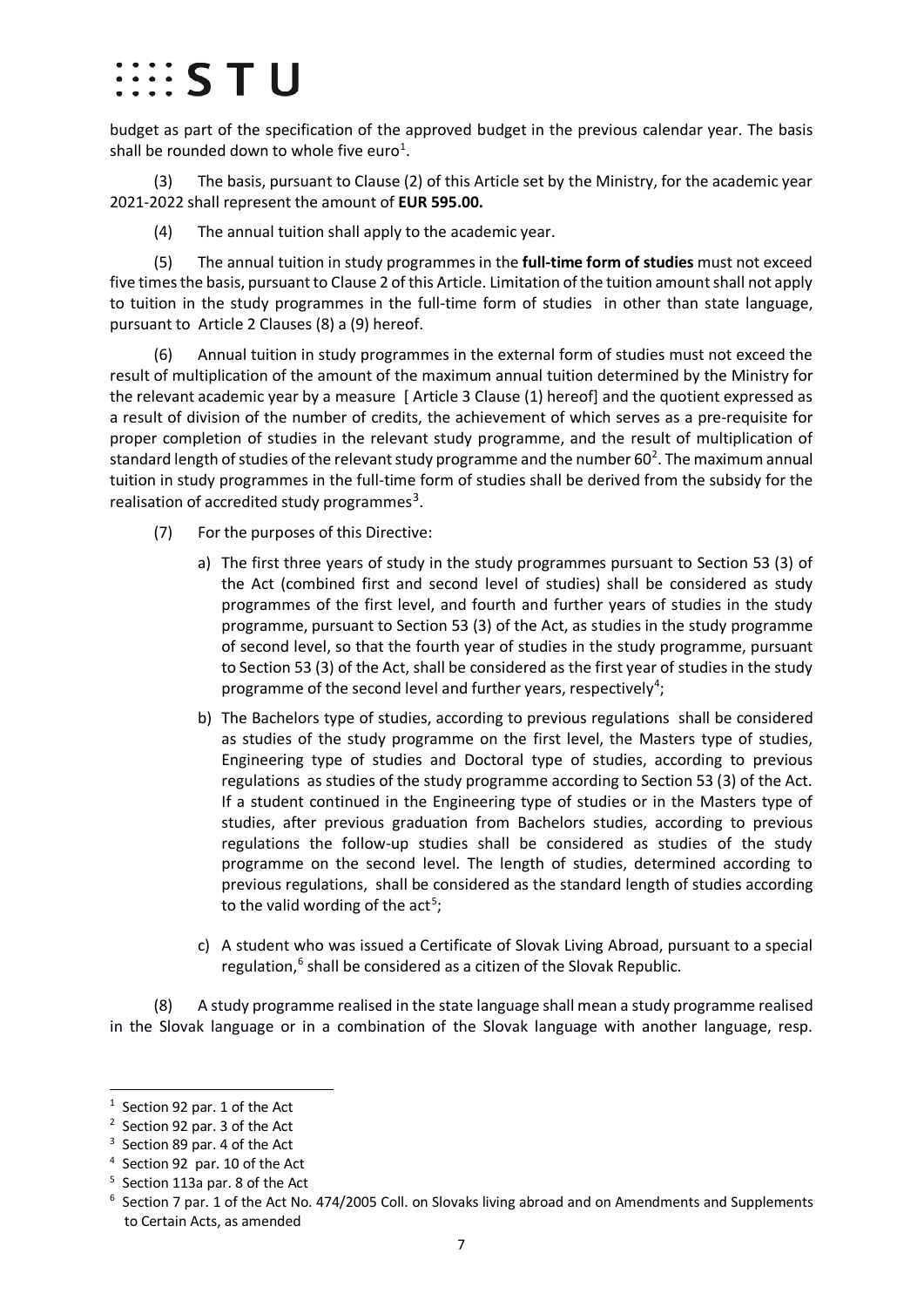budget as part of the specification of the approved budget in the previous calendar year. The basis shall be rounded down to whole five euro[1].

(3) The basis, pursuant to Clause (2) of this Article set by the Ministry, for the academic year 2021-2022 shall represent the amount of **EUR 595.00.**

(4) The annual tuition shall apply to the academic year.

(5) The annual tuition in study programmes in the **full-time form of studies** must not exceed five times the basis, pursuant to Clause 2 of this Article. Limitation of the tuition amount shall not apply to tuition in the study programmes in the full-time form of studies in other than state language, pursuant to Article 2 Clauses (8) a (9) hereof.

(6) Annual tuition in study programmes in the external form of studies must not exceed the result of multiplication of the amount of the maximum annual tuition determined by the Ministry for the relevant academic year by a measure [ Article 3 Clause (1) hereof] and the quotient expressed as a result of division of the number of credits, the achievement of which serves as a pre-requisite for proper completion of studies in the relevant study programme, and the result of multiplication of standard length of studies of the relevant study programme and the number 60[2]. The maximum annual tuition in study programmes in the full-time form of studies shall be derived from the subsidy for the realisation of accredited study programmes[3].

(7) For the purposes of this Directive:

a) The first three years of study in the study programmes pursuant to Section 53 (3) of the Act (combined first and second level of studies) shall be considered as study programmes of the first level, and fourth and further years of studies in the study programme, pursuant to Section 53 (3) of the Act, as studies in the study programme of second level, so that the fourth year of studies in the study programme, pursuant to Section 53 (3) of the Act, shall be considered as the first year of studies in the study programme of the second level and further years, respectively[4];

b) The Bachelors type of studies, according to previous regulations shall be considered as studies of the study programme on the first level, the Masters type of studies, Engineering type of studies and Doctoral type of studies, according to previous regulations as studies of the study programme according to Section 53 (3) of the Act. If a student continued in the Engineering type of studies or in the Masters type of studies, after previous graduation from Bachelors studies, according to previous regulations the follow-up studies shall be considered as studies of the study programme on the second level. The length of studies, determined according to previous regulations, shall be considered as the standard length of studies according to the valid wording of the act[5];

c) A student who was issued a Certificate of Slovak Living Abroad, pursuant to a special regulation,[6] shall be considered as a citizen of the Slovak Republic.

(8) A study programme realised in the state language shall mean a study programme realised in the Slovak language or in a combination of the Slovak language with another language, resp.

---

[1] Section 92 par. 1 of the Act

[2] Section 92 par. 3 of the Act

[3] Section 89 par. 4 of the Act

[4] Section 92 par. 10 of the Act

[5] Section 113a par. 8 of the Act

[6] Section 7 par. 1 of the Act No. 474/2005 Coll. on Slovaks living abroad and on Amendments and Supplements to Certain Acts, as amended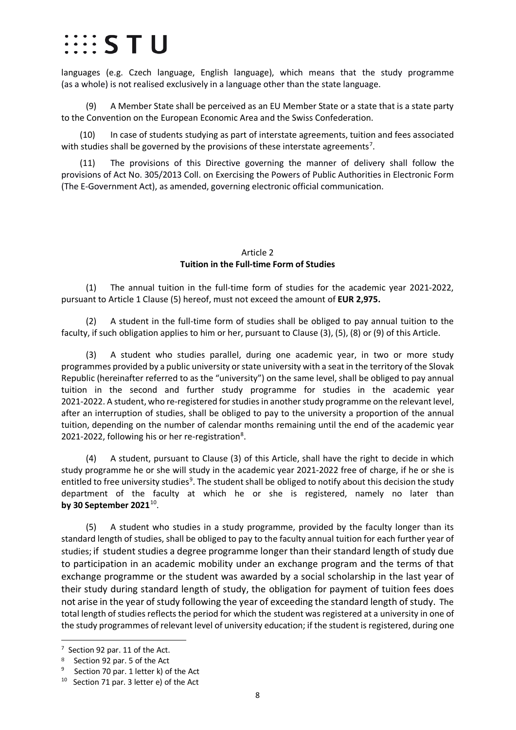languages (e.g. Czech language, English language), which means that the study programme (as a whole) is not realised exclusively in a language other than the state language.

(9) A Member State shall be perceived as an EU Member State or a state that is a state party to the Convention on the European Economic Area and the Swiss Confederation.

(10) In case of students studying as part of interstate agreements, tuition and fees associated with studies shall be governed by the provisions of these interstate agreements[7].

(11) The provisions of this Directive governing the manner of delivery shall follow the provisions of Act No. 305/2013 Coll. on Exercising the Powers of Public Authorities in Electronic Form (The E-Government Act), as amended, governing electronic official communication.

## Article 2
## Tuition in the Full-time Form of Studies

(1) The annual tuition in the full-time form of studies for the academic year 2021-2022, pursuant to Article 1 Clause (5) hereof, must not exceed the amount of **EUR 2,975.**

(2) A student in the full-time form of studies shall be obliged to pay annual tuition to the faculty, if such obligation applies to him or her, pursuant to Clause (3), (5), (8) or (9) of this Article.

(3) A student who studies parallel, during one academic year, in two or more study programmes provided by a public university or state university with a seat in the territory of the Slovak Republic (hereinafter referred to as the "university") on the same level, shall be obliged to pay annual tuition in the second and further study programme for studies in the academic year 2021-2022. A student, who re-registered for studies in another study programme on the relevant level, after an interruption of studies, shall be obliged to pay to the university a proportion of the annual tuition, depending on the number of calendar months remaining until the end of the academic year 2021-2022, following his or her re-registration[8].

(4) A student, pursuant to Clause (3) of this Article, shall have the right to decide in which study programme he or she will study in the academic year 2021-2022 free of charge, if he or she is entitled to free university studies[9]. The student shall be obliged to notify about this decision the study department of the faculty at which he or she is registered, namely no later than **by 30 September 2021**[10].

(5) A student who studies in a study programme, provided by the faculty longer than its standard length of studies, shall be obliged to pay to the faculty annual tuition for each further year of studies; if student studies a degree programme longer than their standard length of study due to participation in an academic mobility under an exchange program and the terms of that exchange programme or the student was awarded by a social scholarship in the last year of their study during standard length of study, the obligation for payment of tuition fees does not arise in the year of study following the year of exceeding the standard length of study. The total length of studies reflects the period for which the student was registered at a university in one of the study programmes of relevant level of university education; if the student is registered, during one

---

[7] Section 92 par. 11 of the Act.

[8] Section 92 par. 5 of the Act

[9] Section 70 par. 1 letter k) of the Act

[10] Section 71 par. 3 letter e) of the Act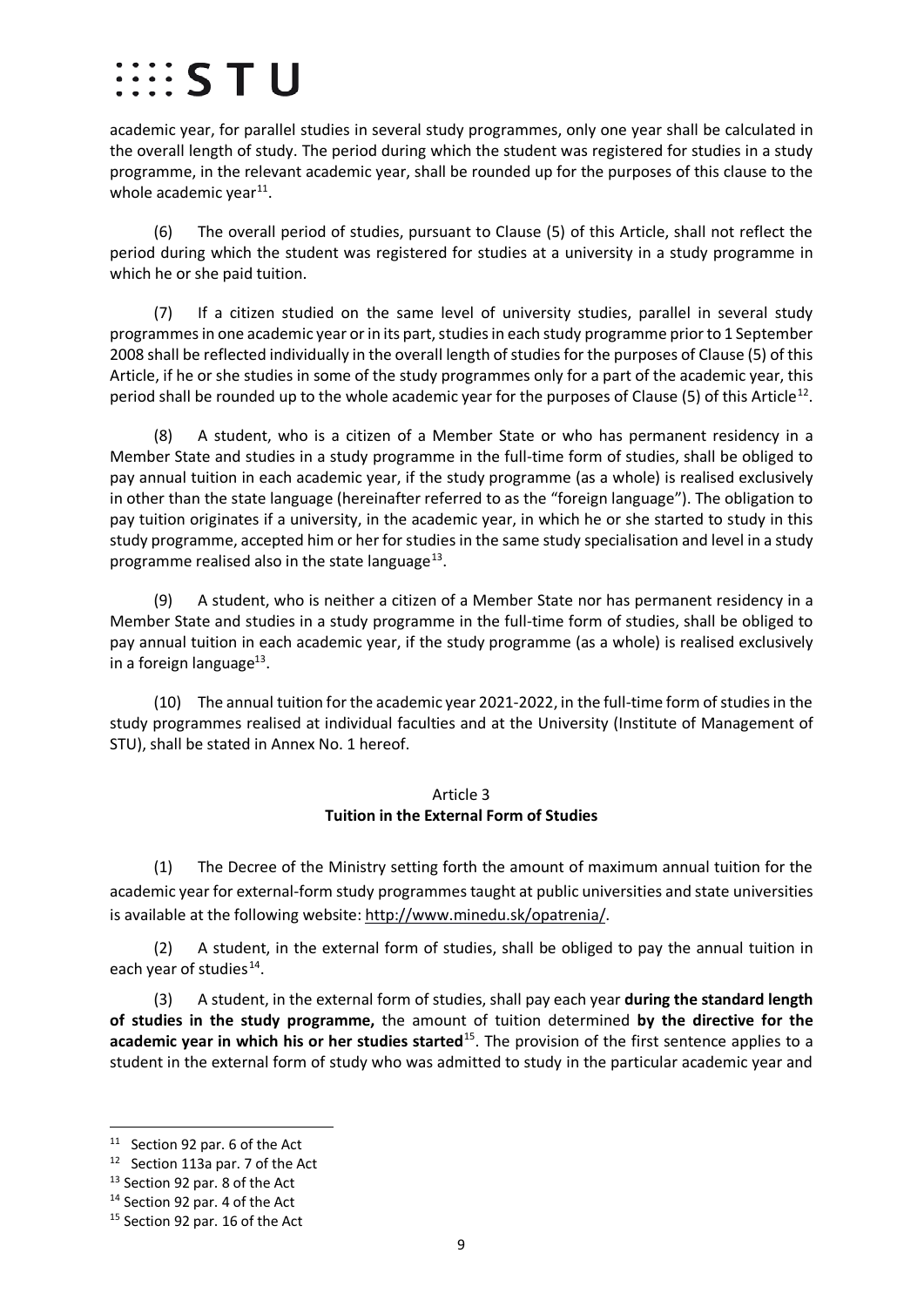academic year, for parallel studies in several study programmes, only one year shall be calculated in the overall length of study. The period during which the student was registered for studies in a study programme, in the relevant academic year, shall be rounded up for the purposes of this clause to the whole academic year[11].

(6) The overall period of studies, pursuant to Clause (5) of this Article, shall not reflect the period during which the student was registered for studies at a university in a study programme in which he or she paid tuition.

(7) If a citizen studied on the same level of university studies, parallel in several study programmes in one academic year or in its part, studies in each study programme prior to 1 September 2008 shall be reflected individually in the overall length of studies for the purposes of Clause (5) of this Article, if he or she studies in some of the study programmes only for a part of the academic year, this period shall be rounded up to the whole academic year for the purposes of Clause (5) of this Article[12].

(8) A student, who is a citizen of a Member State or who has permanent residency in a Member State and studies in a study programme in the full-time form of studies, shall be obliged to pay annual tuition in each academic year, if the study programme (as a whole) is realised exclusively in other than the state language (hereinafter referred to as the "foreign language"). The obligation to pay tuition originates if a university, in the academic year, in which he or she started to study in this study programme, accepted him or her for studies in the same study specialisation and level in a study programme realised also in the state language[13].

(9) A student, who is neither a citizen of a Member State nor has permanent residency in a Member State and studies in a study programme in the full-time form of studies, shall be obliged to pay annual tuition in each academic year, if the study programme (as a whole) is realised exclusively in a foreign language[13].

(10) The annual tuition for the academic year 2021-2022, in the full-time form of studies in the study programmes realised at individual faculties and at the University (Institute of Management of STU), shall be stated in Annex No. 1 hereof.

## Article 3
## Tuition in the External Form of Studies

(1) The Decree of the Ministry setting forth the amount of maximum annual tuition for the academic year for external-form study programmes taught at public universities and state universities is available at the following website: http://www.minedu.sk/opatrenia/.

(2) A student, in the external form of studies, shall be obliged to pay the annual tuition in each year of studies[14].

(3) A student, in the external form of studies, shall pay each year **during the standard length of studies in the study programme,** the amount of tuition determined **by the directive for the academic year in which his or her studies started**[15]. The provision of the first sentence applies to a student in the external form of study who was admitted to study in the particular academic year and

---

[11] Section 92 par. 6 of the Act

[12] Section 113a par. 7 of the Act

[13] Section 92 par. 8 of the Act

[14] Section 92 par. 4 of the Act

[15] Section 92 par. 16 of the Act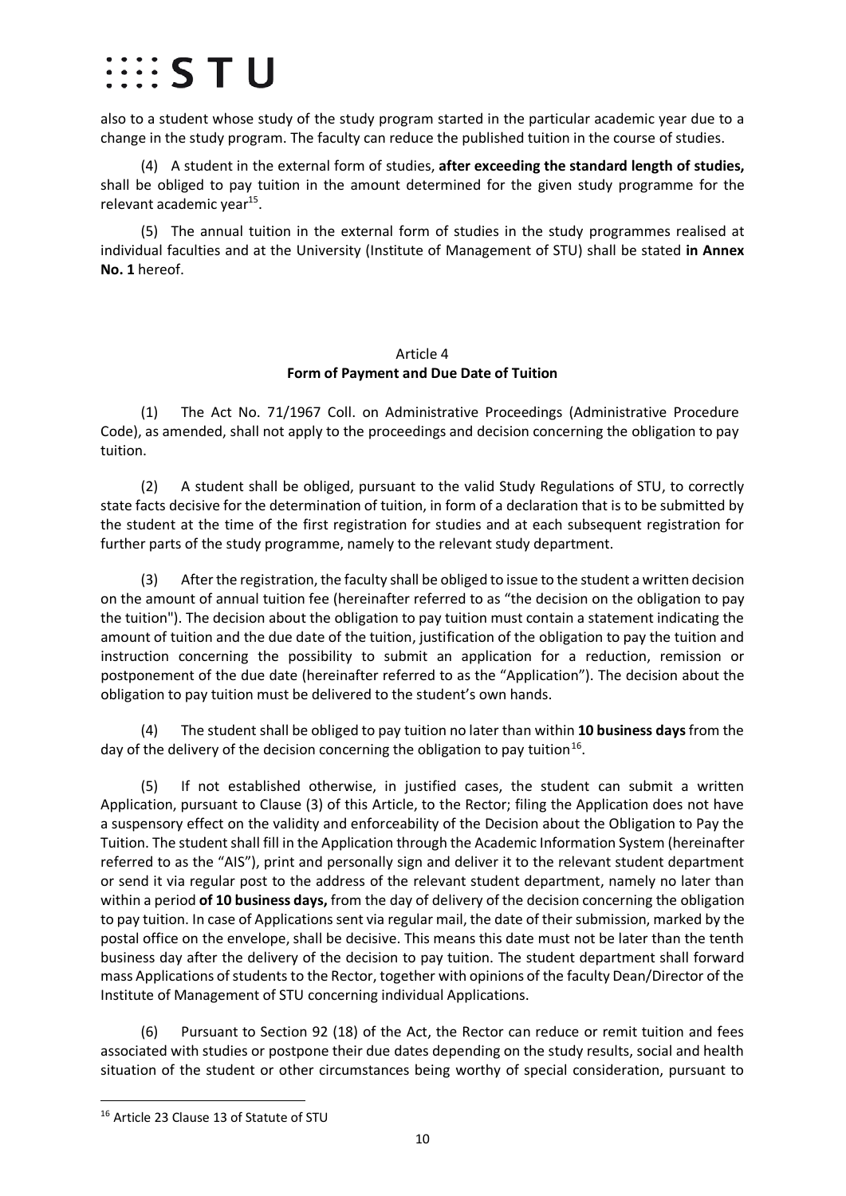also to a student whose study of the study program started in the particular academic year due to a change in the study program. The faculty can reduce the published tuition in the course of studies.

(4) A student in the external form of studies, **after exceeding the standard length of studies,** shall be obliged to pay tuition in the amount determined for the given study programme for the relevant academic year[15].

(5) The annual tuition in the external form of studies in the study programmes realised at individual faculties and at the University (Institute of Management of STU) shall be stated **in Annex No. 1** hereof.

Article 4
**Form of Payment and Due Date of Tuition**

(1) The Act No. 71/1967 Coll. on Administrative Proceedings (Administrative Procedure Code), as amended, shall not apply to the proceedings and decision concerning the obligation to pay tuition.

(2) A student shall be obliged, pursuant to the valid Study Regulations of STU, to correctly state facts decisive for the determination of tuition, in form of a declaration that is to be submitted by the student at the time of the first registration for studies and at each subsequent registration for further parts of the study programme, namely to the relevant study department.

(3) After the registration, the faculty shall be obliged to issue to the student a written decision on the amount of annual tuition fee (hereinafter referred to as "the decision on the obligation to pay the tuition"). The decision about the obligation to pay tuition must contain a statement indicating the amount of tuition and the due date of the tuition, justification of the obligation to pay the tuition and instruction concerning the possibility to submit an application for a reduction, remission or postponement of the due date (hereinafter referred to as the "Application"). The decision about the obligation to pay tuition must be delivered to the student's own hands.

(4) The student shall be obliged to pay tuition no later than within **10 business days** from the day of the delivery of the decision concerning the obligation to pay tuition[16].

(5) If not established otherwise, in justified cases, the student can submit a written Application, pursuant to Clause (3) of this Article, to the Rector; filing the Application does not have a suspensory effect on the validity and enforceability of the Decision about the Obligation to Pay the Tuition. The student shall fill in the Application through the Academic Information System (hereinafter referred to as the "AIS"), print and personally sign and deliver it to the relevant student department or send it via regular post to the address of the relevant student department, namely no later than within a period **of 10 business days,** from the day of delivery of the decision concerning the obligation to pay tuition. In case of Applications sent via regular mail, the date of their submission, marked by the postal office on the envelope, shall be decisive. This means this date must not be later than the tenth business day after the delivery of the decision to pay tuition. The student department shall forward mass Applications of students to the Rector, together with opinions of the faculty Dean/Director of the Institute of Management of STU concerning individual Applications.

(6) Pursuant to Section 92 (18) of the Act, the Rector can reduce or remit tuition and fees associated with studies or postpone their due dates depending on the study results, social and health situation of the student or other circumstances being worthy of special consideration, pursuant to

---

[16] Article 23 Clause 13 of Statute of STU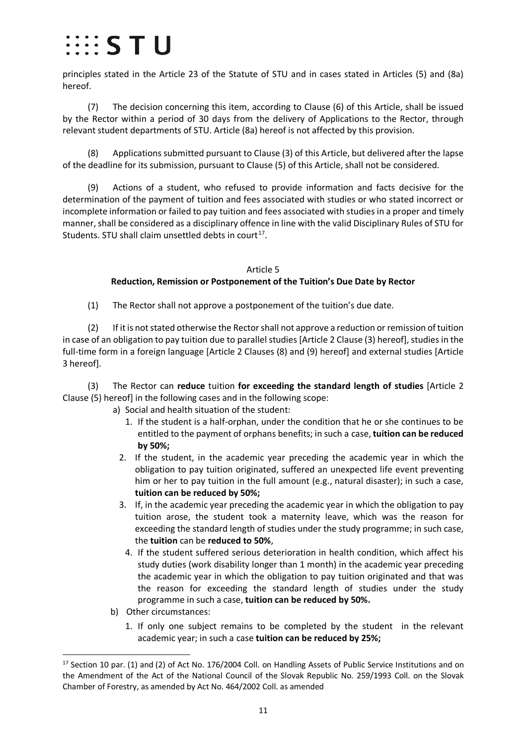principles stated in the Article 23 of the Statute of STU and in cases stated in Articles (5) and (8a) hereof.

(7) The decision concerning this item, according to Clause (6) of this Article, shall be issued by the Rector within a period of 30 days from the delivery of Applications to the Rector, through relevant student departments of STU. Article (8a) hereof is not affected by this provision.

(8) Applications submitted pursuant to Clause (3) of this Article, but delivered after the lapse of the deadline for its submission, pursuant to Clause (5) of this Article, shall not be considered.

(9) Actions of a student, who refused to provide information and facts decisive for the determination of the payment of tuition and fees associated with studies or who stated incorrect or incomplete information or failed to pay tuition and fees associated with studies in a proper and timely manner, shall be considered as a disciplinary offence in line with the valid Disciplinary Rules of STU for Students. STU shall claim unsettled debts in court[17].

## Article 5
### Reduction, Remission or Postponement of the Tuition's Due Date by Rector

(1) The Rector shall not approve a postponement of the tuition's due date.

(2) If it is not stated otherwise the Rector shall not approve a reduction or remission of tuition in case of an obligation to pay tuition due to parallel studies [Article 2 Clause (3) hereof], studies in the full-time form in a foreign language [Article 2 Clauses (8) and (9) hereof] and external studies [Article 3 hereof].

(3) The Rector can **reduce** tuition **for exceeding the standard length of studies** [Article 2 Clause (5) hereof] in the following cases and in the following scope:

a) Social and health situation of the student:
   1. If the student is a half-orphan, under the condition that he or she continues to be entitled to the payment of orphans benefits; in such a case, **tuition can be reduced by 50%;**
   2. If the student, in the academic year preceding the academic year in which the obligation to pay tuition originated, suffered an unexpected life event preventing him or her to pay tuition in the full amount (e.g., natural disaster); in such a case, **tuition can be reduced by 50%;**
   3. If, in the academic year preceding the academic year in which the obligation to pay tuition arose, the student took a maternity leave, which was the reason for exceeding the standard length of studies under the study programme; in such case, the **tuition** can be **reduced to 50%**,
   4. If the student suffered serious deterioration in health condition, which affect his study duties (work disability longer than 1 month) in the academic year preceding the academic year in which the obligation to pay tuition originated and that was the reason for exceeding the standard length of studies under the study programme in such a case, **tuition can be reduced by 50%.**

b) Other circumstances:
   1. If only one subject remains to be completed by the student in the relevant academic year; in such a case **tuition can be reduced by 25%;**

---

[17] Section 10 par. (1) and (2) of Act No. 176/2004 Coll. on Handling Assets of Public Service Institutions and on the Amendment of the Act of the National Council of the Slovak Republic No. 259/1993 Coll. on the Slovak Chamber of Forestry, as amended by Act No. 464/2002 Coll. as amended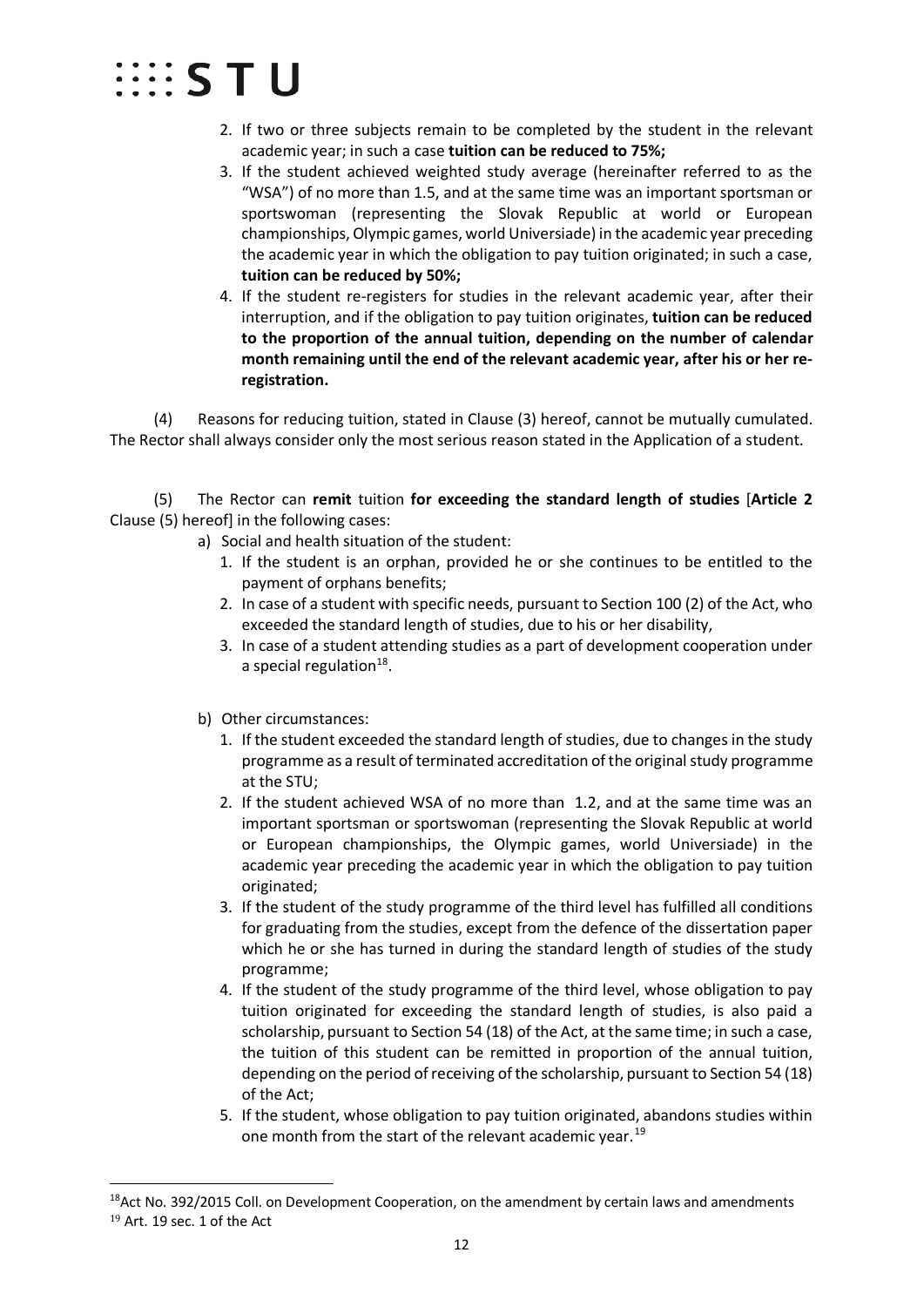2. If two or three subjects remain to be completed by the student in the relevant academic year; in such a case **tuition can be reduced to 75%;**
3. If the student achieved weighted study average (hereinafter referred to as the "WSA") of no more than 1.5, and at the same time was an important sportsman or sportswoman (representing the Slovak Republic at world or European championships, Olympic games, world Universiade) in the academic year preceding the academic year in which the obligation to pay tuition originated; in such a case, **tuition can be reduced by 50%;**
4. If the student re-registers for studies in the relevant academic year, after their interruption, and if the obligation to pay tuition originates, **tuition can be reduced to the proportion of the annual tuition, depending on the number of calendar month remaining until the end of the relevant academic year, after his or her re-registration.**

(4) Reasons for reducing tuition, stated in Clause (3) hereof, cannot be mutually cumulated. The Rector shall always consider only the most serious reason stated in the Application of a student.

(5) The Rector can **remit** tuition **for exceeding the standard length of studies** [**Article 2** Clause (5) hereof] in the following cases:

a) Social and health situation of the student:
   1. If the student is an orphan, provided he or she continues to be entitled to the payment of orphans benefits;
   2. In case of a student with specific needs, pursuant to Section 100 (2) of the Act, who exceeded the standard length of studies, due to his or her disability,
   3. In case of a student attending studies as a part of development cooperation under a special regulation[18].

b) Other circumstances:
   1. If the student exceeded the standard length of studies, due to changes in the study programme as a result of terminated accreditation of the original study programme at the STU;
   2. If the student achieved WSA of no more than 1.2, and at the same time was an important sportsman or sportswoman (representing the Slovak Republic at world or European championships, the Olympic games, world Universiade) in the academic year preceding the academic year in which the obligation to pay tuition originated;
   3. If the student of the study programme of the third level has fulfilled all conditions for graduating from the studies, except from the defence of the dissertation paper which he or she has turned in during the standard length of studies of the study programme;
   4. If the student of the study programme of the third level, whose obligation to pay tuition originated for exceeding the standard length of studies, is also paid a scholarship, pursuant to Section 54 (18) of the Act, at the same time; in such a case, the tuition of this student can be remitted in proportion of the annual tuition, depending on the period of receiving of the scholarship, pursuant to Section 54 (18) of the Act;
   5. If the student, whose obligation to pay tuition originated, abandons studies within one month from the start of the relevant academic year.[19]

---

[18] Act No. 392/2015 Coll. on Development Cooperation, on the amendment by certain laws and amendments

[19] Art. 19 sec. 1 of the Act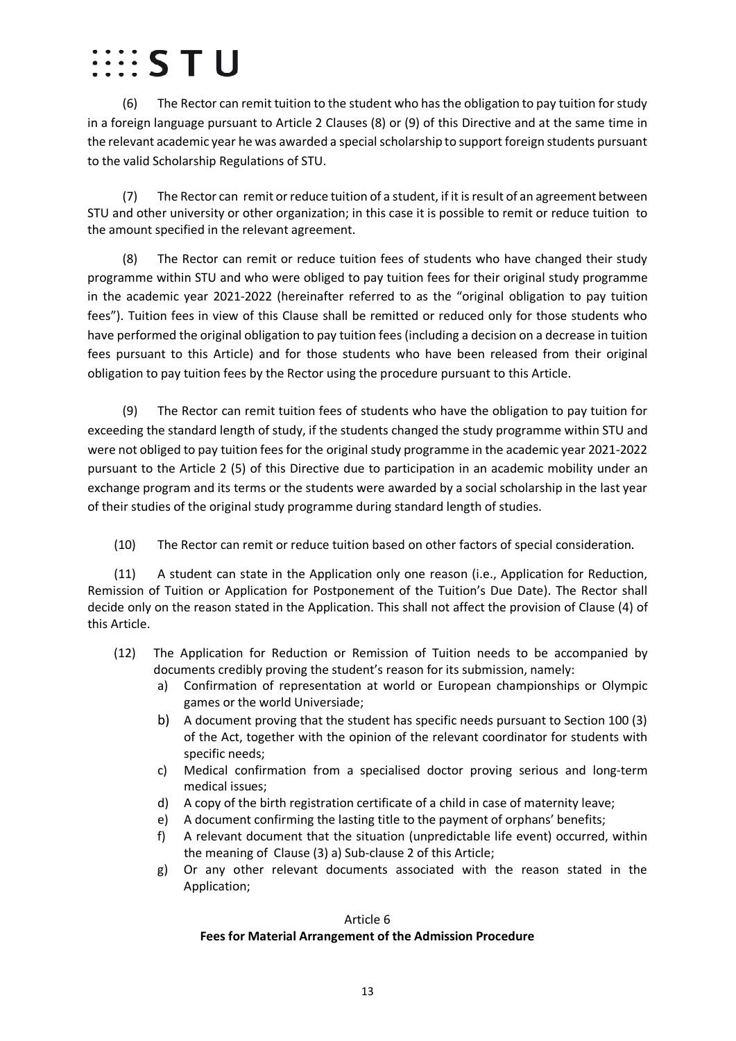(6) The Rector can remit tuition to the student who has the obligation to pay tuition for study in a foreign language pursuant to Article 2 Clauses (8) or (9) of this Directive and at the same time in the relevant academic year he was awarded a special scholarship to support foreign students pursuant to the valid Scholarship Regulations of STU.

(7) The Rector can remit or reduce tuition of a student, if it is result of an agreement between STU and other university or other organization; in this case it is possible to remit or reduce tuition to the amount specified in the relevant agreement.

(8) The Rector can remit or reduce tuition fees of students who have changed their study programme within STU and who were obliged to pay tuition fees for their original study programme in the academic year 2021-2022 (hereinafter referred to as the "original obligation to pay tuition fees"). Tuition fees in view of this Clause shall be remitted or reduced only for those students who have performed the original obligation to pay tuition fees (including a decision on a decrease in tuition fees pursuant to this Article) and for those students who have been released from their original obligation to pay tuition fees by the Rector using the procedure pursuant to this Article.

(9) The Rector can remit tuition fees of students who have the obligation to pay tuition for exceeding the standard length of study, if the students changed the study programme within STU and were not obliged to pay tuition fees for the original study programme in the academic year 2021-2022 pursuant to the Article 2 (5) of this Directive due to participation in an academic mobility under an exchange program and its terms or the students were awarded by a social scholarship in the last year of their studies of the original study programme during standard length of studies.

(10) The Rector can remit or reduce tuition based on other factors of special consideration.

(11) A student can state in the Application only one reason (i.e., Application for Reduction, Remission of Tuition or Application for Postponement of the Tuition's Due Date). The Rector shall decide only on the reason stated in the Application. This shall not affect the provision of Clause (4) of this Article.

(12) The Application for Reduction or Remission of Tuition needs to be accompanied by documents credibly proving the student's reason for its submission, namely:

a) Confirmation of representation at world or European championships or Olympic games or the world Universiade;
b) A document proving that the student has specific needs pursuant to Section 100 (3) of the Act, together with the opinion of the relevant coordinator for students with specific needs;
c) Medical confirmation from a specialised doctor proving serious and long-term medical issues;
d) A copy of the birth registration certificate of a child in case of maternity leave;
e) A document confirming the lasting title to the payment of orphans' benefits;
f) A relevant document that the situation (unpredictable life event) occurred, within the meaning of Clause (3) a) Sub-clause 2 of this Article;
g) Or any other relevant documents associated with the reason stated in the Application;

## Article 6
## Fees for Material Arrangement of the Admission Procedure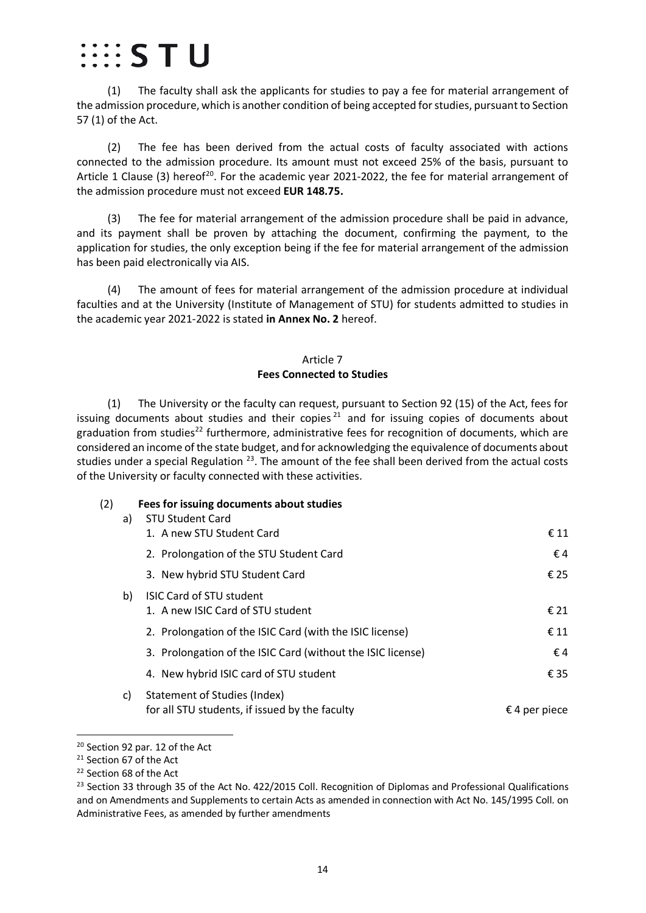(1) The faculty shall ask the applicants for studies to pay a fee for material arrangement of the admission procedure, which is another condition of being accepted for studies, pursuant to Section 57 (1) of the Act.

(2) The fee has been derived from the actual costs of faculty associated with actions connected to the admission procedure. Its amount must not exceed 25% of the basis, pursuant to Article 1 Clause (3) hereof[20]. For the academic year 2021-2022, the fee for material arrangement of the admission procedure must not exceed **EUR 148.75.**

(3) The fee for material arrangement of the admission procedure shall be paid in advance, and its payment shall be proven by attaching the document, confirming the payment, to the application for studies, the only exception being if the fee for material arrangement of the admission has been paid electronically via AIS.

(4) The amount of fees for material arrangement of the admission procedure at individual faculties and at the University (Institute of Management of STU) for students admitted to studies in the academic year 2021-2022 is stated **in Annex No. 2** hereof.

## Article 7
## Fees Connected to Studies

(1) The University or the faculty can request, pursuant to Section 92 (15) of the Act, fees for issuing documents about studies and their copies[21] and for issuing copies of documents about graduation from studies[22] furthermore, administrative fees for recognition of documents, which are considered an income of the state budget, and for acknowledging the equivalence of documents about studies under a special Regulation [23]. The amount of the fee shall been derived from the actual costs of the University or faculty connected with these activities.

(2) **Fees for issuing documents about studies**

a) STU Student Card

| | |
|---|---|
| 1. A new STU Student Card | € 11 |
| 2. Prolongation of the STU Student Card | € 4 |
| 3. New hybrid STU Student Card | € 25 |

b) ISIC Card of STU student

| | |
|---|---|
| 1. A new ISIC Card of STU student | € 21 |
| 2. Prolongation of the ISIC Card (with the ISIC license) | € 11 |
| 3. Prolongation of the ISIC Card (without the ISIC license) | € 4 |
| 4. New hybrid ISIC card of STU student | € 35 |

c) Statement of Studies (Index)

| | |
|---|---|
| for all STU students, if issued by the faculty | € 4 per piece |

---

[20] Section 92 par. 12 of the Act

[21] Section 67 of the Act

[22] Section 68 of the Act

[23] Section 33 through 35 of the Act No. 422/2015 Coll. Recognition of Diplomas and Professional Qualifications and on Amendments and Supplements to certain Acts as amended in connection with Act No. 145/1995 Coll. on Administrative Fees, as amended by further amendments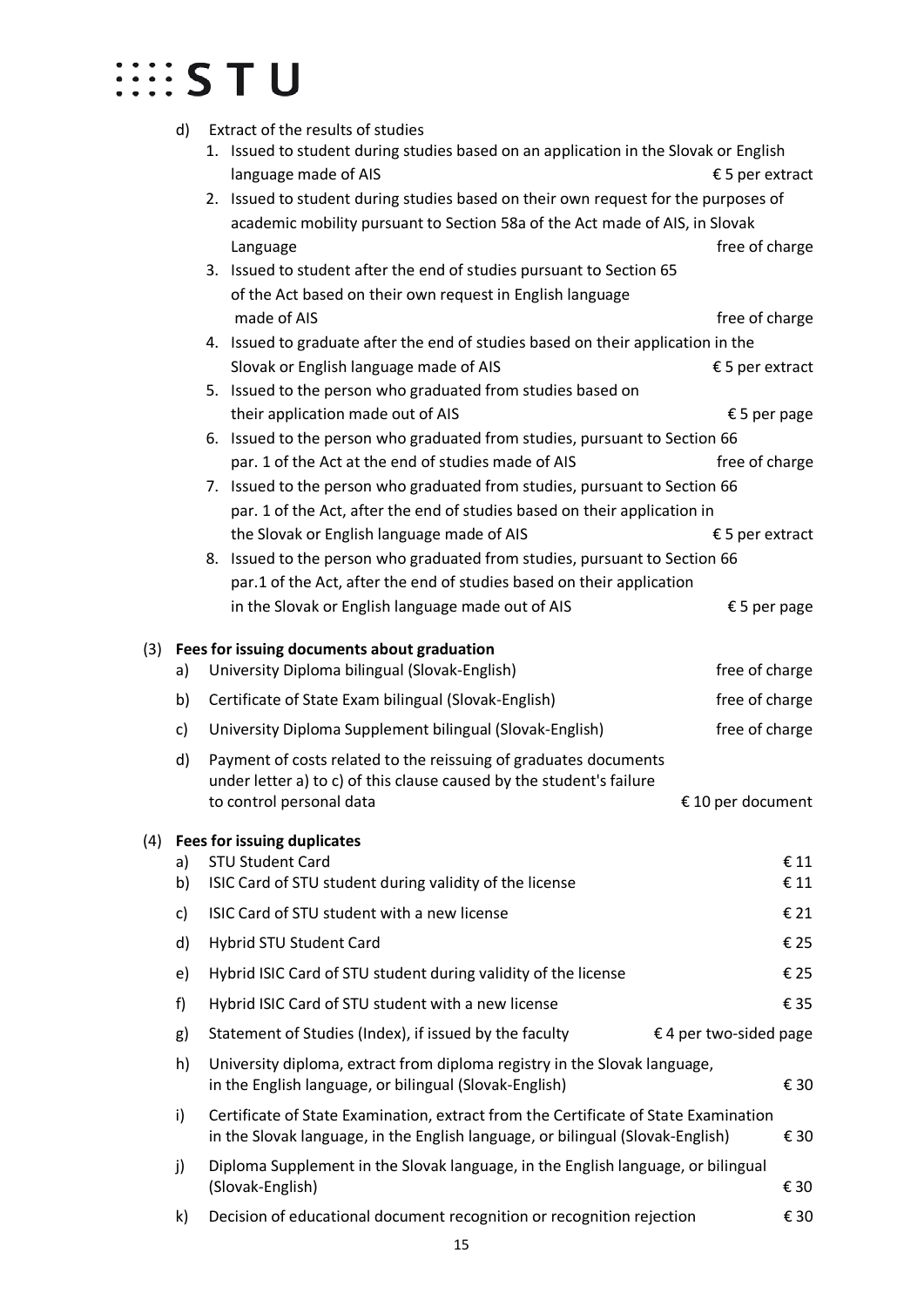d) Extract of the results of studies

1. Issued to student during studies based on an application in the Slovak or English language made of AIS — € 5 per extract
2. Issued to student during studies based on their own request for the purposes of academic mobility pursuant to Section 58a of the Act made of AIS, in Slovak Language — free of charge
3. Issued to student after the end of studies pursuant to Section 65 of the Act based on their own request in English language made of AIS — free of charge
4. Issued to graduate after the end of studies based on their application in the Slovak or English language made of AIS — € 5 per extract
5. Issued to the person who graduated from studies based on their application made out of AIS — € 5 per page
6. Issued to the person who graduated from studies, pursuant to Section 66 par. 1 of the Act at the end of studies made of AIS — free of charge
7. Issued to the person who graduated from studies, pursuant to Section 66 par. 1 of the Act, after the end of studies based on their application in the Slovak or English language made of AIS — € 5 per extract
8. Issued to the person who graduated from studies, pursuant to Section 66 par.1 of the Act, after the end of studies based on their application in the Slovak or English language made out of AIS — € 5 per page

(3) **Fees for issuing documents about graduation**

| | | |
|---|---|---|
| a) | University Diploma bilingual (Slovak-English) | free of charge |
| b) | Certificate of State Exam bilingual (Slovak-English) | free of charge |
| c) | University Diploma Supplement bilingual (Slovak-English) | free of charge |
| d) | Payment of costs related to the reissuing of graduates documents under letter a) to c) of this clause caused by the student's failure to control personal data | € 10 per document |

(4) **Fees for issuing duplicates**

| | | |
|---|---|---|
| a) | STU Student Card | € 11 |
| b) | ISIC Card of STU student during validity of the license | € 11 |
| c) | ISIC Card of STU student with a new license | € 21 |
| d) | Hybrid STU Student Card | € 25 |
| e) | Hybrid ISIC Card of STU student during validity of the license | € 25 |
| f) | Hybrid ISIC Card of STU student with a new license | € 35 |
| g) | Statement of Studies (Index), if issued by the faculty | € 4 per two-sided page |
| h) | University diploma, extract from diploma registry in the Slovak language, in the English language, or bilingual (Slovak-English) | € 30 |
| i) | Certificate of State Examination, extract from the Certificate of State Examination in the Slovak language, in the English language, or bilingual (Slovak-English) | € 30 |
| j) | Diploma Supplement in the Slovak language, in the English language, or bilingual (Slovak-English) | € 30 |
| k) | Decision of educational document recognition or recognition rejection | € 30 |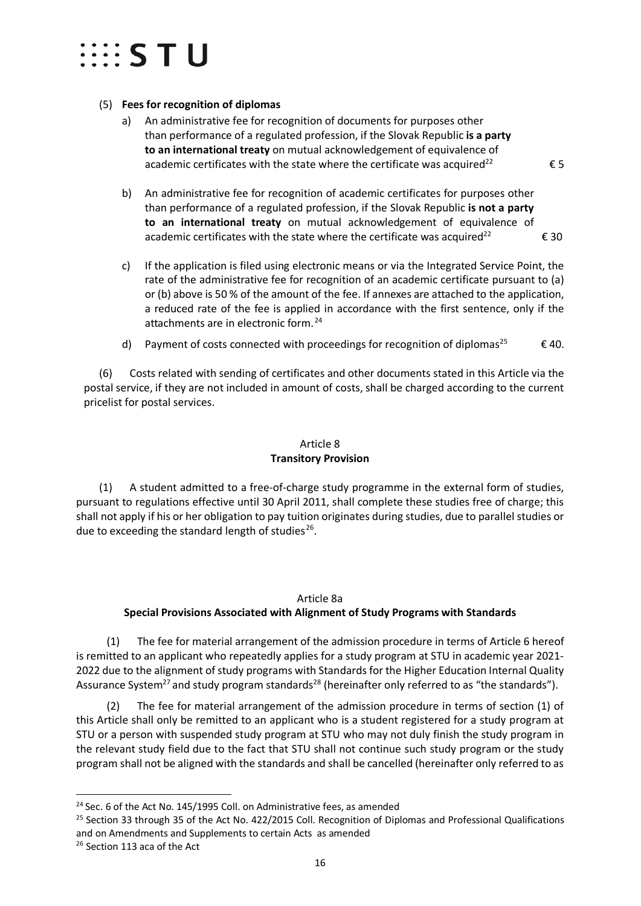(5) **Fees for recognition of diplomas**

a) An administrative fee for recognition of documents for purposes other than performance of a regulated profession, if the Slovak Republic **is a party to an international treaty** on mutual acknowledgement of equivalence of academic certificates with the state where the certificate was acquired[22] € 5

b) An administrative fee for recognition of academic certificates for purposes other than performance of a regulated profession, if the Slovak Republic **is not a party to an international treaty** on mutual acknowledgement of equivalence of academic certificates with the state where the certificate was acquired[22] € 30

c) If the application is filed using electronic means or via the Integrated Service Point, the rate of the administrative fee for recognition of an academic certificate pursuant to (a) or (b) above is 50 % of the amount of the fee. If annexes are attached to the application, a reduced rate of the fee is applied in accordance with the first sentence, only if the attachments are in electronic form.[24]

d) Payment of costs connected with proceedings for recognition of diplomas[25] € 40.

(6) Costs related with sending of certificates and other documents stated in this Article via the postal service, if they are not included in amount of costs, shall be charged according to the current pricelist for postal services.

## Article 8
**Transitory Provision**

(1) A student admitted to a free-of-charge study programme in the external form of studies, pursuant to regulations effective until 30 April 2011, shall complete these studies free of charge; this shall not apply if his or her obligation to pay tuition originates during studies, due to parallel studies or due to exceeding the standard length of studies[26].

## Article 8a
**Special Provisions Associated with Alignment of Study Programs with Standards**

(1) The fee for material arrangement of the admission procedure in terms of Article 6 hereof is remitted to an applicant who repeatedly applies for a study program at STU in academic year 2021-2022 due to the alignment of study programs with Standards for the Higher Education Internal Quality Assurance System[27] and study program standards[28] (hereinafter only referred to as "the standards").

(2) The fee for material arrangement of the admission procedure in terms of section (1) of this Article shall only be remitted to an applicant who is a student registered for a study program at STU or a person with suspended study program at STU who may not duly finish the study program in the relevant study field due to the fact that STU shall not continue such study program or the study program shall not be aligned with the standards and shall be cancelled (hereinafter only referred to as

---

[24] Sec. 6 of the Act No. 145/1995 Coll. on Administrative fees, as amended

[25] Section 33 through 35 of the Act No. 422/2015 Coll. Recognition of Diplomas and Professional Qualifications and on Amendments and Supplements to certain Acts as amended

[26] Section 113 aca of the Act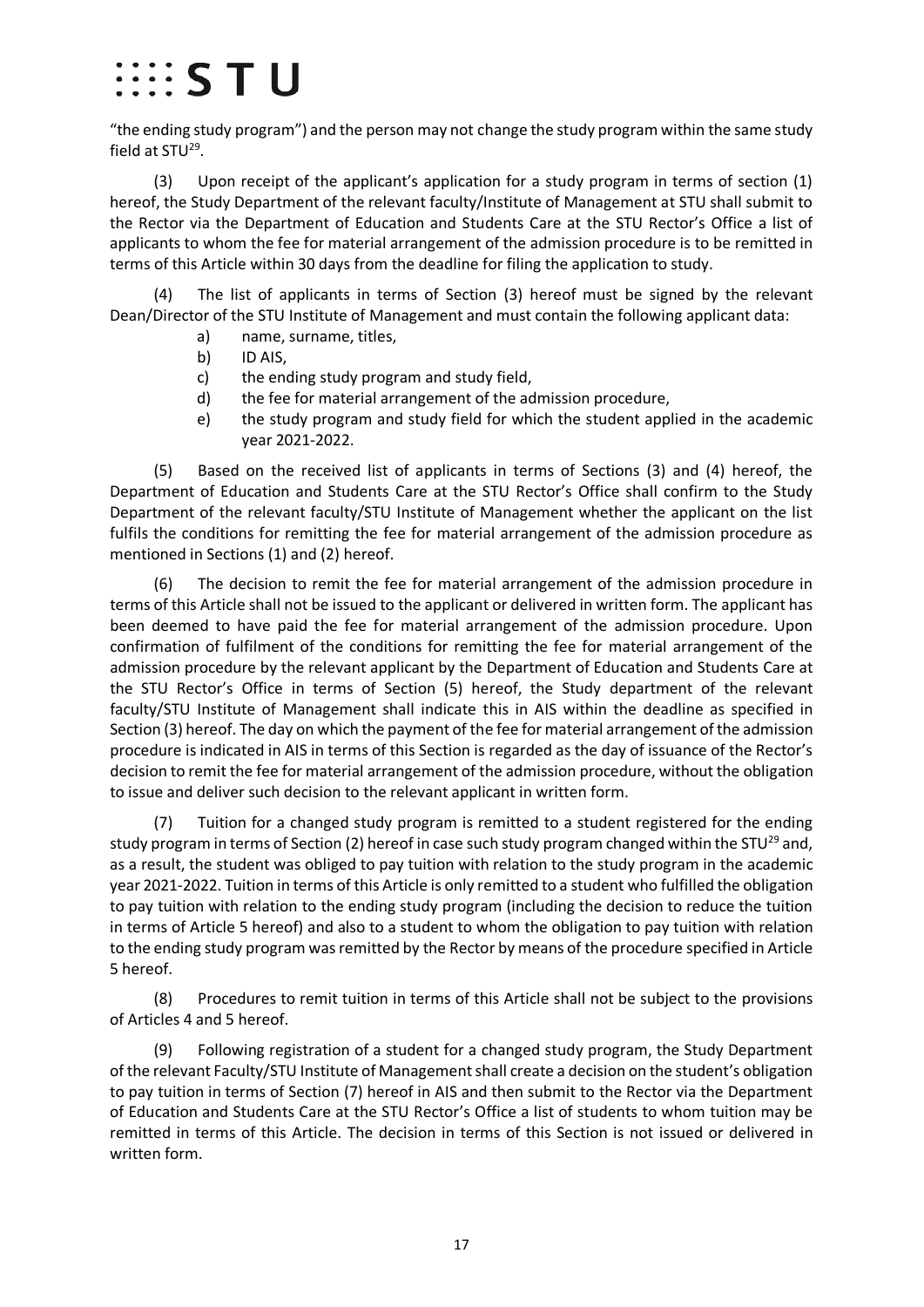“the ending study program”) and the person may not change the study program within the same study field at STU[29].

(3) Upon receipt of the applicant’s application for a study program in terms of section (1) hereof, the Study Department of the relevant faculty/Institute of Management at STU shall submit to the Rector via the Department of Education and Students Care at the STU Rector’s Office a list of applicants to whom the fee for material arrangement of the admission procedure is to be remitted in terms of this Article within 30 days from the deadline for filing the application to study.

(4) The list of applicants in terms of Section (3) hereof must be signed by the relevant Dean/Director of the STU Institute of Management and must contain the following applicant data:

a) name, surname, titles,
b) ID AIS,
c) the ending study program and study field,
d) the fee for material arrangement of the admission procedure,
e) the study program and study field for which the student applied in the academic year 2021-2022.

(5) Based on the received list of applicants in terms of Sections (3) and (4) hereof, the Department of Education and Students Care at the STU Rector’s Office shall confirm to the Study Department of the relevant faculty/STU Institute of Management whether the applicant on the list fulfils the conditions for remitting the fee for material arrangement of the admission procedure as mentioned in Sections (1) and (2) hereof.

(6) The decision to remit the fee for material arrangement of the admission procedure in terms of this Article shall not be issued to the applicant or delivered in written form. The applicant has been deemed to have paid the fee for material arrangement of the admission procedure. Upon confirmation of fulfilment of the conditions for remitting the fee for material arrangement of the admission procedure by the relevant applicant by the Department of Education and Students Care at the STU Rector’s Office in terms of Section (5) hereof, the Study department of the relevant faculty/STU Institute of Management shall indicate this in AIS within the deadline as specified in Section (3) hereof. The day on which the payment of the fee for material arrangement of the admission procedure is indicated in AIS in terms of this Section is regarded as the day of issuance of the Rector’s decision to remit the fee for material arrangement of the admission procedure, without the obligation to issue and deliver such decision to the relevant applicant in written form.

(7) Tuition for a changed study program is remitted to a student registered for the ending study program in terms of Section (2) hereof in case such study program changed within the STU[29] and, as a result, the student was obliged to pay tuition with relation to the study program in the academic year 2021-2022. Tuition in terms of this Article is only remitted to a student who fulfilled the obligation to pay tuition with relation to the ending study program (including the decision to reduce the tuition in terms of Article 5 hereof) and also to a student to whom the obligation to pay tuition with relation to the ending study program was remitted by the Rector by means of the procedure specified in Article 5 hereof.

(8) Procedures to remit tuition in terms of this Article shall not be subject to the provisions of Articles 4 and 5 hereof.

(9) Following registration of a student for a changed study program, the Study Department of the relevant Faculty/STU Institute of Management shall create a decision on the student’s obligation to pay tuition in terms of Section (7) hereof in AIS and then submit to the Rector via the Department of Education and Students Care at the STU Rector’s Office a list of students to whom tuition may be remitted in terms of this Article. The decision in terms of this Section is not issued or delivered in written form.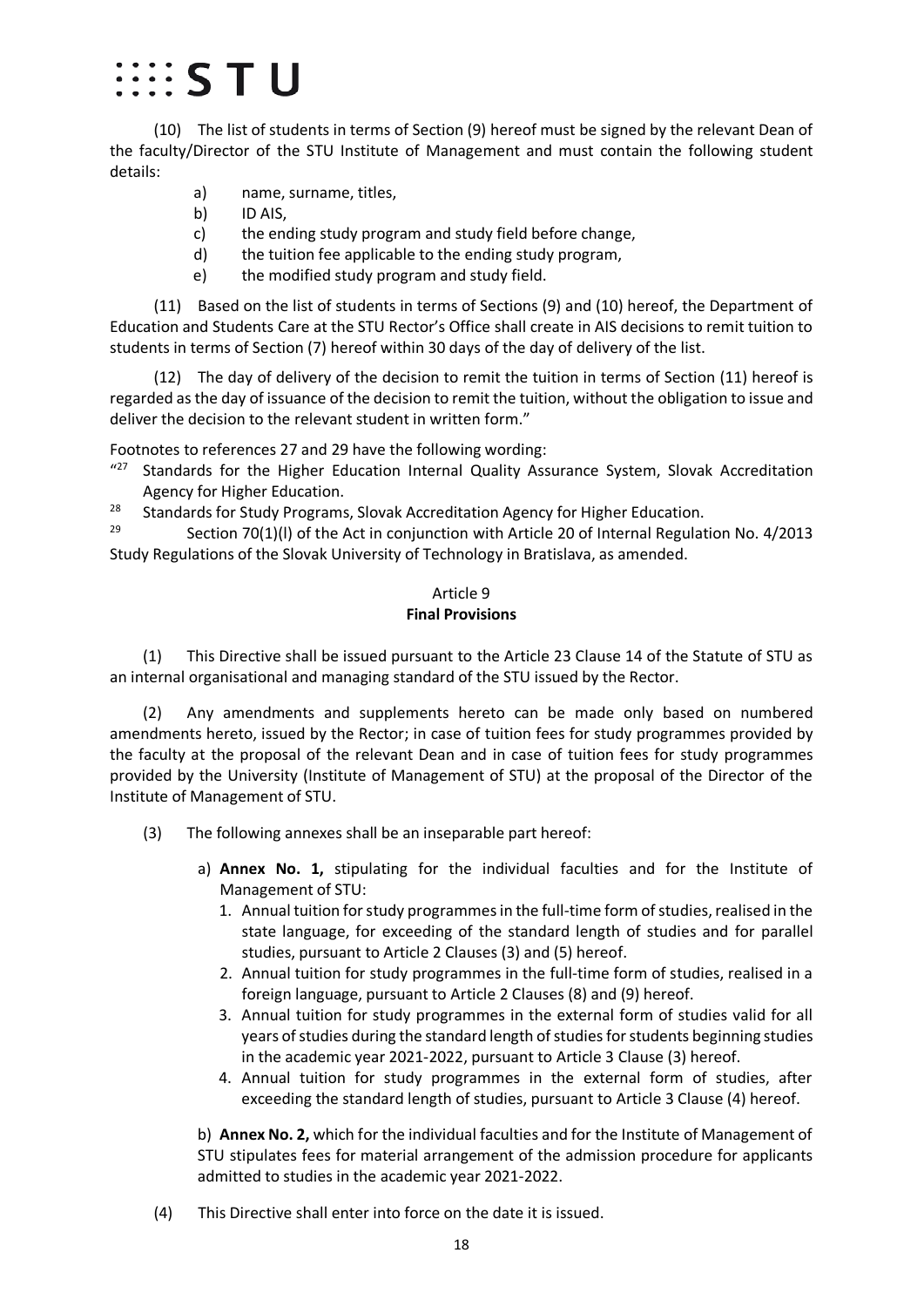(10) The list of students in terms of Section (9) hereof must be signed by the relevant Dean of the faculty/Director of the STU Institute of Management and must contain the following student details:

- a) name, surname, titles,
- b) ID AIS,
- c) the ending study program and study field before change,
- d) the tuition fee applicable to the ending study program,
- e) the modified study program and study field.

(11) Based on the list of students in terms of Sections (9) and (10) hereof, the Department of Education and Students Care at the STU Rector's Office shall create in AIS decisions to remit tuition to students in terms of Section (7) hereof within 30 days of the day of delivery of the list.

(12) The day of delivery of the decision to remit the tuition in terms of Section (11) hereof is regarded as the day of issuance of the decision to remit the tuition, without the obligation to issue and deliver the decision to the relevant student in written form."

Footnotes to references 27 and 29 have the following wording:

"[27] Standards for the Higher Education Internal Quality Assurance System, Slovak Accreditation Agency for Higher Education.

[28] Standards for Study Programs, Slovak Accreditation Agency for Higher Education.

[29] Section 70(1)(l) of the Act in conjunction with Article 20 of Internal Regulation No. 4/2013 Study Regulations of the Slovak University of Technology in Bratislava, as amended.

## Article 9
## Final Provisions

(1) This Directive shall be issued pursuant to the Article 23 Clause 14 of the Statute of STU as an internal organisational and managing standard of the STU issued by the Rector.

(2) Any amendments and supplements hereto can be made only based on numbered amendments hereto, issued by the Rector; in case of tuition fees for study programmes provided by the faculty at the proposal of the relevant Dean and in case of tuition fees for study programmes provided by the University (Institute of Management of STU) at the proposal of the Director of the Institute of Management of STU.

(3) The following annexes shall be an inseparable part hereof:

a) **Annex No. 1,** stipulating for the individual faculties and for the Institute of Management of STU:

1. Annual tuition for study programmes in the full-time form of studies, realised in the state language, for exceeding of the standard length of studies and for parallel studies, pursuant to Article 2 Clauses (3) and (5) hereof.
2. Annual tuition for study programmes in the full-time form of studies, realised in a foreign language, pursuant to Article 2 Clauses (8) and (9) hereof.
3. Annual tuition for study programmes in the external form of studies valid for all years of studies during the standard length of studies for students beginning studies in the academic year 2021-2022, pursuant to Article 3 Clause (3) hereof.
4. Annual tuition for study programmes in the external form of studies, after exceeding the standard length of studies, pursuant to Article 3 Clause (4) hereof.

b) **Annex No. 2,** which for the individual faculties and for the Institute of Management of STU stipulates fees for material arrangement of the admission procedure for applicants admitted to studies in the academic year 2021-2022.

(4) This Directive shall enter into force on the date it is issued.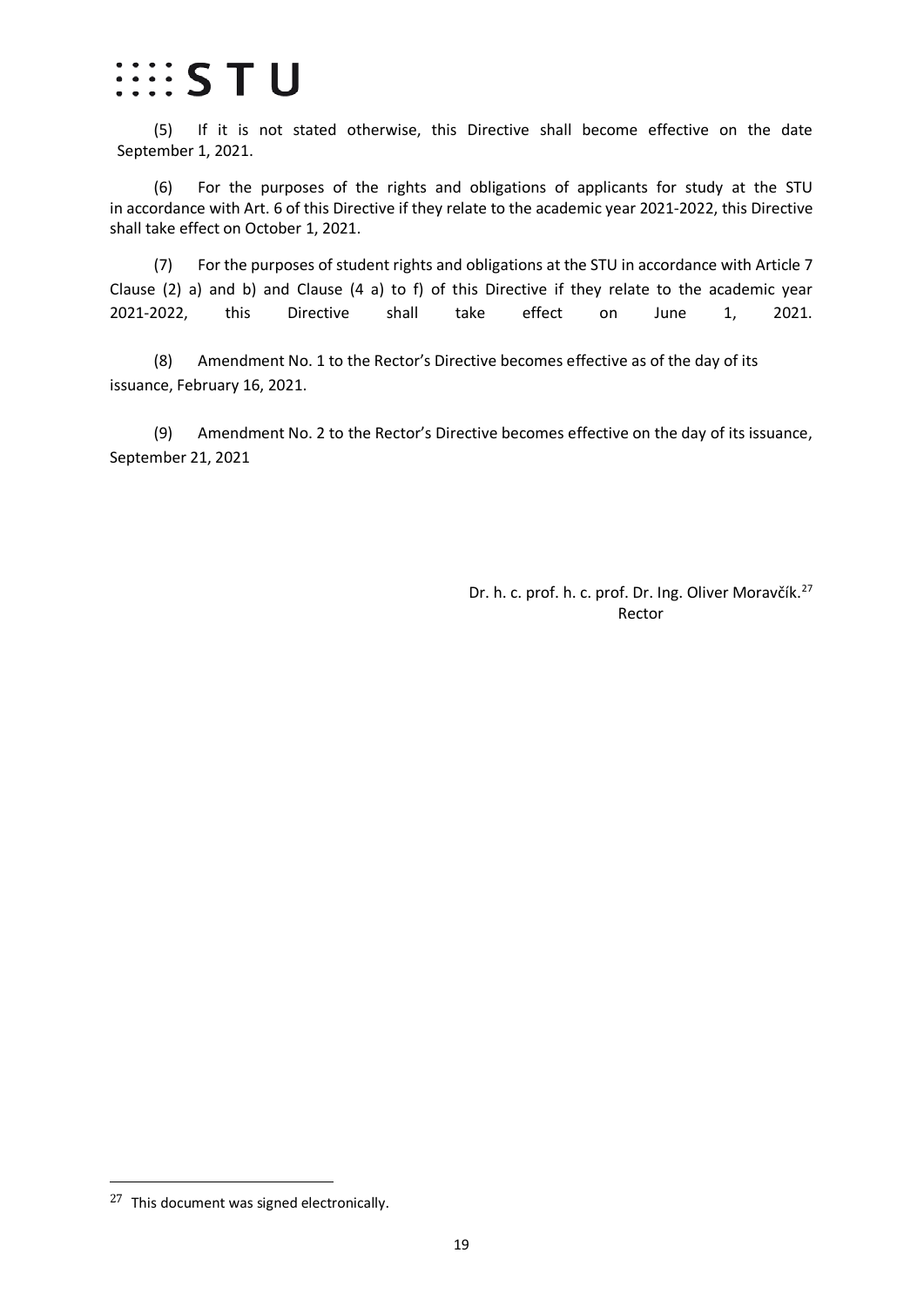(5) If it is not stated otherwise, this Directive shall become effective on the date September 1, 2021.

(6) For the purposes of the rights and obligations of applicants for study at the STU in accordance with Art. 6 of this Directive if they relate to the academic year 2021-2022, this Directive shall take effect on October 1, 2021.

(7) For the purposes of student rights and obligations at the STU in accordance with Article 7 Clause (2) a) and b) and Clause (4 a) to f) of this Directive if they relate to the academic year 2021-2022, this Directive shall take effect on June 1, 2021.

(8) Amendment No. 1 to the Rector's Directive becomes effective as of the day of its issuance, February 16, 2021.

(9) Amendment No. 2 to the Rector's Directive becomes effective on the day of its issuance, September 21, 2021

Dr. h. c. prof. h. c. prof. Dr. Ing. Oliver Moravčík.[27]
Rector

---

[27] This document was signed electronically.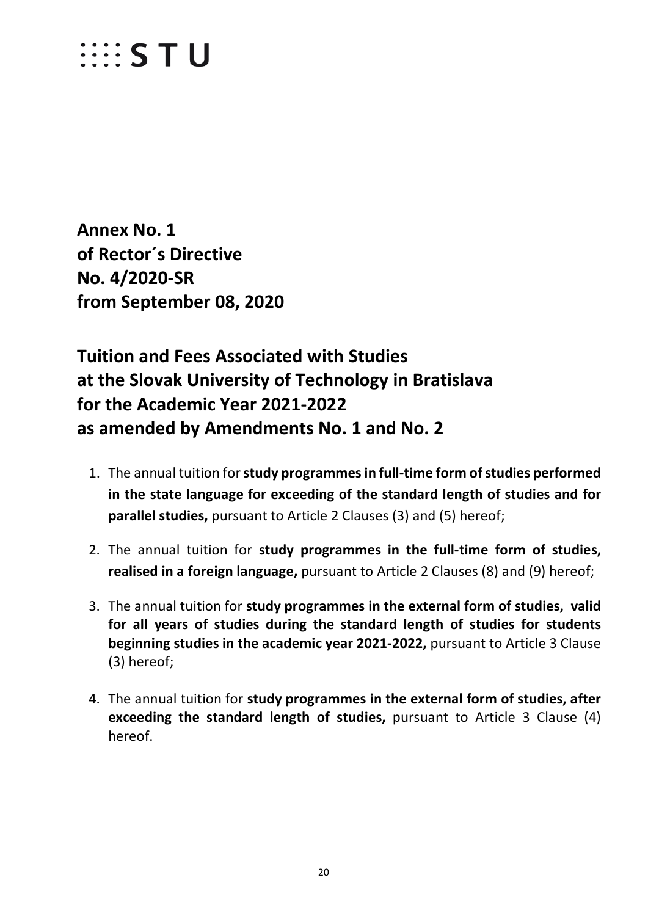STU

**Annex No. 1**
**of Rector´s Directive**
**No. 4/2020-SR**
**from September 08, 2020**

**Tuition and Fees Associated with Studies**
**at the Slovak University of Technology in Bratislava**
**for the Academic Year 2021-2022**
**as amended by Amendments No. 1 and No. 2**

1. The annual tuition for **study programmes in full-time form of studies performed in the state language for exceeding of the standard length of studies and for parallel studies,** pursuant to Article 2 Clauses (3) and (5) hereof;

2. The annual tuition for **study programmes in the full-time form of studies, realised in a foreign language,** pursuant to Article 2 Clauses (8) and (9) hereof;

3. The annual tuition for **study programmes in the external form of studies, valid for all years of studies during the standard length of studies for students beginning studies in the academic year 2021-2022,** pursuant to Article 3 Clause (3) hereof;

4. The annual tuition for **study programmes in the external form of studies, after exceeding the standard length of studies,** pursuant to Article 3 Clause (4) hereof.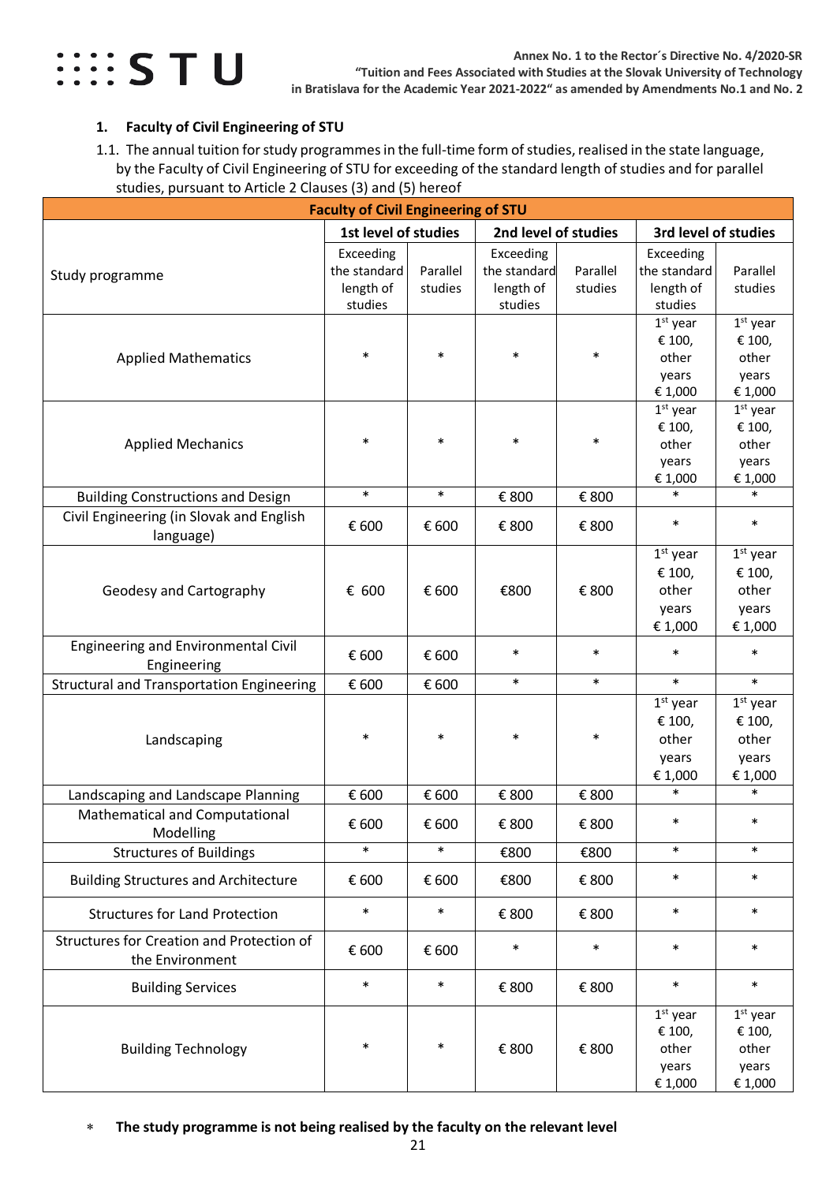## 1. Faculty of Civil Engineering of STU

1.1. The annual tuition for study programmes in the full-time form of studies, realised in the state language, by the Faculty of Civil Engineering of STU for exceeding of the standard length of studies and for parallel studies, pursuant to Article 2 Clauses (3) and (5) hereof

| Faculty of Civil Engineering of STU | | | | | | |
|---|---|---|---|---|---|---|
| Study programme | 1st level of studies | | 2nd level of studies | | 3rd level of studies | |
| | Exceeding the standard length of studies | Parallel studies | Exceeding the standard length of studies | Parallel studies | Exceeding the standard length of studies | Parallel studies |
| Applied Mathematics | * | * | * | * | 1st year € 100, other years € 1,000 | 1st year € 100, other years € 1,000 |
| Applied Mechanics | * | * | * | * | 1st year € 100, other years € 1,000 | 1st year € 100, other years € 1,000 |
| Building Constructions and Design | * | * | € 800 | € 800 | * | * |
| Civil Engineering (in Slovak and English language) | € 600 | € 600 | € 800 | € 800 | * | * |
| Geodesy and Cartography | € 600 | € 600 | €800 | € 800 | 1st year € 100, other years € 1,000 | 1st year € 100, other years € 1,000 |
| Engineering and Environmental Civil Engineering | € 600 | € 600 | * | * | * | * |
| Structural and Transportation Engineering | € 600 | € 600 | * | * | * | * |
| Landscaping | * | * | * | * | 1st year € 100, other years € 1,000 | 1st year € 100, other years € 1,000 |
| Landscaping and Landscape Planning | € 600 | € 600 | € 800 | € 800 | * | * |
| Mathematical and Computational Modelling | € 600 | € 600 | € 800 | € 800 | * | * |
| Structures of Buildings | * | * | €800 | €800 | * | * |
| Building Structures and Architecture | € 600 | € 600 | €800 | € 800 | * | * |
| Structures for Land Protection | * | * | € 800 | € 800 | * | * |
| Structures for Creation and Protection of the Environment | € 600 | € 600 | * | * | * | * |
| Building Services | * | * | € 800 | € 800 | * | * |
| Building Technology | * | * | € 800 | € 800 | 1st year € 100, other years € 1,000 | 1st year € 100, other years € 1,000 |

* **The study programme is not being realised by the faculty on the relevant level**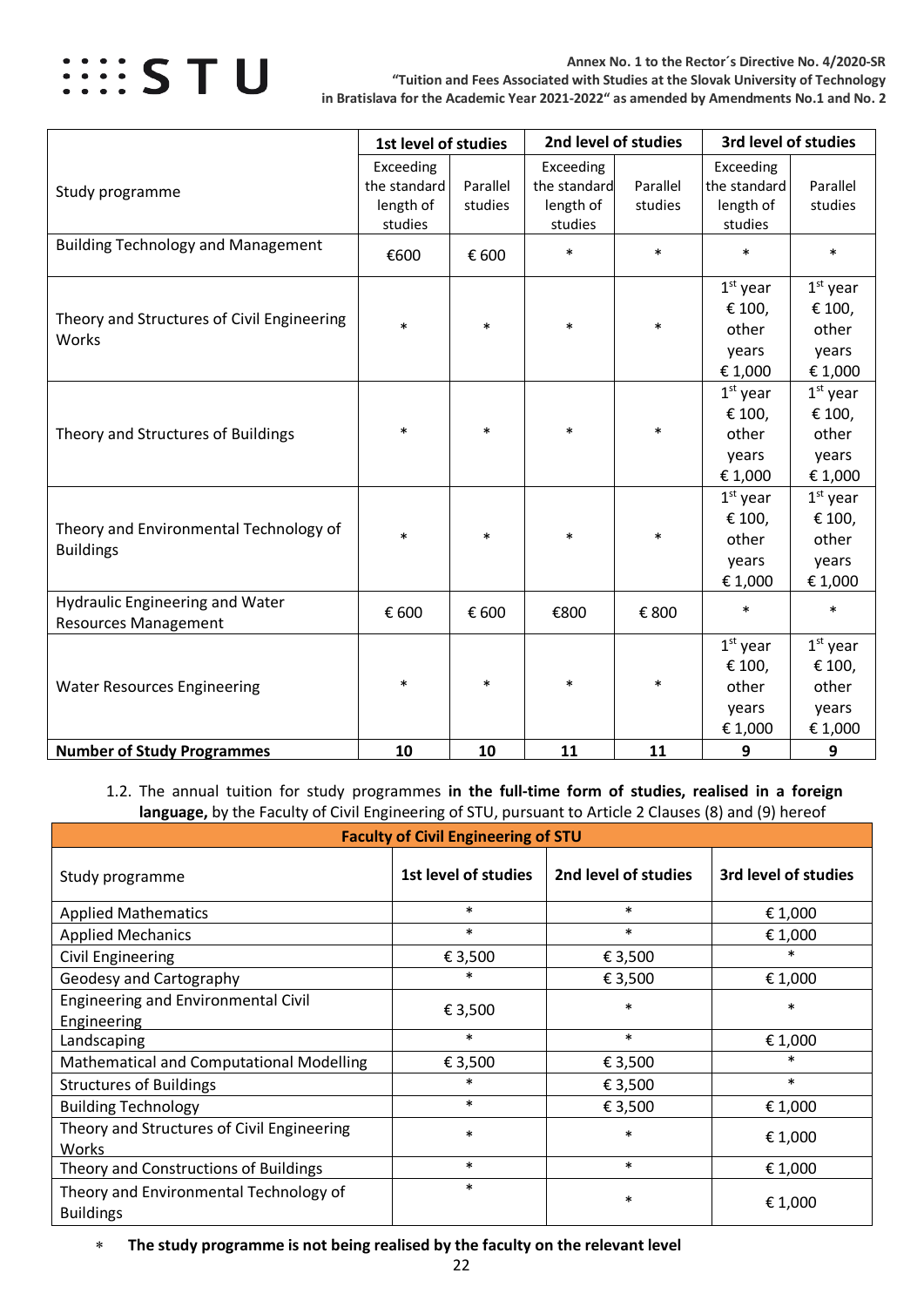| Study programme | 1st level of studies | | 2nd level of studies | | 3rd level of studies | |
|---|---|---|---|---|---|---|
| | Exceeding the standard length of studies | Parallel studies | Exceeding the standard length of studies | Parallel studies | Exceeding the standard length of studies | Parallel studies |
| Building Technology and Management | €600 | € 600 | * | * | * | * |
| Theory and Structures of Civil Engineering Works | * | * | * | * | 1st year € 100, other years € 1,000 | 1st year € 100, other years € 1,000 |
| Theory and Structures of Buildings | * | * | * | * | 1st year € 100, other years € 1,000 | 1st year € 100, other years € 1,000 |
| Theory and Environmental Technology of Buildings | * | * | * | * | 1st year € 100, other years € 1,000 | 1st year € 100, other years € 1,000 |
| Hydraulic Engineering and Water Resources Management | € 600 | € 600 | €800 | € 800 | * | * |
| Water Resources Engineering | * | * | * | * | 1st year € 100, other years € 1,000 | 1st year € 100, other years € 1,000 |
| **Number of Study Programmes** | **10** | **10** | **11** | **11** | **9** | **9** |

1.2. The annual tuition for study programmes **in the full-time form of studies, realised in a foreign language,** by the Faculty of Civil Engineering of STU, pursuant to Article 2 Clauses (8) and (9) hereof

| **Faculty of Civil Engineering of STU** | | | |
|---|---|---|---|
| Study programme | **1st level of studies** | **2nd level of studies** | **3rd level of studies** |
| Applied Mathematics | * | * | € 1,000 |
| Applied Mechanics | * | * | € 1,000 |
| Civil Engineering | € 3,500 | € 3,500 | * |
| Geodesy and Cartography | * | € 3,500 | € 1,000 |
| Engineering and Environmental Civil Engineering | € 3,500 | * | * |
| Landscaping | * | * | € 1,000 |
| Mathematical and Computational Modelling | € 3,500 | € 3,500 | * |
| Structures of Buildings | * | € 3,500 | * |
| Building Technology | * | € 3,500 | € 1,000 |
| Theory and Structures of Civil Engineering Works | * | * | € 1,000 |
| Theory and Constructions of Buildings | * | * | € 1,000 |
| Theory and Environmental Technology of Buildings | * | * | € 1,000 |

* **The study programme is not being realised by the faculty on the relevant level**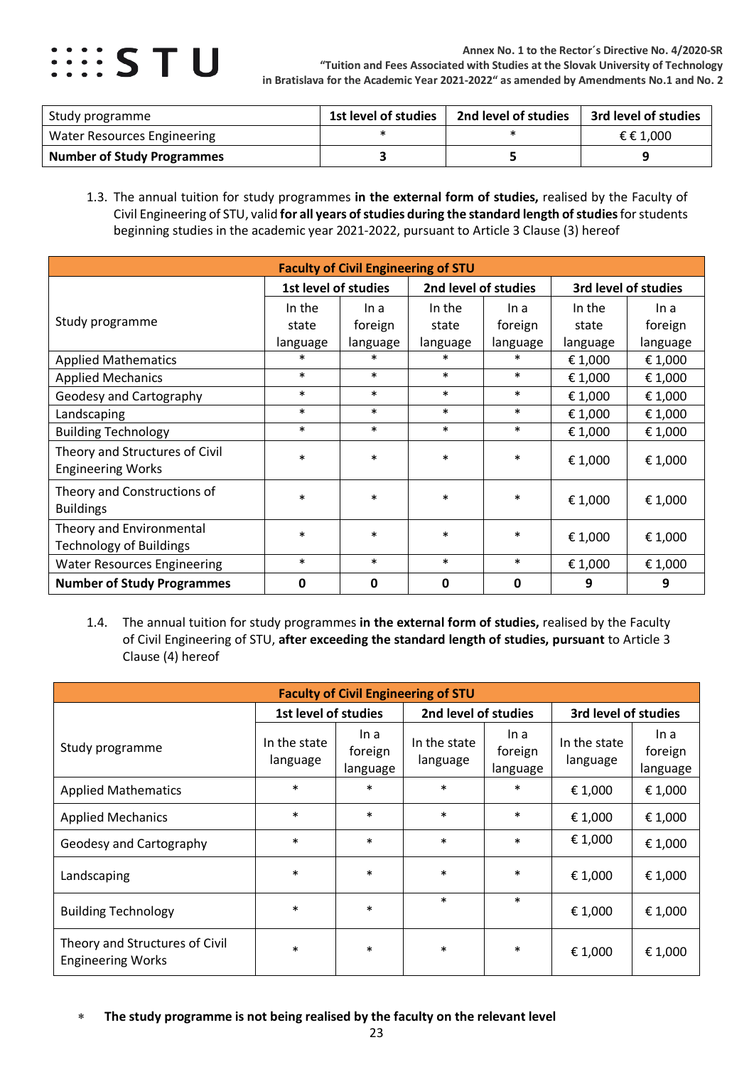| Study programme | 1st level of studies | 2nd level of studies | 3rd level of studies |
|---|---|---|---|
| Water Resources Engineering | * | * | € € 1,000 |
| **Number of Study Programmes** | **3** | **5** | **9** |

1.3. The annual tuition for study programmes **in the external form of studies,** realised by the Faculty of Civil Engineering of STU, valid **for all years of studies during the standard length of studies** for students beginning studies in the academic year 2021-2022, pursuant to Article 3 Clause (3) hereof

| **Faculty of Civil Engineering of STU** | | | | | | |
|---|---|---|---|---|---|---|
| Study programme | **1st level of studies** | | **2nd level of studies** | | **3rd level of studies** | |
| | In the state language | In a foreign language | In the state language | In a foreign language | In the state language | In a foreign language |
| Applied Mathematics | * | * | * | * | € 1,000 | € 1,000 |
| Applied Mechanics | * | * | * | * | € 1,000 | € 1,000 |
| Geodesy and Cartography | * | * | * | * | € 1,000 | € 1,000 |
| Landscaping | * | * | * | * | € 1,000 | € 1,000 |
| Building Technology | * | * | * | * | € 1,000 | € 1,000 |
| Theory and Structures of Civil Engineering Works | * | * | * | * | € 1,000 | € 1,000 |
| Theory and Constructions of Buildings | * | * | * | * | € 1,000 | € 1,000 |
| Theory and Environmental Technology of Buildings | * | * | * | * | € 1,000 | € 1,000 |
| Water Resources Engineering | * | * | * | * | € 1,000 | € 1,000 |
| **Number of Study Programmes** | **0** | **0** | **0** | **0** | **9** | **9** |

1.4. The annual tuition for study programmes **in the external form of studies,** realised by the Faculty of Civil Engineering of STU, **after exceeding the standard length of studies, pursuant** to Article 3 Clause (4) hereof

| **Faculty of Civil Engineering of STU** | | | | | | |
|---|---|---|---|---|---|---|
| Study programme | **1st level of studies** | | **2nd level of studies** | | **3rd level of studies** | |
| | In the state language | In a foreign language | In the state language | In a foreign language | In the state language | In a foreign language |
| Applied Mathematics | * | * | * | * | € 1,000 | € 1,000 |
| Applied Mechanics | * | * | * | * | € 1,000 | € 1,000 |
| Geodesy and Cartography | * | * | * | * | € 1,000 | € 1,000 |
| Landscaping | * | * | * | * | € 1,000 | € 1,000 |
| Building Technology | * | * | * | * | € 1,000 | € 1,000 |
| Theory and Structures of Civil Engineering Works | * | * | * | * | € 1,000 | € 1,000 |

\* **The study programme is not being realised by the faculty on the relevant level**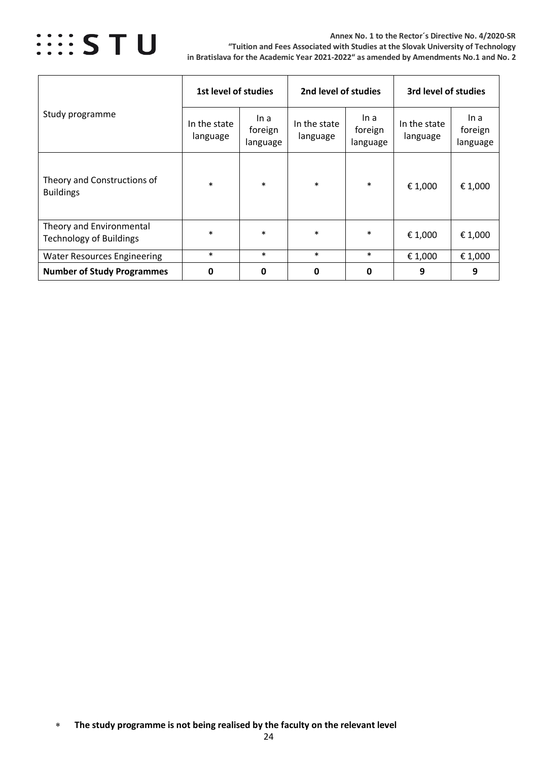| Study programme | 1st level of studies | | 2nd level of studies | | 3rd level of studies | |
|---|---|---|---|---|---|---|
| | In the state language | In a foreign language | In the state language | In a foreign language | In the state language | In a foreign language |
| Theory and Constructions of Buildings | * | * | * | * | € 1,000 | € 1,000 |
| Theory and Environmental Technology of Buildings | * | * | * | * | € 1,000 | € 1,000 |
| Water Resources Engineering | * | * | * | * | € 1,000 | € 1,000 |
| **Number of Study Programmes** | **0** | **0** | **0** | **0** | **9** | **9** |

* **The study programme is not being realised by the faculty on the relevant level**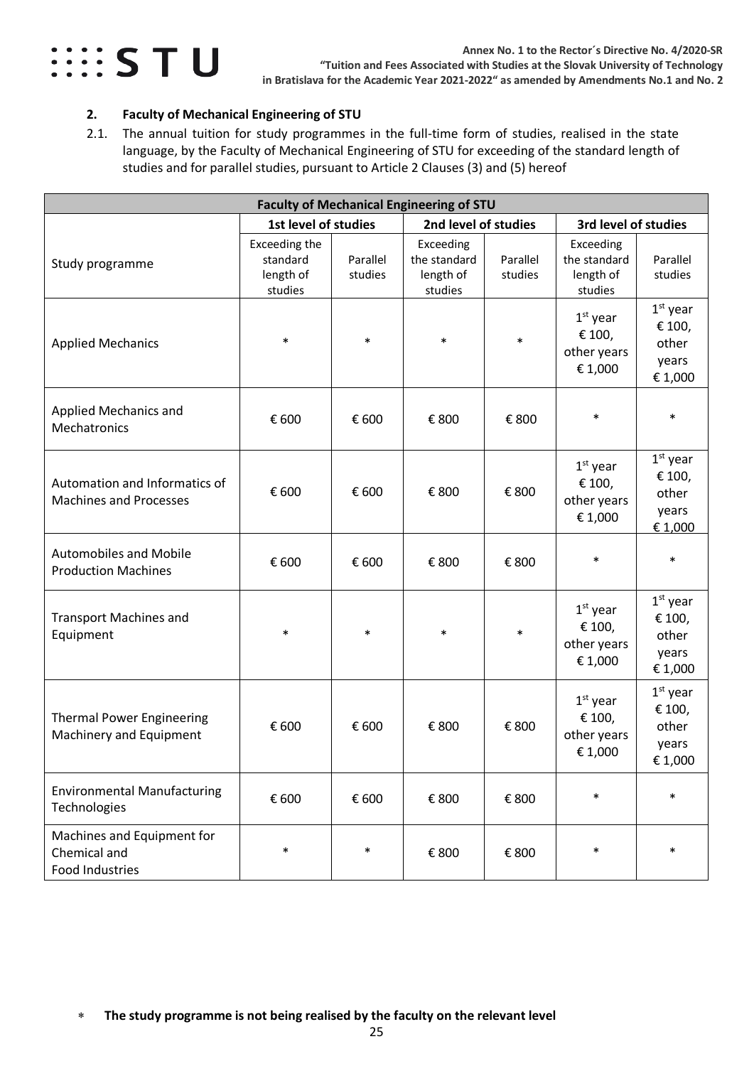## 2. Faculty of Mechanical Engineering of STU

2.1. The annual tuition for study programmes in the full-time form of studies, realised in the state language, by the Faculty of Mechanical Engineering of STU for exceeding of the standard length of studies and for parallel studies, pursuant to Article 2 Clauses (3) and (5) hereof

| Faculty of Mechanical Engineering of STU | | | | | | |
|---|---|---|---|---|---|---|
| | 1st level of studies | | 2nd level of studies | | 3rd level of studies | |
| Study programme | Exceeding the standard length of studies | Parallel studies | Exceeding the standard length of studies | Parallel studies | Exceeding the standard length of studies | Parallel studies |
| Applied Mechanics | * | * | * | * | 1st year € 100, other years € 1,000 | 1st year € 100, other years € 1,000 |
| Applied Mechanics and Mechatronics | € 600 | € 600 | € 800 | € 800 | * | * |
| Automation and Informatics of Machines and Processes | € 600 | € 600 | € 800 | € 800 | 1st year € 100, other years € 1,000 | 1st year € 100, other years € 1,000 |
| Automobiles and Mobile Production Machines | € 600 | € 600 | € 800 | € 800 | * | * |
| Transport Machines and Equipment | * | * | * | * | 1st year € 100, other years € 1,000 | 1st year € 100, other years € 1,000 |
| Thermal Power Engineering Machinery and Equipment | € 600 | € 600 | € 800 | € 800 | 1st year € 100, other years € 1,000 | 1st year € 100, other years € 1,000 |
| Environmental Manufacturing Technologies | € 600 | € 600 | € 800 | € 800 | * | * |
| Machines and Equipment for Chemical and Food Industries | * | * | € 800 | € 800 | * | * |

\* **The study programme is not being realised by the faculty on the relevant level**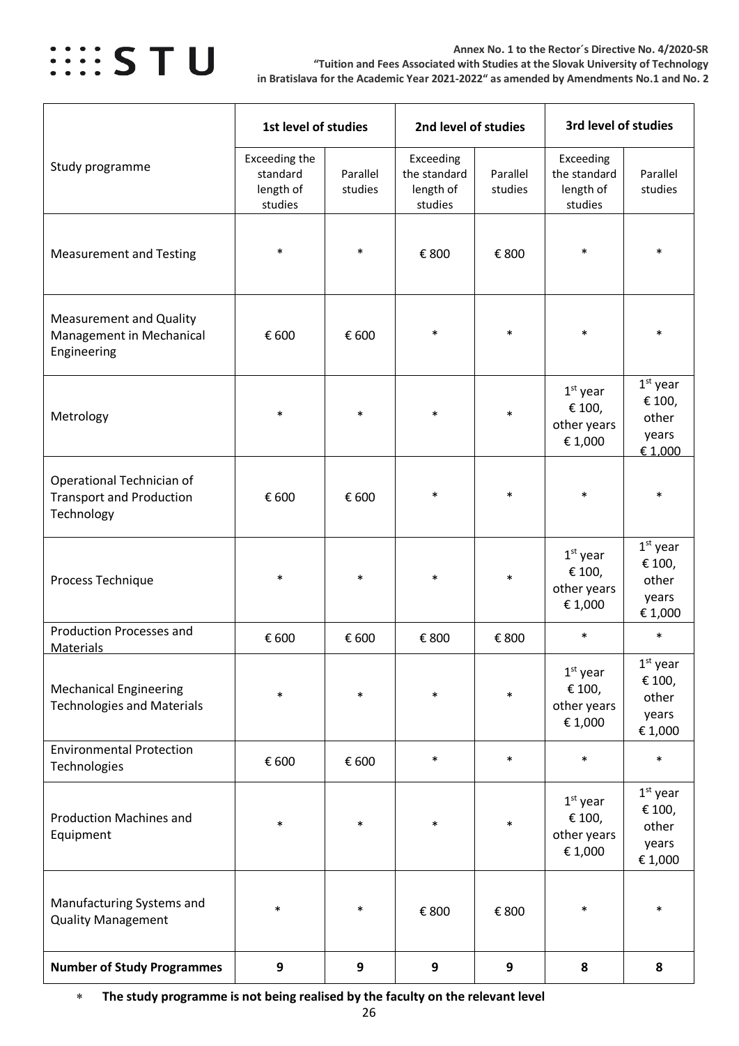| Study programme | 1st level of studies | | 2nd level of studies | | 3rd level of studies | |
|---|---|---|---|---|---|---|
| | Exceeding the standard length of studies | Parallel studies | Exceeding the standard length of studies | Parallel studies | Exceeding the standard length of studies | Parallel studies |
| Measurement and Testing | * | * | € 800 | € 800 | * | * |
| Measurement and Quality Management in Mechanical Engineering | € 600 | € 600 | * | * | * | * |
| Metrology | * | * | * | * | 1st year € 100, other years € 1,000 | 1st year € 100, other years € 1,000 |
| Operational Technician of Transport and Production Technology | € 600 | € 600 | * | * | * | * |
| Process Technique | * | * | * | * | 1st year € 100, other years € 1,000 | 1st year € 100, other years € 1,000 |
| Production Processes and Materials | € 600 | € 600 | € 800 | € 800 | * | * |
| Mechanical Engineering Technologies and Materials | * | * | * | * | 1st year € 100, other years € 1,000 | 1st year € 100, other years € 1,000 |
| Environmental Protection Technologies | € 600 | € 600 | * | * | * | * |
| Production Machines and Equipment | * | * | * | * | 1st year € 100, other years € 1,000 | 1st year € 100, other years € 1,000 |
| Manufacturing Systems and Quality Management | * | * | € 800 | € 800 | * | * |
| **Number of Study Programmes** | **9** | **9** | **9** | **9** | **8** | **8** |

* **The study programme is not being realised by the faculty on the relevant level**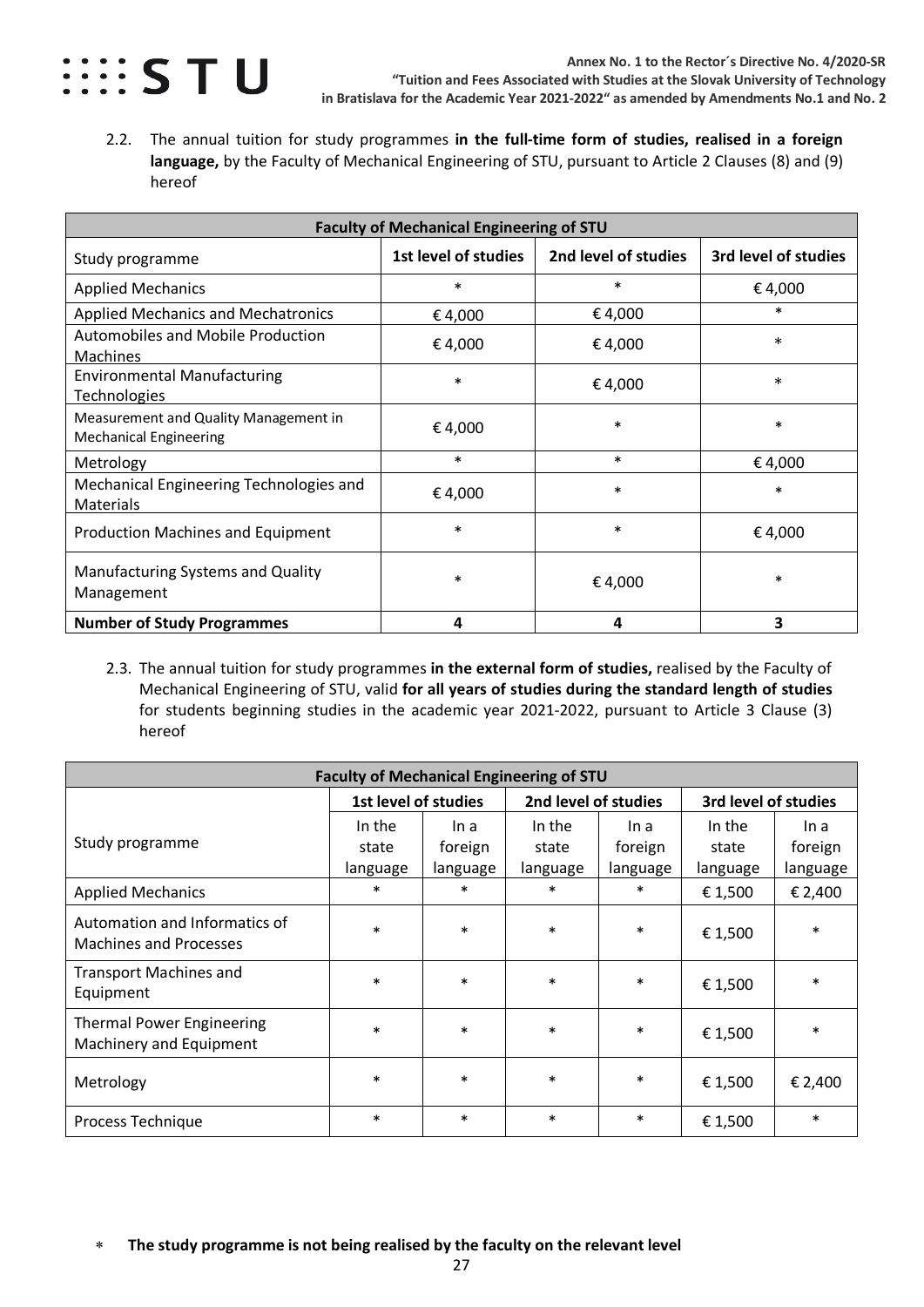2.2. The annual tuition for study programmes **in the full-time form of studies, realised in a foreign language,** by the Faculty of Mechanical Engineering of STU, pursuant to Article 2 Clauses (8) and (9) hereof

| **Faculty of Mechanical Engineering of STU** | | | |
|---|---|---|---|
| Study programme | **1st level of studies** | **2nd level of studies** | **3rd level of studies** |
| Applied Mechanics | * | * | € 4,000 |
| Applied Mechanics and Mechatronics | € 4,000 | € 4,000 | * |
| Automobiles and Mobile Production Machines | € 4,000 | € 4,000 | * |
| Environmental Manufacturing Technologies | * | € 4,000 | * |
| Measurement and Quality Management in Mechanical Engineering | € 4,000 | * | * |
| Metrology | * | * | € 4,000 |
| Mechanical Engineering Technologies and Materials | € 4,000 | * | * |
| Production Machines and Equipment | * | * | € 4,000 |
| Manufacturing Systems and Quality Management | * | € 4,000 | * |
| **Number of Study Programmes** | **4** | **4** | **3** |

2.3. The annual tuition for study programmes **in the external form of studies,** realised by the Faculty of Mechanical Engineering of STU, valid **for all years of studies during the standard length of studies** for students beginning studies in the academic year 2021-2022, pursuant to Article 3 Clause (3) hereof

| **Faculty of Mechanical Engineering of STU** | | | | | | |
|---|---|---|---|---|---|---|
| | **1st level of studies** | | **2nd level of studies** | | **3rd level of studies** | |
| Study programme | In the state language | In a foreign language | In the state language | In a foreign language | In the state language | In a foreign language |
| Applied Mechanics | * | * | * | * | € 1,500 | € 2,400 |
| Automation and Informatics of Machines and Processes | * | * | * | * | € 1,500 | * |
| Transport Machines and Equipment | * | * | * | * | € 1,500 | * |
| Thermal Power Engineering Machinery and Equipment | * | * | * | * | € 1,500 | * |
| Metrology | * | * | * | * | € 1,500 | € 2,400 |
| Process Technique | * | * | * | * | € 1,500 | * |

\* **The study programme is not being realised by the faculty on the relevant level**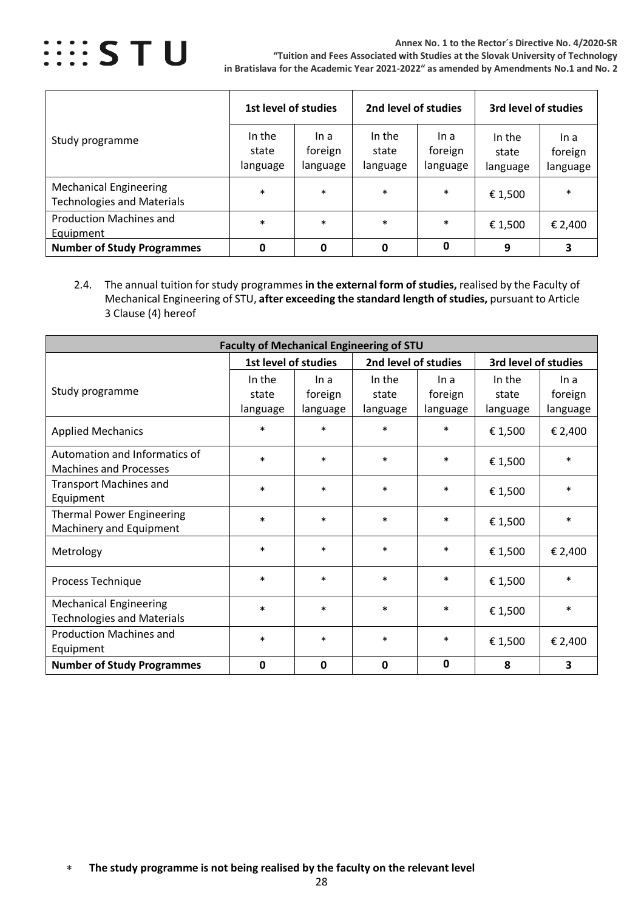| Study programme | 1st level of studies | | 2nd level of studies | | 3rd level of studies | |
|---|---|---|---|---|---|---|
| | In the state language | In a foreign language | In the state language | In a foreign language | In the state language | In a foreign language |
| Mechanical Engineering Technologies and Materials | * | * | * | * | € 1,500 | * |
| Production Machines and Equipment | * | * | * | * | € 1,500 | € 2,400 |
| **Number of Study Programmes** | **0** | **0** | **0** | **0** | **9** | **3** |

2.4. The annual tuition for study programmes **in the external form of studies,** realised by the Faculty of Mechanical Engineering of STU, **after exceeding the standard length of studies,** pursuant to Article 3 Clause (4) hereof

| **Faculty of Mechanical Engineering of STU** | | | | | | |
|---|---|---|---|---|---|---|
| Study programme | **1st level of studies** | | **2nd level of studies** | | **3rd level of studies** | |
| | In the state language | In a foreign language | In the state language | In a foreign language | In the state language | In a foreign language |
| Applied Mechanics | * | * | * | * | € 1,500 | € 2,400 |
| Automation and Informatics of Machines and Processes | * | * | * | * | € 1,500 | * |
| Transport Machines and Equipment | * | * | * | * | € 1,500 | * |
| Thermal Power Engineering Machinery and Equipment | * | * | * | * | € 1,500 | * |
| Metrology | * | * | * | * | € 1,500 | € 2,400 |
| Process Technique | * | * | * | * | € 1,500 | * |
| Mechanical Engineering Technologies and Materials | * | * | * | * | € 1,500 | * |
| Production Machines and Equipment | * | * | * | * | € 1,500 | € 2,400 |
| **Number of Study Programmes** | **0** | **0** | **0** | **0** | **8** | **3** |

* **The study programme is not being realised by the faculty on the relevant level**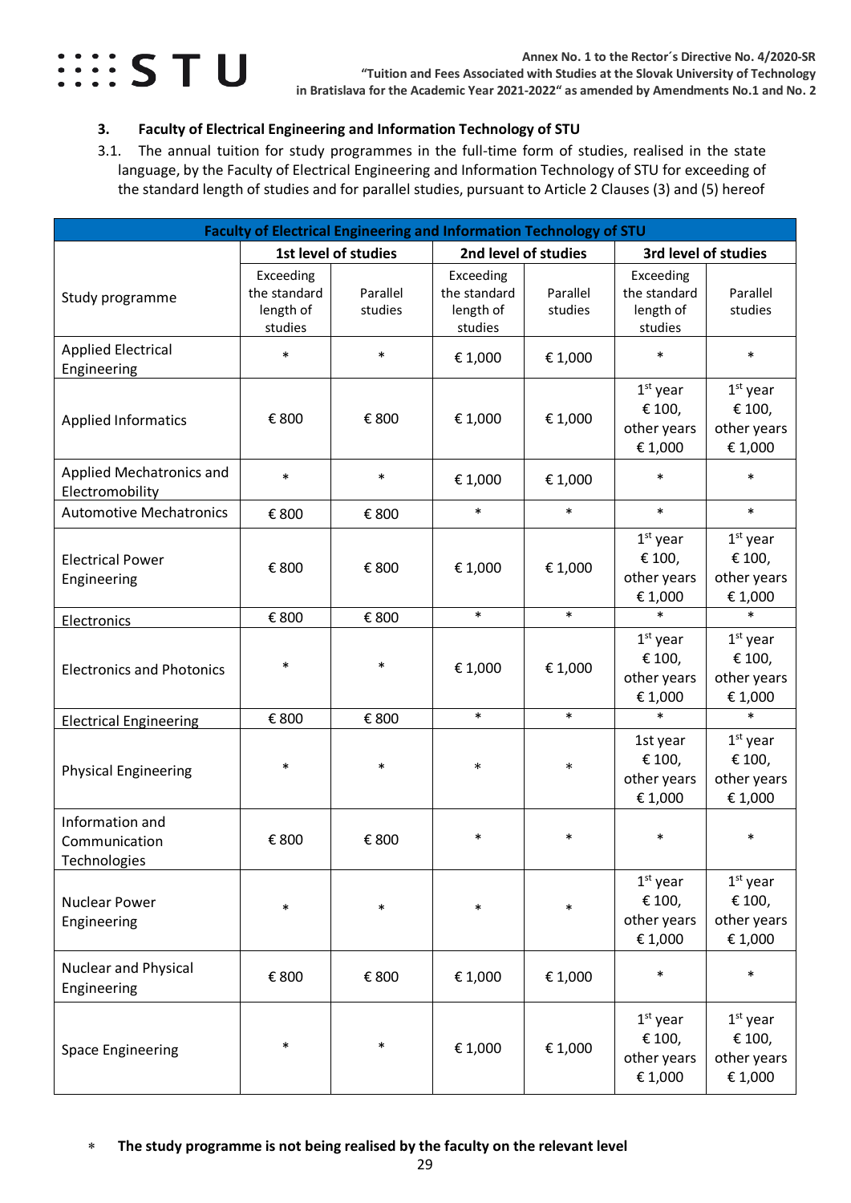### 3. Faculty of Electrical Engineering and Information Technology of STU

3.1. The annual tuition for study programmes in the full-time form of studies, realised in the state language, by the Faculty of Electrical Engineering and Information Technology of STU for exceeding of the standard length of studies and for parallel studies, pursuant to Article 2 Clauses (3) and (5) hereof

| Faculty of Electrical Engineering and Information Technology of STU | | | | | | |
|---|---|---|---|---|---|---|
| | 1st level of studies | | 2nd level of studies | | 3rd level of studies | |
| Study programme | Exceeding the standard length of studies | Parallel studies | Exceeding the standard length of studies | Parallel studies | Exceeding the standard length of studies | Parallel studies |
| Applied Electrical Engineering | * | * | € 1,000 | € 1,000 | * | * |
| Applied Informatics | € 800 | € 800 | € 1,000 | € 1,000 | 1st year € 100, other years € 1,000 | 1st year € 100, other years € 1,000 |
| Applied Mechatronics and Electromobility | * | * | € 1,000 | € 1,000 | * | * |
| Automotive Mechatronics | € 800 | € 800 | * | * | * | * |
| Electrical Power Engineering | € 800 | € 800 | € 1,000 | € 1,000 | 1st year € 100, other years € 1,000 | 1st year € 100, other years € 1,000 |
| Electronics | € 800 | € 800 | * | * | * | * |
| Electronics and Photonics | * | * | € 1,000 | € 1,000 | 1st year € 100, other years € 1,000 | 1st year € 100, other years € 1,000 |
| Electrical Engineering | € 800 | € 800 | * | * | * | * |
| Physical Engineering | * | * | * | * | 1st year € 100, other years € 1,000 | 1st year € 100, other years € 1,000 |
| Information and Communication Technologies | € 800 | € 800 | * | * | * | * |
| Nuclear Power Engineering | * | * | * | * | 1st year € 100, other years € 1,000 | 1st year € 100, other years € 1,000 |
| Nuclear and Physical Engineering | € 800 | € 800 | € 1,000 | € 1,000 | * | * |
| Space Engineering | * | * | € 1,000 | € 1,000 | 1st year € 100, other years € 1,000 | 1st year € 100, other years € 1,000 |

\* **The study programme is not being realised by the faculty on the relevant level**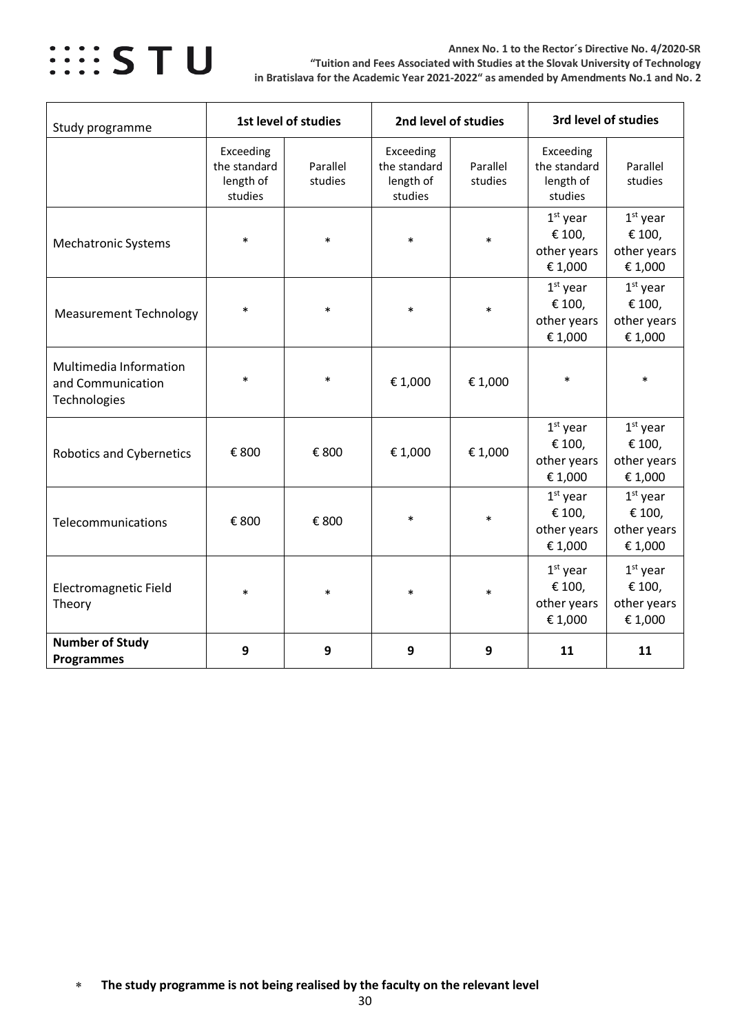| Study programme | 1st level of studies | | 2nd level of studies | | 3rd level of studies | |
|---|---|---|---|---|---|---|
| | Exceeding the standard length of studies | Parallel studies | Exceeding the standard length of studies | Parallel studies | Exceeding the standard length of studies | Parallel studies |
| Mechatronic Systems | * | * | * | * | 1st year € 100, other years € 1,000 | 1st year € 100, other years € 1,000 |
| Measurement Technology | * | * | * | * | 1st year € 100, other years € 1,000 | 1st year € 100, other years € 1,000 |
| Multimedia Information and Communication Technologies | * | * | € 1,000 | € 1,000 | * | * |
| Robotics and Cybernetics | € 800 | € 800 | € 1,000 | € 1,000 | 1st year € 100, other years € 1,000 | 1st year € 100, other years € 1,000 |
| Telecommunications | € 800 | € 800 | * | * | 1st year € 100, other years € 1,000 | 1st year € 100, other years € 1,000 |
| Electromagnetic Field Theory | * | * | * | * | 1st year € 100, other years € 1,000 | 1st year € 100, other years € 1,000 |
| **Number of Study Programmes** | **9** | **9** | **9** | **9** | **11** | **11** |

* **The study programme is not being realised by the faculty on the relevant level**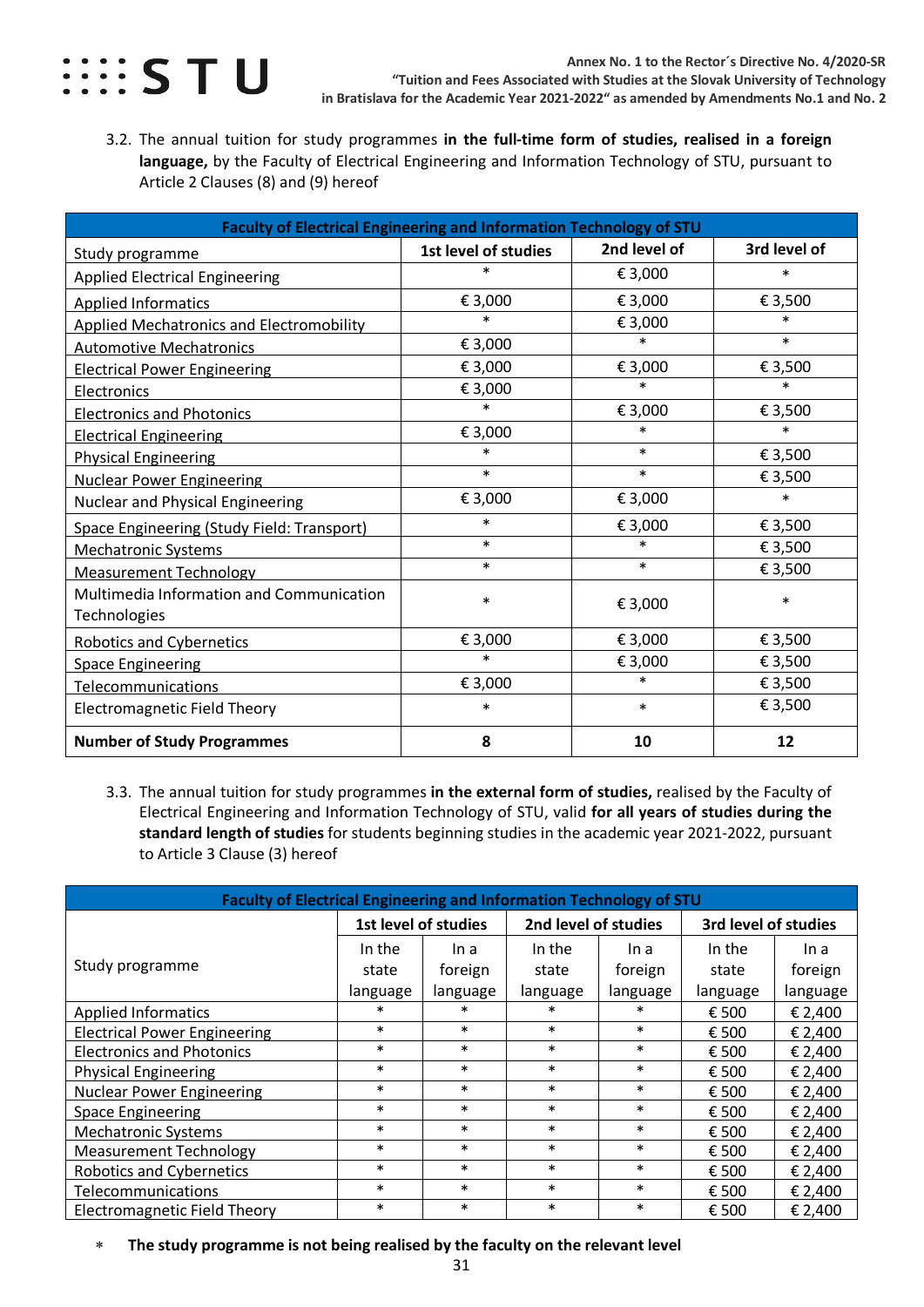3.2. The annual tuition for study programmes **in the full-time form of studies, realised in a foreign language,** by the Faculty of Electrical Engineering and Information Technology of STU, pursuant to Article 2 Clauses (8) and (9) hereof

| Faculty of Electrical Engineering and Information Technology of STU | | | |
|---|---|---|---|
| Study programme | 1st level of studies | 2nd level of | 3rd level of |
| Applied Electrical Engineering | * | € 3,000 | * |
| Applied Informatics | € 3,000 | € 3,000 | € 3,500 |
| Applied Mechatronics and Electromobility | * | € 3,000 | * |
| Automotive Mechatronics | € 3,000 | * | * |
| Electrical Power Engineering | € 3,000 | € 3,000 | € 3,500 |
| Electronics | € 3,000 | * | * |
| Electronics and Photonics | * | € 3,000 | € 3,500 |
| Electrical Engineering | € 3,000 | * | * |
| Physical Engineering | * | * | € 3,500 |
| Nuclear Power Engineering | * | * | € 3,500 |
| Nuclear and Physical Engineering | € 3,000 | € 3,000 | * |
| Space Engineering (Study Field: Transport) | * | € 3,000 | € 3,500 |
| Mechatronic Systems | * | * | € 3,500 |
| Measurement Technology | * | * | € 3,500 |
| Multimedia Information and Communication Technologies | * | € 3,000 | * |
| Robotics and Cybernetics | € 3,000 | € 3,000 | € 3,500 |
| Space Engineering | * | € 3,000 | € 3,500 |
| Telecommunications | € 3,000 | * | € 3,500 |
| Electromagnetic Field Theory | * | * | € 3,500 |
| **Number of Study Programmes** | **8** | **10** | **12** |

3.3. The annual tuition for study programmes **in the external form of studies,** realised by the Faculty of Electrical Engineering and Information Technology of STU, valid **for all years of studies during the standard length of studies** for students beginning studies in the academic year 2021-2022, pursuant to Article 3 Clause (3) hereof

| Faculty of Electrical Engineering and Information Technology of STU | | | | | | |
|---|---|---|---|---|---|---|
| Study programme | 1st level of studies | | 2nd level of studies | | 3rd level of studies | |
| | In the state language | In a foreign language | In the state language | In a foreign language | In the state language | In a foreign language |
| Applied Informatics | * | * | * | * | € 500 | € 2,400 |
| Electrical Power Engineering | * | * | * | * | € 500 | € 2,400 |
| Electronics and Photonics | * | * | * | * | € 500 | € 2,400 |
| Physical Engineering | * | * | * | * | € 500 | € 2,400 |
| Nuclear Power Engineering | * | * | * | * | € 500 | € 2,400 |
| Space Engineering | * | * | * | * | € 500 | € 2,400 |
| Mechatronic Systems | * | * | * | * | € 500 | € 2,400 |
| Measurement Technology | * | * | * | * | € 500 | € 2,400 |
| Robotics and Cybernetics | * | * | * | * | € 500 | € 2,400 |
| Telecommunications | * | * | * | * | € 500 | € 2,400 |
| Electromagnetic Field Theory | * | * | * | * | € 500 | € 2,400 |

* **The study programme is not being realised by the faculty on the relevant level**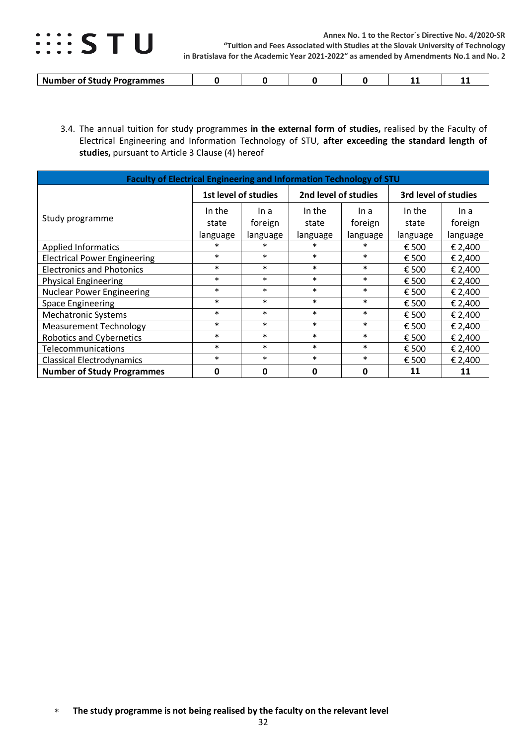| Number of Study Programmes | 0 | 0 | 0 | 0 | 11 | 11 |
|---|---|---|---|---|---|---|

3.4. The annual tuition for study programmes **in the external form of studies,** realised by the Faculty of Electrical Engineering and Information Technology of STU, **after exceeding the standard length of studies,** pursuant to Article 3 Clause (4) hereof

| Faculty of Electrical Engineering and Information Technology of STU | | | | | | |
|---|---|---|---|---|---|---|
| Study programme | 1st level of studies | | 2nd level of studies | | 3rd level of studies | |
| | In the state language | In a foreign language | In the state language | In a foreign language | In the state language | In a foreign language |
| Applied Informatics | * | * | * | * | € 500 | € 2,400 |
| Electrical Power Engineering | * | * | * | * | € 500 | € 2,400 |
| Electronics and Photonics | * | * | * | * | € 500 | € 2,400 |
| Physical Engineering | * | * | * | * | € 500 | € 2,400 |
| Nuclear Power Engineering | * | * | * | * | € 500 | € 2,400 |
| Space Engineering | * | * | * | * | € 500 | € 2,400 |
| Mechatronic Systems | * | * | * | * | € 500 | € 2,400 |
| Measurement Technology | * | * | * | * | € 500 | € 2,400 |
| Robotics and Cybernetics | * | * | * | * | € 500 | € 2,400 |
| Telecommunications | * | * | * | * | € 500 | € 2,400 |
| Classical Electrodynamics | * | * | * | * | € 500 | € 2,400 |
| **Number of Study Programmes** | **0** | **0** | **0** | **0** | **11** | **11** |

* **The study programme is not being realised by the faculty on the relevant level**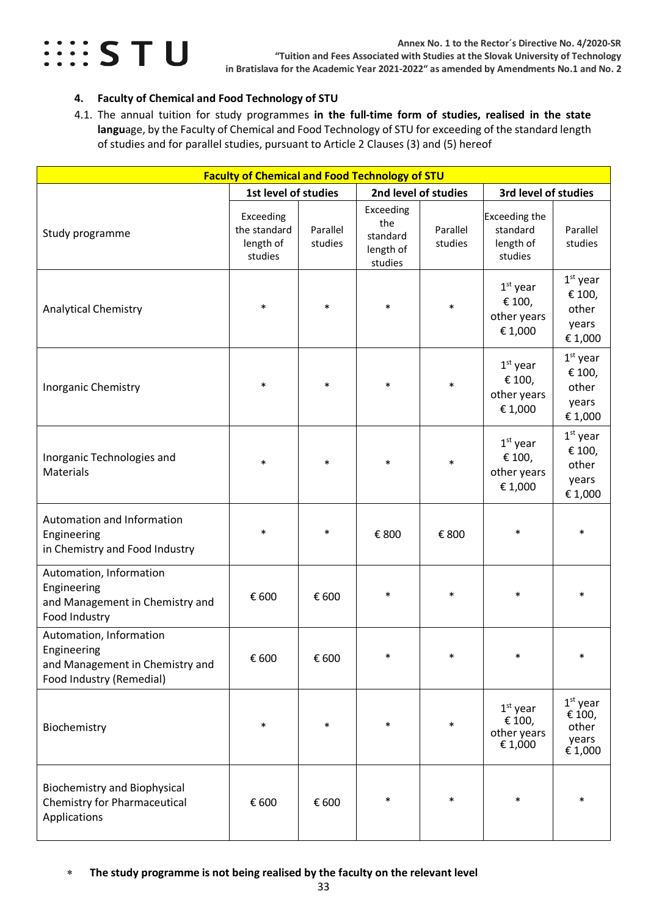## 4. Faculty of Chemical and Food Technology of STU

4.1. The annual tuition for study programmes **in the full-time form of studies, realised in the state langu**age, by the Faculty of Chemical and Food Technology of STU for exceeding of the standard length of studies and for parallel studies, pursuant to Article 2 Clauses (3) and (5) hereof

| Faculty of Chemical and Food Technology of STU | | | | | | |
|---|---|---|---|---|---|---|
| Study programme | 1st level of studies | | 2nd level of studies | | 3rd level of studies | |
| | Exceeding the standard length of studies | Parallel studies | Exceeding the standard length of studies | Parallel studies | Exceeding the standard length of studies | Parallel studies |
| Analytical Chemistry | * | * | * | * | 1st year € 100, other years € 1,000 | 1st year € 100, other years € 1,000 |
| Inorganic Chemistry | * | * | * | * | 1st year € 100, other years € 1,000 | 1st year € 100, other years € 1,000 |
| Inorganic Technologies and Materials | * | * | * | * | 1st year € 100, other years € 1,000 | 1st year € 100, other years € 1,000 |
| Automation and Information Engineering in Chemistry and Food Industry | * | * | € 800 | € 800 | * | * |
| Automation, Information Engineering and Management in Chemistry and Food Industry | € 600 | € 600 | * | * | * | * |
| Automation, Information Engineering and Management in Chemistry and Food Industry (Remedial) | € 600 | € 600 | * | * | * | * |
| Biochemistry | * | * | * | * | 1st year € 100, other years € 1,000 | 1st year € 100, other years € 1,000 |
| Biochemistry and Biophysical Chemistry for Pharmaceutical Applications | € 600 | € 600 | * | * | * | * |

\* **The study programme is not being realised by the faculty on the relevant level**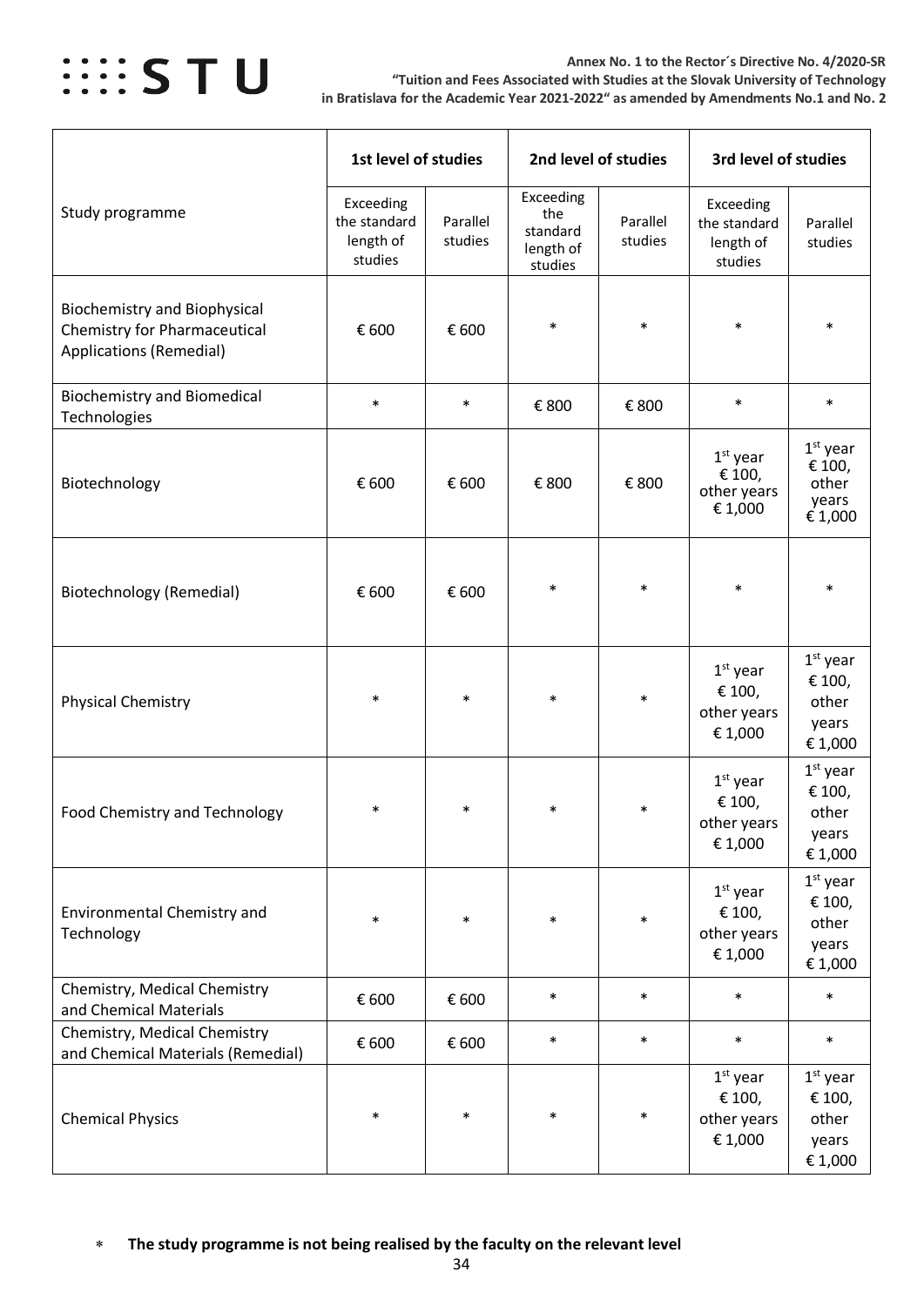**Annex No. 1 to the Rector´s Directive No. 4/2020-SR "Tuition and Fees Associated with Studies at the Slovak University of Technology in Bratislava for the Academic Year 2021-2022" as amended by Amendments No.1 and No. 2**

| Study programme | 1st level of studies | | 2nd level of studies | | 3rd level of studies | |
|---|---|---|---|---|---|---|
| | Exceeding the standard length of studies | Parallel studies | Exceeding the standard length of studies | Parallel studies | Exceeding the standard length of studies | Parallel studies |
| Biochemistry and Biophysical Chemistry for Pharmaceutical Applications (Remedial) | € 600 | € 600 | * | * | * | * |
| Biochemistry and Biomedical Technologies | * | * | € 800 | € 800 | * | * |
| Biotechnology | € 600 | € 600 | € 800 | € 800 | 1st year € 100, other years € 1,000 | 1st year € 100, other years € 1,000 |
| Biotechnology (Remedial) | € 600 | € 600 | * | * | * | * |
| Physical Chemistry | * | * | * | * | 1st year € 100, other years € 1,000 | 1st year € 100, other years € 1,000 |
| Food Chemistry and Technology | * | * | * | * | 1st year € 100, other years € 1,000 | 1st year € 100, other years € 1,000 |
| Environmental Chemistry and Technology | * | * | * | * | 1st year € 100, other years € 1,000 | 1st year € 100, other years € 1,000 |
| Chemistry, Medical Chemistry and Chemical Materials | € 600 | € 600 | * | * | * | * |
| Chemistry, Medical Chemistry and Chemical Materials (Remedial) | € 600 | € 600 | * | * | * | * |
| Chemical Physics | * | * | * | * | 1st year € 100, other years € 1,000 | 1st year € 100, other years € 1,000 |

* **The study programme is not being realised by the faculty on the relevant level**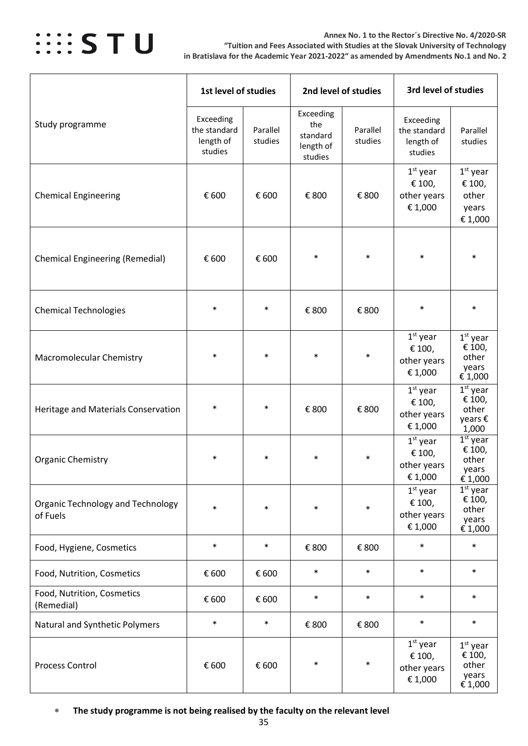| Study programme | 1st level of studies | | 2nd level of studies | | 3rd level of studies | |
|---|---|---|---|---|---|---|
| | Exceeding the standard length of studies | Parallel studies | Exceeding the standard length of studies | Parallel studies | Exceeding the standard length of studies | Parallel studies |
| Chemical Engineering | € 600 | € 600 | € 800 | € 800 | 1st year € 100, other years € 1,000 | 1st year € 100, other years € 1,000 |
| Chemical Engineering (Remedial) | € 600 | € 600 | * | * | * | * |
| Chemical Technologies | * | * | € 800 | € 800 | * | * |
| Macromolecular Chemistry | * | * | * | * | 1st year € 100, other years € 1,000 | 1st year € 100, other years € 1,000 |
| Heritage and Materials Conservation | * | * | € 800 | € 800 | 1st year € 100, other years € 1,000 | 1st year € 100, other years € 1,000 |
| Organic Chemistry | * | * | * | * | 1st year € 100, other years € 1,000 | 1st year € 100, other years € 1,000 |
| Organic Technology and Technology of Fuels | * | * | * | * | 1st year € 100, other years € 1,000 | 1st year € 100, other years € 1,000 |
| Food, Hygiene, Cosmetics | * | * | € 800 | € 800 | * | * |
| Food, Nutrition, Cosmetics | € 600 | € 600 | * | * | * | * |
| Food, Nutrition, Cosmetics (Remedial) | € 600 | € 600 | * | * | * | * |
| Natural and Synthetic Polymers | * | * | € 800 | € 800 | * | * |
| Process Control | € 600 | € 600 | * | * | 1st year € 100, other years € 1,000 | 1st year € 100, other years € 1,000 |

* **The study programme is not being realised by the faculty on the relevant level**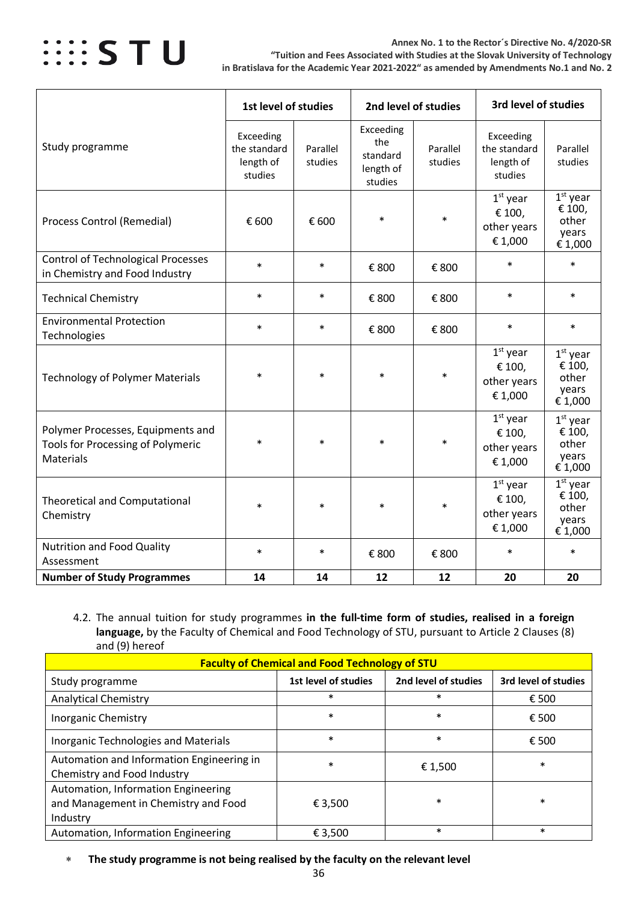| Study programme | 1st level of studies | | 2nd level of studies | | 3rd level of studies | |
|---|---|---|---|---|---|---|
| | Exceeding the standard length of studies | Parallel studies | Exceeding the standard length of studies | Parallel studies | Exceeding the standard length of studies | Parallel studies |
| Process Control (Remedial) | € 600 | € 600 | * | * | 1st year € 100, other years € 1,000 | 1st year € 100, other years € 1,000 |
| Control of Technological Processes in Chemistry and Food Industry | * | * | € 800 | € 800 | * | * |
| Technical Chemistry | * | * | € 800 | € 800 | * | * |
| Environmental Protection Technologies | * | * | € 800 | € 800 | * | * |
| Technology of Polymer Materials | * | * | * | * | 1st year € 100, other years € 1,000 | 1st year € 100, other years € 1,000 |
| Polymer Processes, Equipments and Tools for Processing of Polymeric Materials | * | * | * | * | 1st year € 100, other years € 1,000 | 1st year € 100, other years € 1,000 |
| Theoretical and Computational Chemistry | * | * | * | * | 1st year € 100, other years € 1,000 | 1st year € 100, other years € 1,000 |
| Nutrition and Food Quality Assessment | * | * | € 800 | € 800 | * | * |
| **Number of Study Programmes** | **14** | **14** | **12** | **12** | **20** | **20** |

4.2. The annual tuition for study programmes **in the full-time form of studies, realised in a foreign language,** by the Faculty of Chemical and Food Technology of STU, pursuant to Article 2 Clauses (8) and (9) hereof

| **Faculty of Chemical and Food Technology of STU** | | | |
|---|---|---|---|
| Study programme | 1st level of studies | 2nd level of studies | 3rd level of studies |
| Analytical Chemistry | * | * | € 500 |
| Inorganic Chemistry | * | * | € 500 |
| Inorganic Technologies and Materials | * | * | € 500 |
| Automation and Information Engineering in Chemistry and Food Industry | * | € 1,500 | * |
| Automation, Information Engineering and Management in Chemistry and Food Industry | € 3,500 | * | * |
| Automation, Information Engineering | € 3,500 | * | * |

* **The study programme is not being realised by the faculty on the relevant level**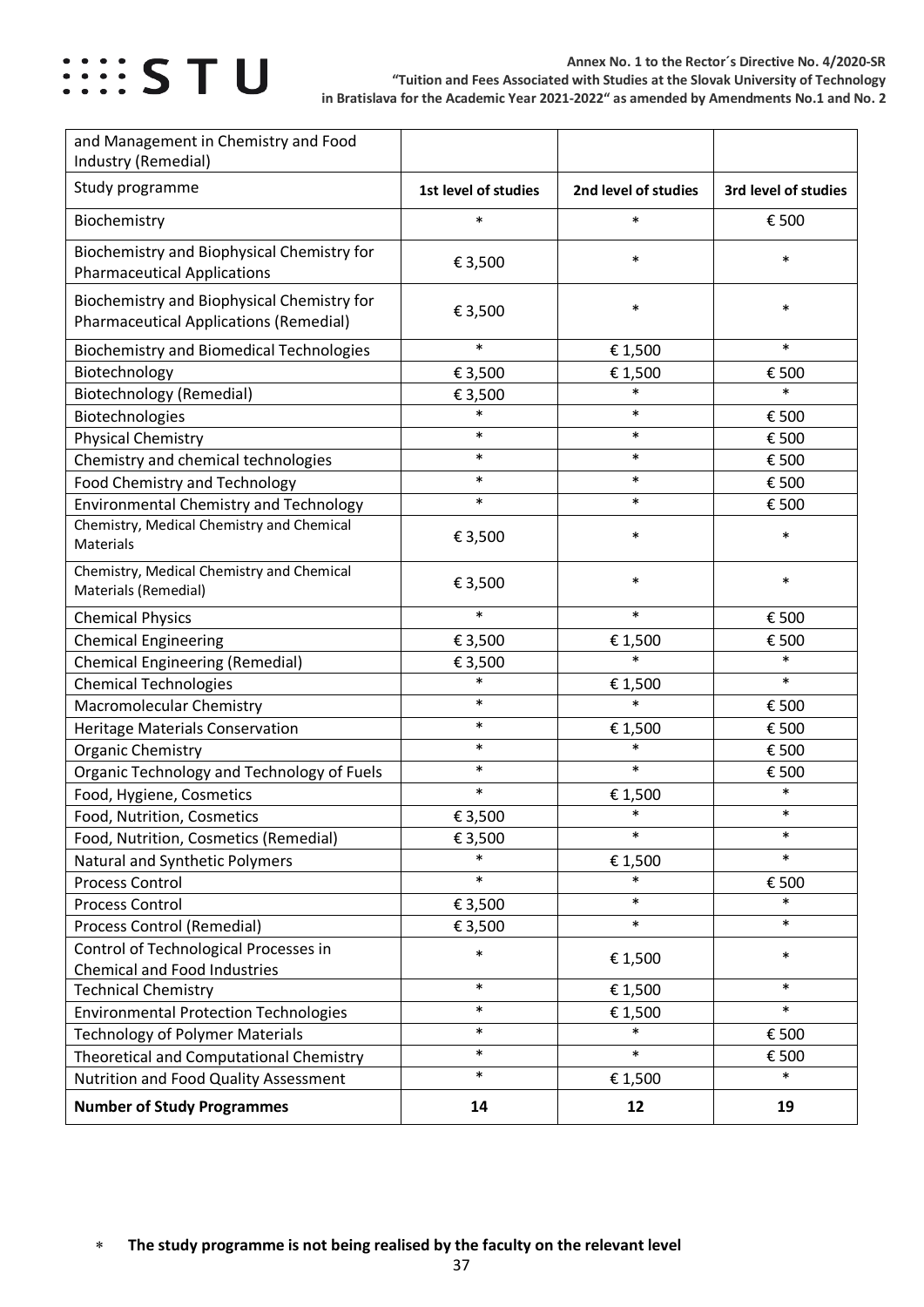| and Management in Chemistry and Food Industry (Remedial) | | | |
|---|---|---|---|
| Study programme | 1st level of studies | 2nd level of studies | 3rd level of studies |
| Biochemistry | * | * | € 500 |
| Biochemistry and Biophysical Chemistry for Pharmaceutical Applications | € 3,500 | * | * |
| Biochemistry and Biophysical Chemistry for Pharmaceutical Applications (Remedial) | € 3,500 | * | * |
| Biochemistry and Biomedical Technologies | * | € 1,500 | * |
| Biotechnology | € 3,500 | € 1,500 | € 500 |
| Biotechnology (Remedial) | € 3,500 | * | * |
| Biotechnologies | * | * | € 500 |
| Physical Chemistry | * | * | € 500 |
| Chemistry and chemical technologies | * | * | € 500 |
| Food Chemistry and Technology | * | * | € 500 |
| Environmental Chemistry and Technology | * | * | € 500 |
| Chemistry, Medical Chemistry and Chemical Materials | € 3,500 | * | * |
| Chemistry, Medical Chemistry and Chemical Materials (Remedial) | € 3,500 | * | * |
| Chemical Physics | * | * | € 500 |
| Chemical Engineering | € 3,500 | € 1,500 | € 500 |
| Chemical Engineering (Remedial) | € 3,500 | * | * |
| Chemical Technologies | * | € 1,500 | * |
| Macromolecular Chemistry | * | * | € 500 |
| Heritage Materials Conservation | * | € 1,500 | € 500 |
| Organic Chemistry | * | * | € 500 |
| Organic Technology and Technology of Fuels | * | * | € 500 |
| Food, Hygiene, Cosmetics | * | € 1,500 | * |
| Food, Nutrition, Cosmetics | € 3,500 | * | * |
| Food, Nutrition, Cosmetics (Remedial) | € 3,500 | * | * |
| Natural and Synthetic Polymers | * | € 1,500 | * |
| Process Control | * | * | € 500 |
| Process Control | € 3,500 | * | * |
| Process Control (Remedial) | € 3,500 | * | * |
| Control of Technological Processes in Chemical and Food Industries | * | € 1,500 | * |
| Technical Chemistry | * | € 1,500 | * |
| Environmental Protection Technologies | * | € 1,500 | * |
| Technology of Polymer Materials | * | * | € 500 |
| Theoretical and Computational Chemistry | * | * | € 500 |
| Nutrition and Food Quality Assessment | * | € 1,500 | * |
| **Number of Study Programmes** | **14** | **12** | **19** |

* **The study programme is not being realised by the faculty on the relevant level**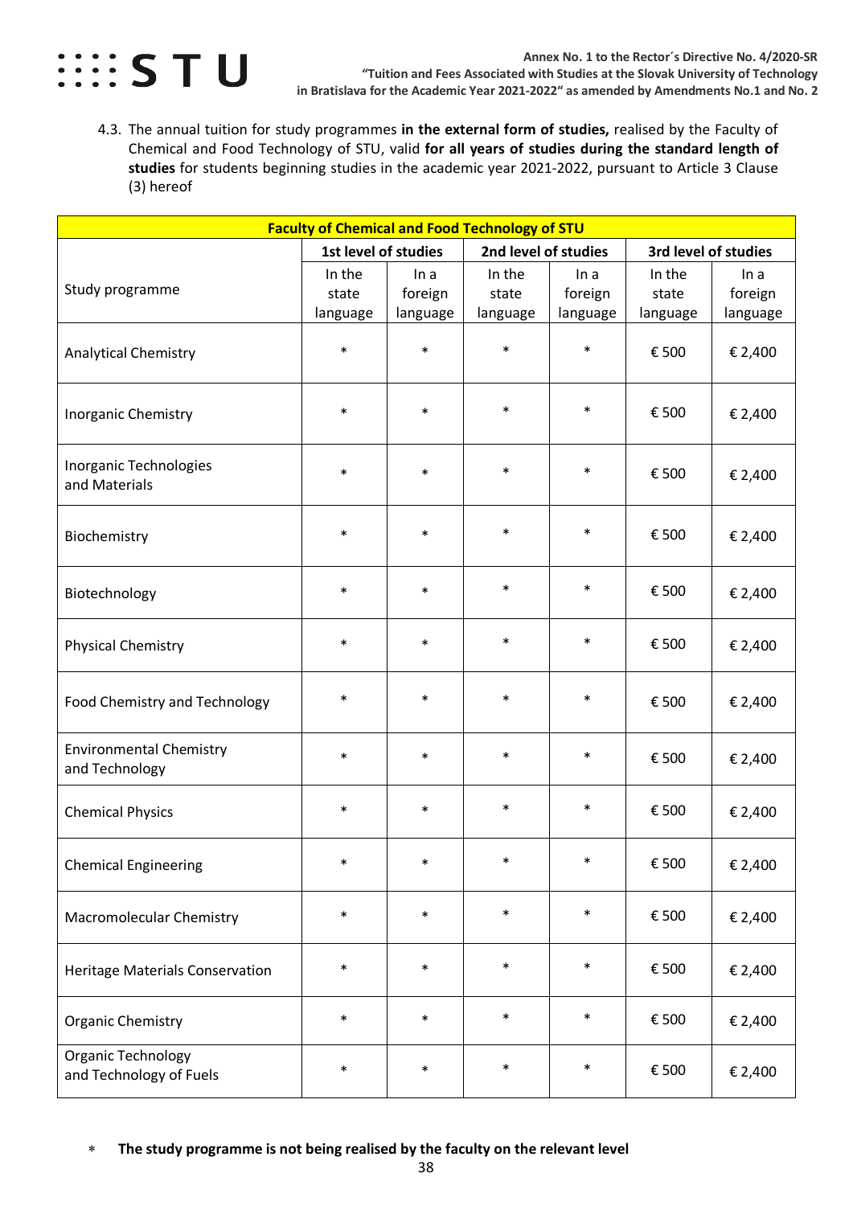4.3. The annual tuition for study programmes **in the external form of studies,** realised by the Faculty of Chemical and Food Technology of STU, valid **for all years of studies during the standard length of studies** for students beginning studies in the academic year 2021-2022, pursuant to Article 3 Clause (3) hereof

| **Faculty of Chemical and Food Technology of STU** | | | | | | |
|---|---|---|---|---|---|---|
| | **1st level of studies** | | **2nd level of studies** | | **3rd level of studies** | |
| Study programme | In the state language | In a foreign language | In the state language | In a foreign language | In the state language | In a foreign language |
| Analytical Chemistry | * | * | * | * | € 500 | € 2,400 |
| Inorganic Chemistry | * | * | * | * | € 500 | € 2,400 |
| Inorganic Technologies and Materials | * | * | * | * | € 500 | € 2,400 |
| Biochemistry | * | * | * | * | € 500 | € 2,400 |
| Biotechnology | * | * | * | * | € 500 | € 2,400 |
| Physical Chemistry | * | * | * | * | € 500 | € 2,400 |
| Food Chemistry and Technology | * | * | * | * | € 500 | € 2,400 |
| Environmental Chemistry and Technology | * | * | * | * | € 500 | € 2,400 |
| Chemical Physics | * | * | * | * | € 500 | € 2,400 |
| Chemical Engineering | * | * | * | * | € 500 | € 2,400 |
| Macromolecular Chemistry | * | * | * | * | € 500 | € 2,400 |
| Heritage Materials Conservation | * | * | * | * | € 500 | € 2,400 |
| Organic Chemistry | * | * | * | * | € 500 | € 2,400 |
| Organic Technology and Technology of Fuels | * | * | * | * | € 500 | € 2,400 |

\* **The study programme is not being realised by the faculty on the relevant level**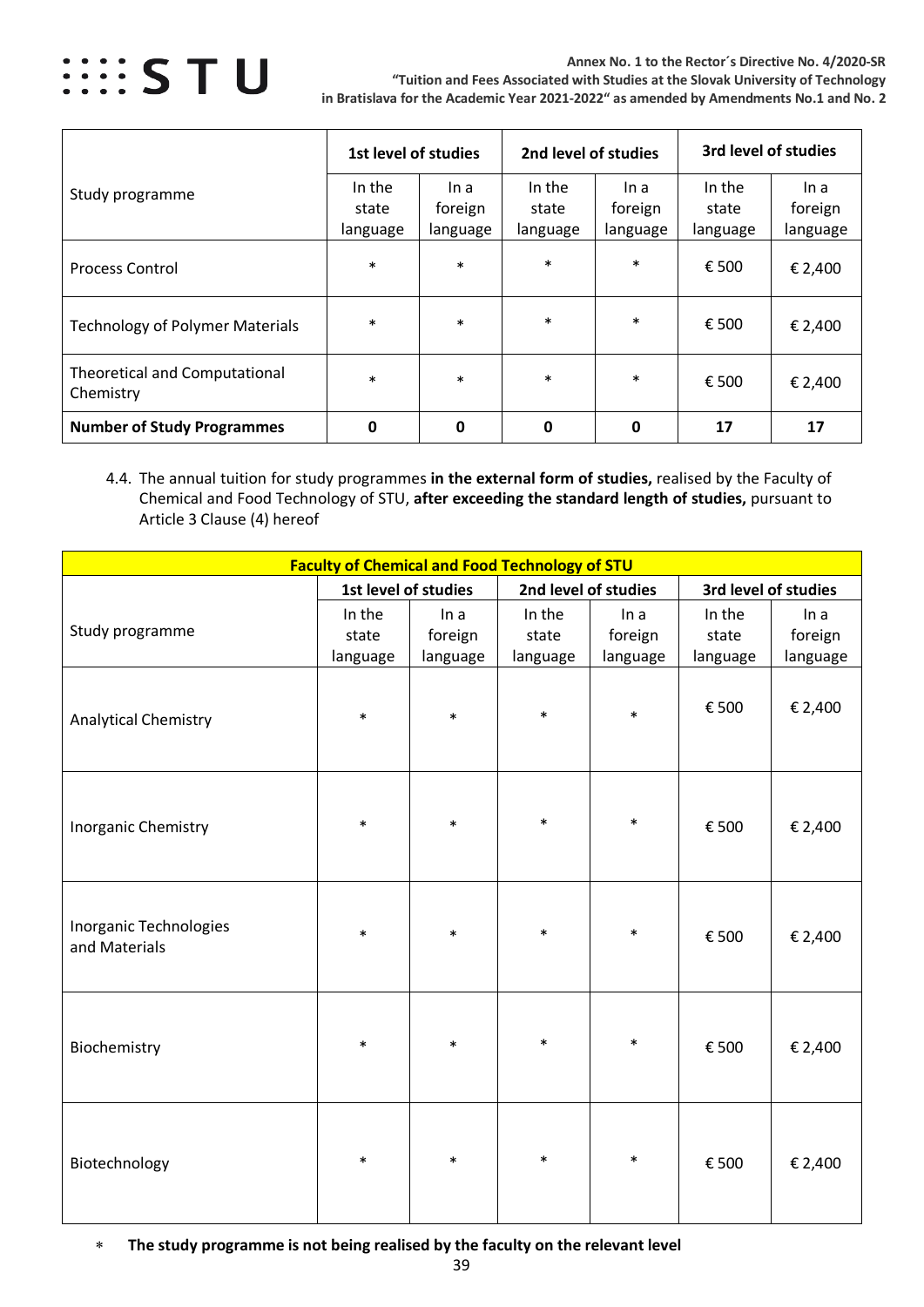| Study programme | 1st level of studies | | 2nd level of studies | | 3rd level of studies | |
|---|---|---|---|---|---|---|
| | In the state language | In a foreign language | In the state language | In a foreign language | In the state language | In a foreign language |
| Process Control | * | * | * | * | € 500 | € 2,400 |
| Technology of Polymer Materials | * | * | * | * | € 500 | € 2,400 |
| Theoretical and Computational Chemistry | * | * | * | * | € 500 | € 2,400 |
| **Number of Study Programmes** | **0** | **0** | **0** | **0** | **17** | **17** |

4.4. The annual tuition for study programmes **in the external form of studies,** realised by the Faculty of Chemical and Food Technology of STU, **after exceeding the standard length of studies,** pursuant to Article 3 Clause (4) hereof

| **Faculty of Chemical and Food Technology of STU** | | | | | | |
|---|---|---|---|---|---|---|
| Study programme | 1st level of studies | | 2nd level of studies | | 3rd level of studies | |
| | In the state language | In a foreign language | In the state language | In a foreign language | In the state language | In a foreign language |
| Analytical Chemistry | * | * | * | * | € 500 | € 2,400 |
| Inorganic Chemistry | * | * | * | * | € 500 | € 2,400 |
| Inorganic Technologies and Materials | * | * | * | * | € 500 | € 2,400 |
| Biochemistry | * | * | * | * | € 500 | € 2,400 |
| Biotechnology | * | * | * | * | € 500 | € 2,400 |

\* **The study programme is not being realised by the faculty on the relevant level**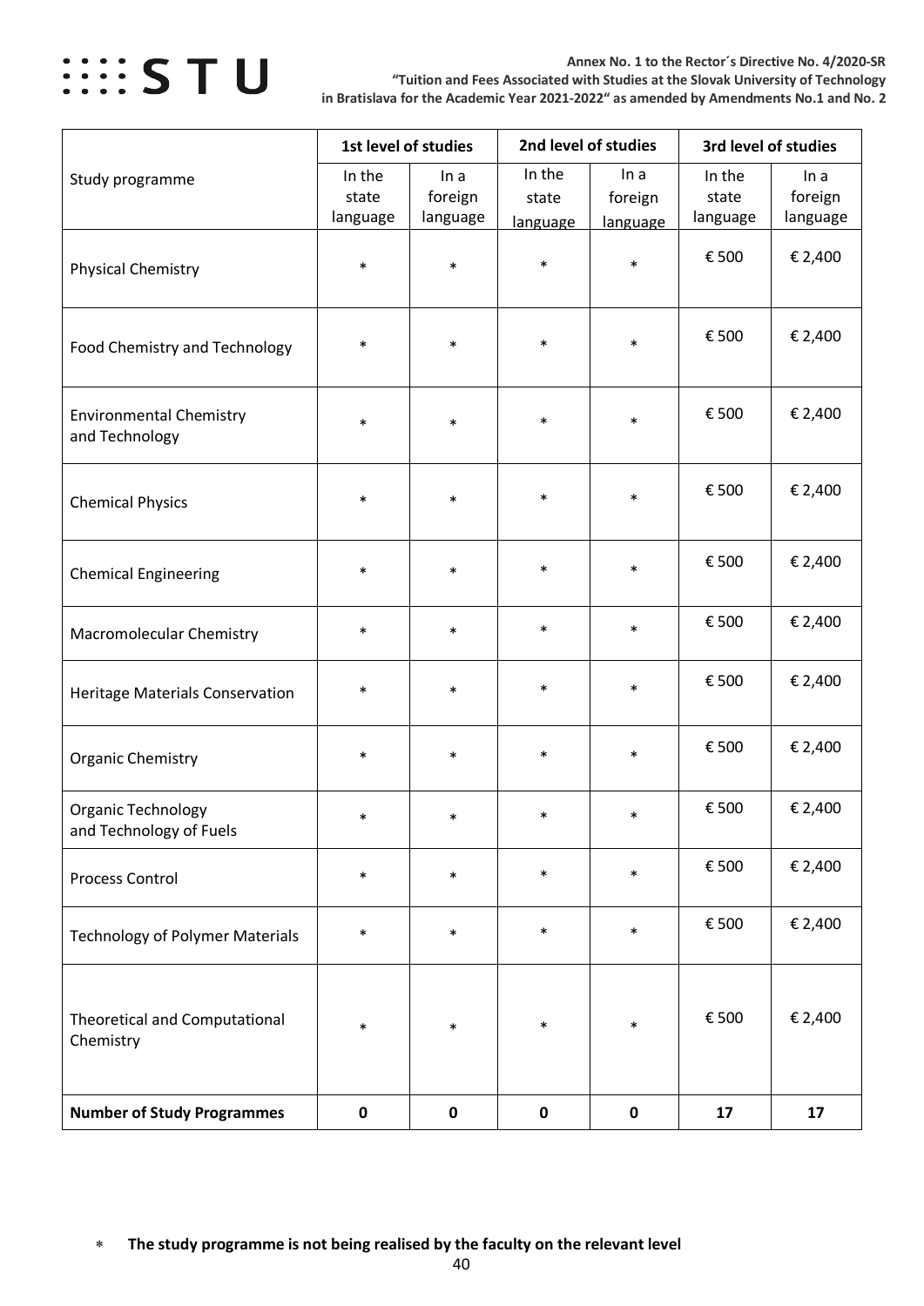| Study programme | 1st level of studies | | 2nd level of studies | | 3rd level of studies | |
|---|---|---|---|---|---|---|
| | In the state language | In a foreign language | In the state language | In a foreign language | In the state language | In a foreign language |
| Physical Chemistry | * | * | * | * | € 500 | € 2,400 |
| Food Chemistry and Technology | * | * | * | * | € 500 | € 2,400 |
| Environmental Chemistry and Technology | * | * | * | * | € 500 | € 2,400 |
| Chemical Physics | * | * | * | * | € 500 | € 2,400 |
| Chemical Engineering | * | * | * | * | € 500 | € 2,400 |
| Macromolecular Chemistry | * | * | * | * | € 500 | € 2,400 |
| Heritage Materials Conservation | * | * | * | * | € 500 | € 2,400 |
| Organic Chemistry | * | * | * | * | € 500 | € 2,400 |
| Organic Technology and Technology of Fuels | * | * | * | * | € 500 | € 2,400 |
| Process Control | * | * | * | * | € 500 | € 2,400 |
| Technology of Polymer Materials | * | * | * | * | € 500 | € 2,400 |
| Theoretical and Computational Chemistry | * | * | * | * | € 500 | € 2,400 |
| **Number of Study Programmes** | **0** | **0** | **0** | **0** | **17** | **17** |

* **The study programme is not being realised by the faculty on the relevant level**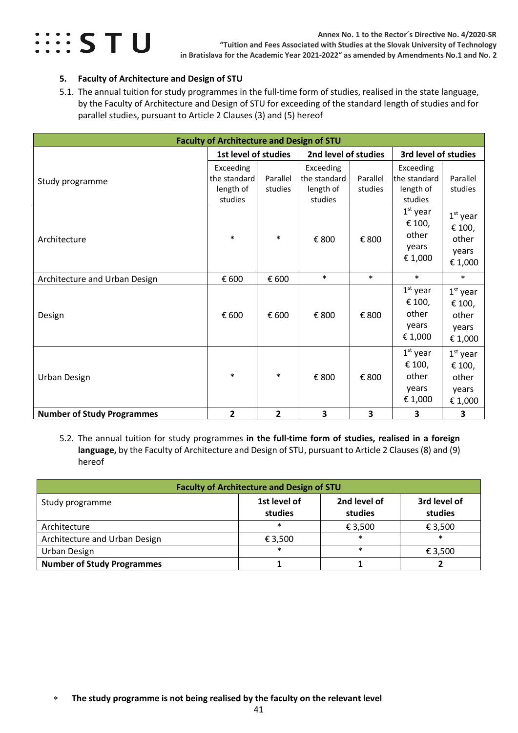## 5. Faculty of Architecture and Design of STU

5.1. The annual tuition for study programmes in the full-time form of studies, realised in the state language, by the Faculty of Architecture and Design of STU for exceeding of the standard length of studies and for parallel studies, pursuant to Article 2 Clauses (3) and (5) hereof

| Faculty of Architecture and Design of STU | | | | | | |
|---|---|---|---|---|---|---|
| Study programme | 1st level of studies | | 2nd level of studies | | 3rd level of studies | |
| | Exceeding the standard length of studies | Parallel studies | Exceeding the standard length of studies | Parallel studies | Exceeding the standard length of studies | Parallel studies |
| Architecture | * | * | € 800 | € 800 | 1st year € 100, other years € 1,000 | 1st year € 100, other years € 1,000 |
| Architecture and Urban Design | € 600 | € 600 | * | * | * | * |
| Design | € 600 | € 600 | € 800 | € 800 | 1st year € 100, other years € 1,000 | 1st year € 100, other years € 1,000 |
| Urban Design | * | * | € 800 | € 800 | 1st year € 100, other years € 1,000 | 1st year € 100, other years € 1,000 |
| **Number of Study Programmes** | **2** | **2** | **3** | **3** | **3** | **3** |

5.2. The annual tuition for study programmes **in the full-time form of studies, realised in a foreign language,** by the Faculty of Architecture and Design of STU, pursuant to Article 2 Clauses (8) and (9) hereof

| Faculty of Architecture and Design of STU | | | |
|---|---|---|---|
| Study programme | 1st level of studies | 2nd level of studies | 3rd level of studies |
| Architecture | * | € 3,500 | € 3,500 |
| Architecture and Urban Design | € 3,500 | * | * |
| Urban Design | * | * | € 3,500 |
| **Number of Study Programmes** | **1** | **1** | **2** |

\* **The study programme is not being realised by the faculty on the relevant level**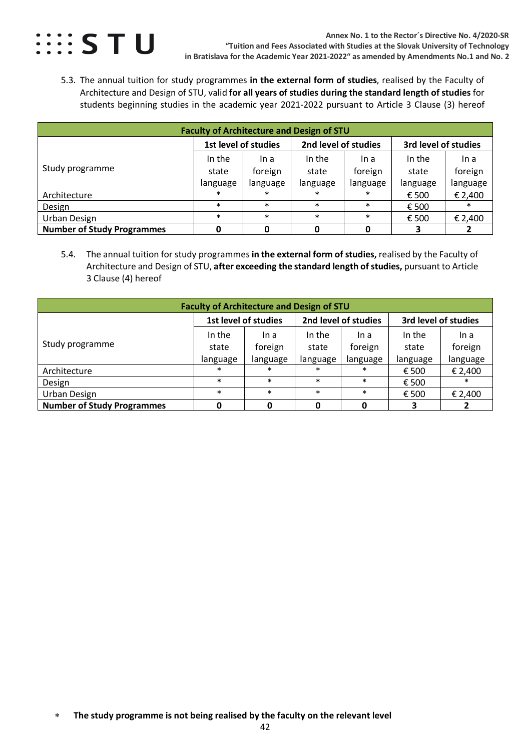5.3. The annual tuition for study programmes **in the external form of studies**, realised by the Faculty of Architecture and Design of STU, valid **for all years of studies during the standard length of studies** for students beginning studies in the academic year 2021-2022 pursuant to Article 3 Clause (3) hereof

| **Faculty of Architecture and Design of STU** | | | | | | |
|---|---|---|---|---|---|---|
| Study programme | **1st level of studies** | | **2nd level of studies** | | **3rd level of studies** | |
| | In the state language | In a foreign language | In the state language | In a foreign language | In the state language | In a foreign language |
| Architecture | * | * | * | * | € 500 | € 2,400 |
| Design | * | * | * | * | € 500 | * |
| Urban Design | * | * | * | * | € 500 | € 2,400 |
| **Number of Study Programmes** | **0** | **0** | **0** | **0** | **3** | **2** |

5.4. The annual tuition for study programmes **in the external form of studies,** realised by the Faculty of Architecture and Design of STU, **after exceeding the standard length of studies,** pursuant to Article 3 Clause (4) hereof

| **Faculty of Architecture and Design of STU** | | | | | | |
|---|---|---|---|---|---|---|
| Study programme | **1st level of studies** | | **2nd level of studies** | | **3rd level of studies** | |
| | In the state language | In a foreign language | In the state language | In a foreign language | In the state language | In a foreign language |
| Architecture | * | * | * | * | € 500 | € 2,400 |
| Design | * | * | * | * | € 500 | * |
| Urban Design | * | * | * | * | € 500 | € 2,400 |
| **Number of Study Programmes** | **0** | **0** | **0** | **0** | **3** | **2** |

\* **The study programme is not being realised by the faculty on the relevant level**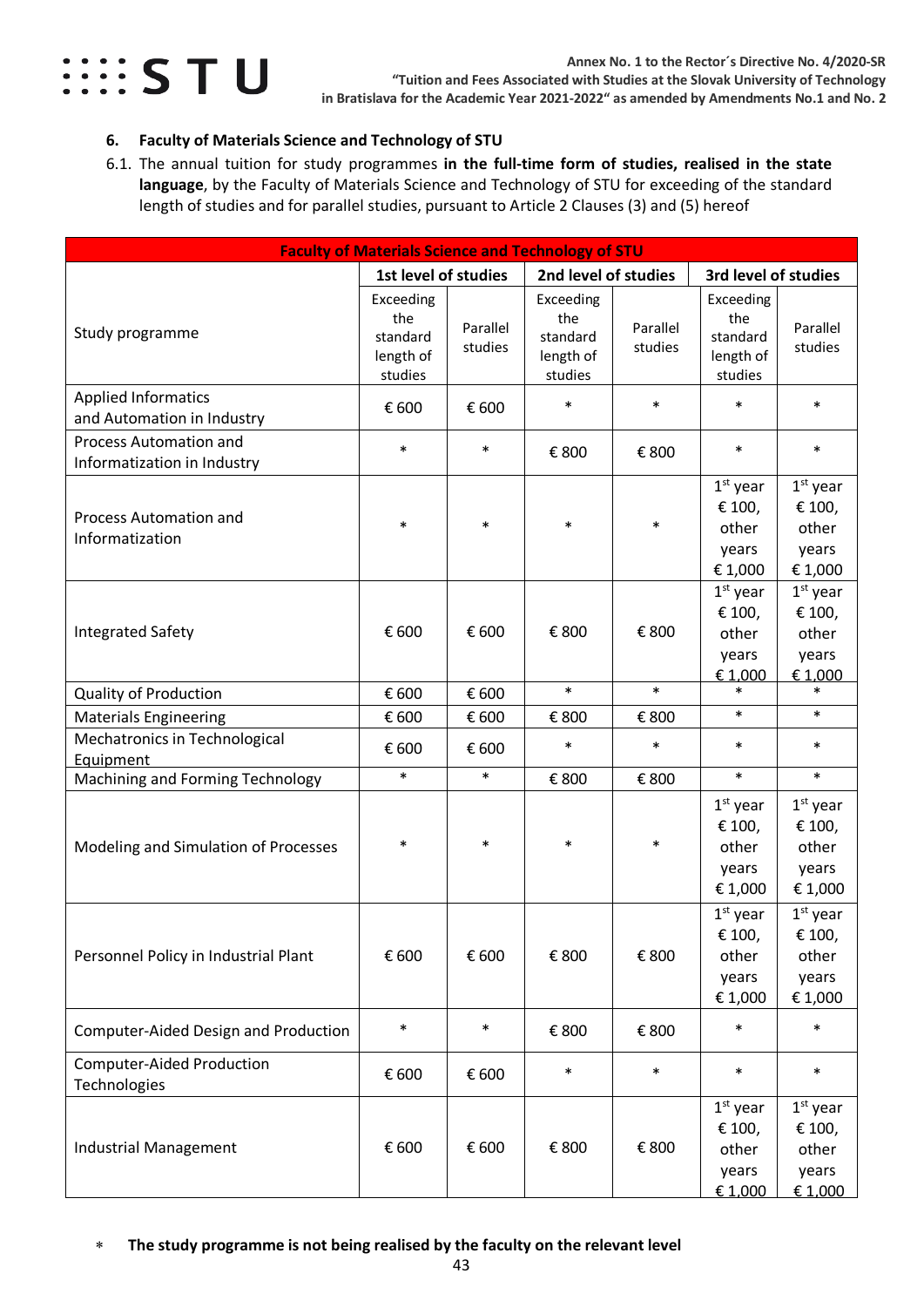## 6. Faculty of Materials Science and Technology of STU

6.1. The annual tuition for study programmes **in the full-time form of studies, realised in the state language**, by the Faculty of Materials Science and Technology of STU for exceeding of the standard length of studies and for parallel studies, pursuant to Article 2 Clauses (3) and (5) hereof

| Faculty of Materials Science and Technology of STU | | | | | | |
|---|---|---|---|---|---|---|
| Study programme | 1st level of studies | | 2nd level of studies | | 3rd level of studies | |
| | Exceeding the standard length of studies | Parallel studies | Exceeding the standard length of studies | Parallel studies | Exceeding the standard length of studies | Parallel studies |
| Applied Informatics and Automation in Industry | € 600 | € 600 | * | * | * | * |
| Process Automation and Informatization in Industry | * | * | € 800 | € 800 | * | * |
| Process Automation and Informatization | * | * | * | * | 1st year € 100, other years € 1,000 | 1st year € 100, other years € 1,000 |
| Integrated Safety | € 600 | € 600 | € 800 | € 800 | 1st year € 100, other years € 1,000 | 1st year € 100, other years € 1,000 |
| Quality of Production | € 600 | € 600 | * | * | * | * |
| Materials Engineering | € 600 | € 600 | € 800 | € 800 | * | * |
| Mechatronics in Technological Equipment | € 600 | € 600 | * | * | * | * |
| Machining and Forming Technology | * | * | € 800 | € 800 | * | * |
| Modeling and Simulation of Processes | * | * | * | * | 1st year € 100, other years € 1,000 | 1st year € 100, other years € 1,000 |
| Personnel Policy in Industrial Plant | € 600 | € 600 | € 800 | € 800 | 1st year € 100, other years € 1,000 | 1st year € 100, other years € 1,000 |
| Computer-Aided Design and Production | * | * | € 800 | € 800 | * | * |
| Computer-Aided Production Technologies | € 600 | € 600 | * | * | * | * |
| Industrial Management | € 600 | € 600 | € 800 | € 800 | 1st year € 100, other years € 1,000 | 1st year € 100, other years € 1,000 |

\* **The study programme is not being realised by the faculty on the relevant level**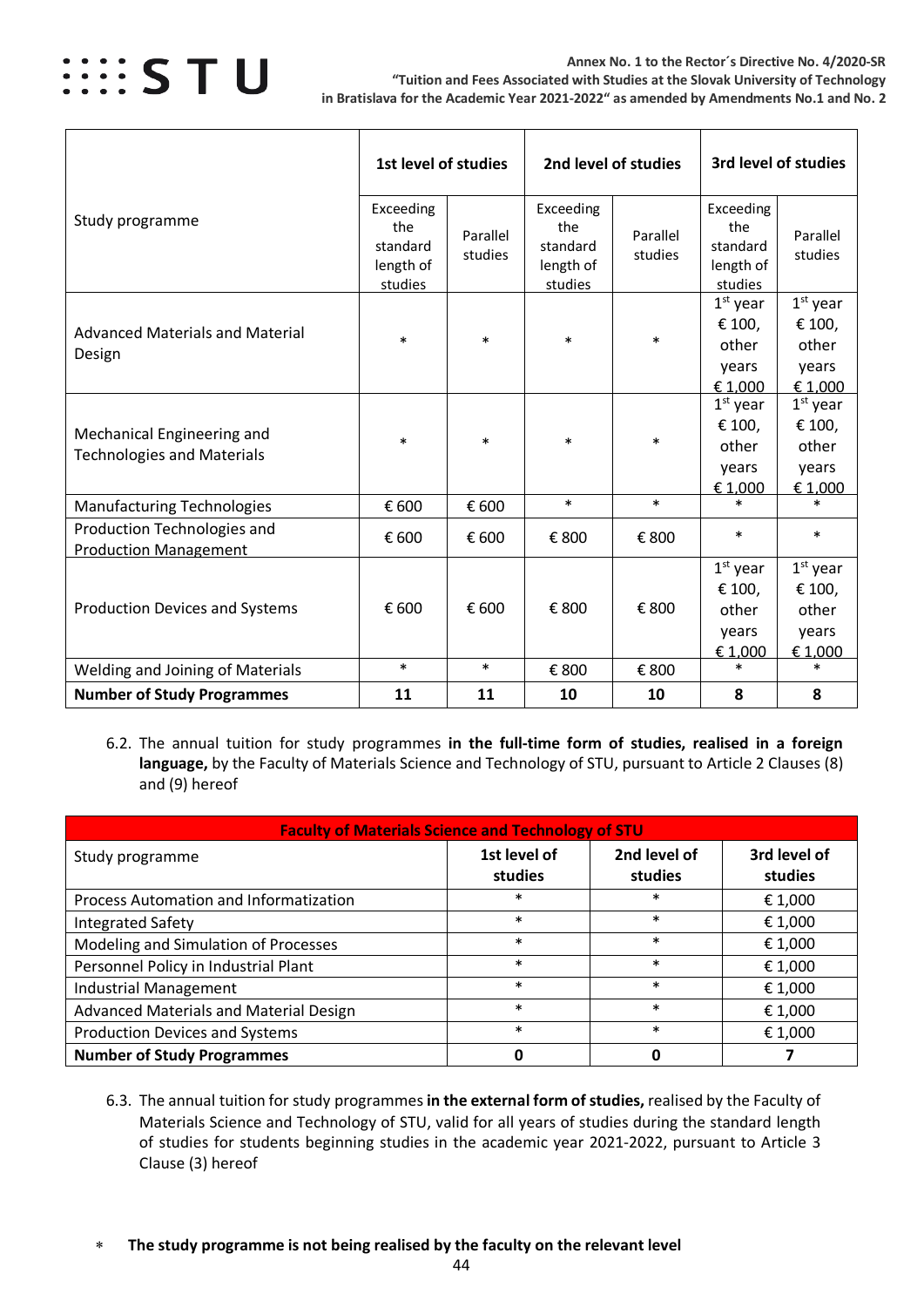| Study programme | 1st level of studies | | 2nd level of studies | | 3rd level of studies | |
|---|---|---|---|---|---|---|
| | Exceeding the standard length of studies | Parallel studies | Exceeding the standard length of studies | Parallel studies | Exceeding the standard length of studies | Parallel studies |
| Advanced Materials and Material Design | * | * | * | * | 1st year € 100, other years € 1,000 | 1st year € 100, other years € 1,000 |
| Mechanical Engineering and Technologies and Materials | * | * | * | * | 1st year € 100, other years € 1,000 | 1st year € 100, other years € 1,000 |
| Manufacturing Technologies | € 600 | € 600 | * | * | * | * |
| Production Technologies and Production Management | € 600 | € 600 | € 800 | € 800 | * | * |
| Production Devices and Systems | € 600 | € 600 | € 800 | € 800 | 1st year € 100, other years € 1,000 | 1st year € 100, other years € 1,000 |
| Welding and Joining of Materials | * | * | € 800 | € 800 | * | * |
| **Number of Study Programmes** | **11** | **11** | **10** | **10** | **8** | **8** |

6.2. The annual tuition for study programmes **in the full-time form of studies, realised in a foreign language,** by the Faculty of Materials Science and Technology of STU, pursuant to Article 2 Clauses (8) and (9) hereof

| Faculty of Materials Science and Technology of STU | | | |
|---|---|---|---|
| Study programme | 1st level of studies | 2nd level of studies | 3rd level of studies |
| Process Automation and Informatization | * | * | € 1,000 |
| Integrated Safety | * | * | € 1,000 |
| Modeling and Simulation of Processes | * | * | € 1,000 |
| Personnel Policy in Industrial Plant | * | * | € 1,000 |
| Industrial Management | * | * | € 1,000 |
| Advanced Materials and Material Design | * | * | € 1,000 |
| Production Devices and Systems | * | * | € 1,000 |
| **Number of Study Programmes** | **0** | **0** | **7** |

6.3. The annual tuition for study programmes **in the external form of studies,** realised by the Faculty of Materials Science and Technology of STU, valid for all years of studies during the standard length of studies for students beginning studies in the academic year 2021-2022, pursuant to Article 3 Clause (3) hereof

\* **The study programme is not being realised by the faculty on the relevant level**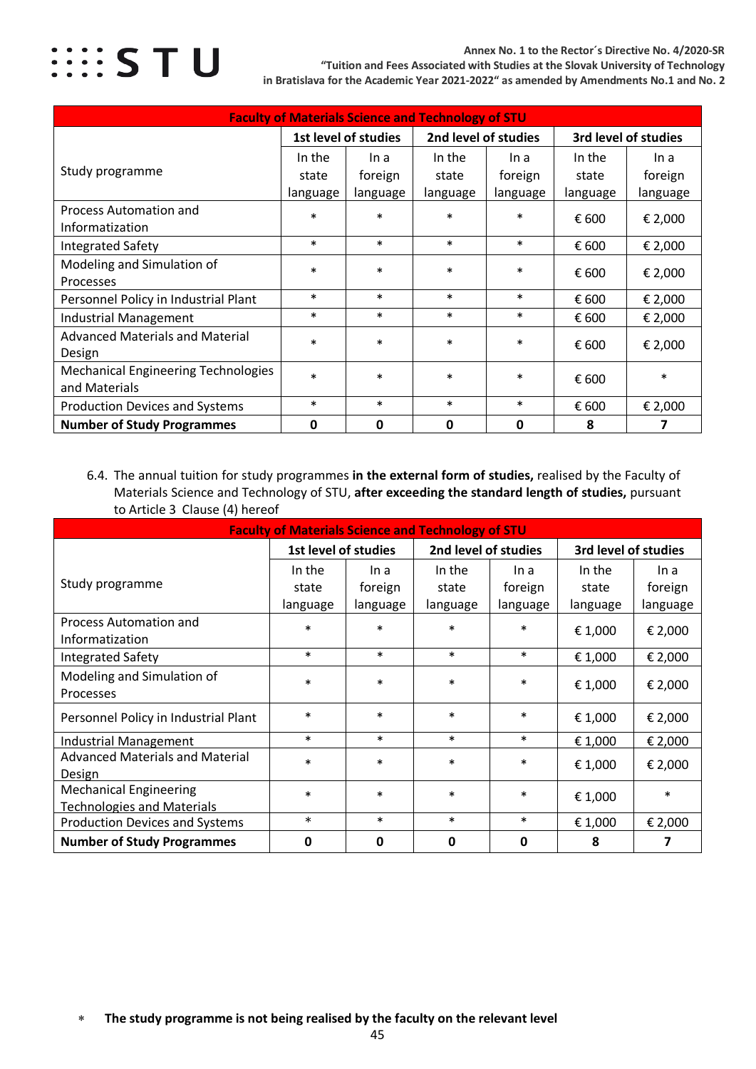| Faculty of Materials Science and Technology of STU | | | | | | |
|---|---|---|---|---|---|---|
| Study programme | 1st level of studies | | 2nd level of studies | | 3rd level of studies | |
| | In the state language | In a foreign language | In the state language | In a foreign language | In the state language | In a foreign language |
| Process Automation and Informatization | * | * | * | * | € 600 | € 2,000 |
| Integrated Safety | * | * | * | * | € 600 | € 2,000 |
| Modeling and Simulation of Processes | * | * | * | * | € 600 | € 2,000 |
| Personnel Policy in Industrial Plant | * | * | * | * | € 600 | € 2,000 |
| Industrial Management | * | * | * | * | € 600 | € 2,000 |
| Advanced Materials and Material Design | * | * | * | * | € 600 | € 2,000 |
| Mechanical Engineering Technologies and Materials | * | * | * | * | € 600 | * |
| Production Devices and Systems | * | * | * | * | € 600 | € 2,000 |
| **Number of Study Programmes** | **0** | **0** | **0** | **0** | **8** | **7** |

6.4. The annual tuition for study programmes **in the external form of studies,** realised by the Faculty of Materials Science and Technology of STU, **after exceeding the standard length of studies,** pursuant to Article 3 Clause (4) hereof

| Faculty of Materials Science and Technology of STU | | | | | | |
|---|---|---|---|---|---|---|
| Study programme | 1st level of studies | | 2nd level of studies | | 3rd level of studies | |
| | In the state language | In a foreign language | In the state language | In a foreign language | In the state language | In a foreign language |
| Process Automation and Informatization | * | * | * | * | € 1,000 | € 2,000 |
| Integrated Safety | * | * | * | * | € 1,000 | € 2,000 |
| Modeling and Simulation of Processes | * | * | * | * | € 1,000 | € 2,000 |
| Personnel Policy in Industrial Plant | * | * | * | * | € 1,000 | € 2,000 |
| Industrial Management | * | * | * | * | € 1,000 | € 2,000 |
| Advanced Materials and Material Design | * | * | * | * | € 1,000 | € 2,000 |
| Mechanical Engineering Technologies and Materials | * | * | * | * | € 1,000 | * |
| Production Devices and Systems | * | * | * | * | € 1,000 | € 2,000 |
| **Number of Study Programmes** | **0** | **0** | **0** | **0** | **8** | **7** |

\* **The study programme is not being realised by the faculty on the relevant level**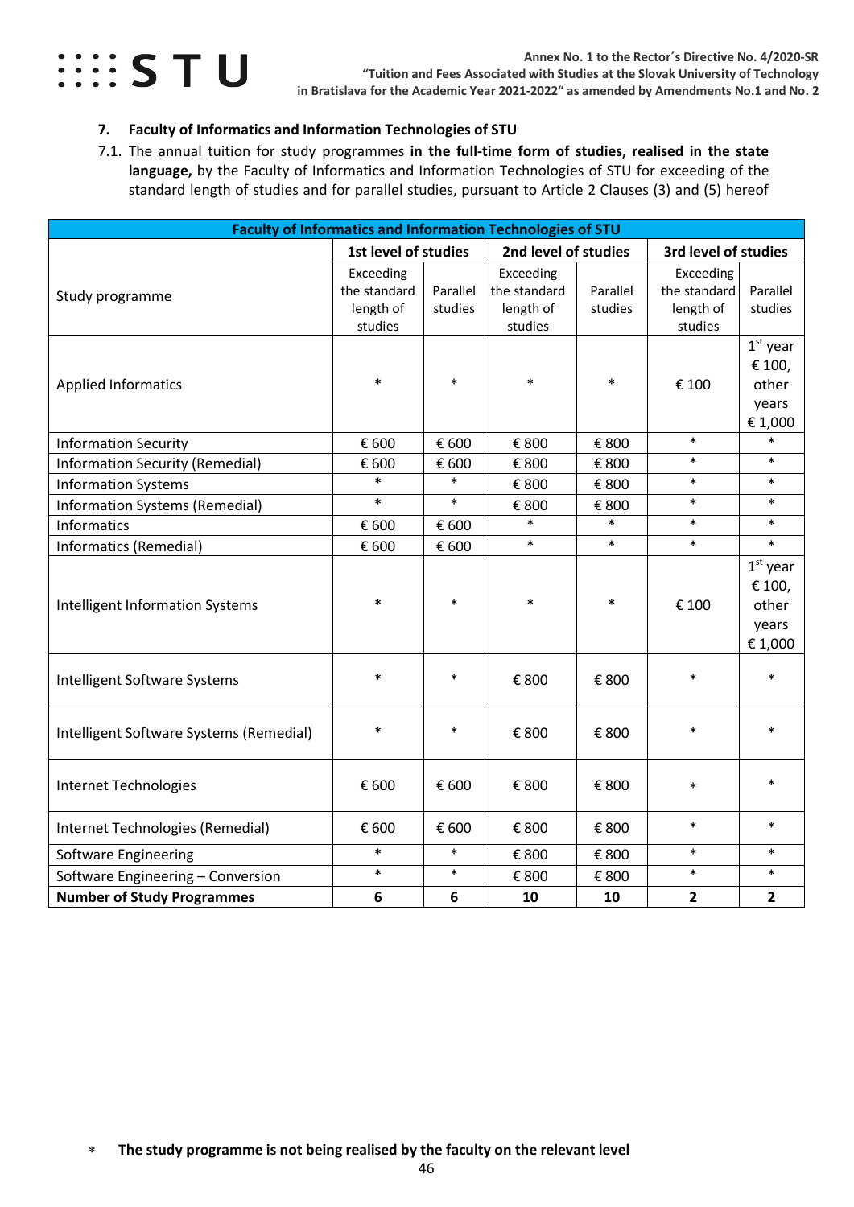## 7. Faculty of Informatics and Information Technologies of STU

7.1. The annual tuition for study programmes **in the full-time form of studies, realised in the state language,** by the Faculty of Informatics and Information Technologies of STU for exceeding of the standard length of studies and for parallel studies, pursuant to Article 2 Clauses (3) and (5) hereof

| Faculty of Informatics and Information Technologies of STU | | | | | | |
|---|---|---|---|---|---|---|
| Study programme | 1st level of studies | | 2nd level of studies | | 3rd level of studies | |
| | Exceeding the standard length of studies | Parallel studies | Exceeding the standard length of studies | Parallel studies | Exceeding the standard length of studies | Parallel studies |
| Applied Informatics | * | * | * | * | € 100 | 1st year € 100, other years € 1,000 |
| Information Security | € 600 | € 600 | € 800 | € 800 | * | * |
| Information Security (Remedial) | € 600 | € 600 | € 800 | € 800 | * | * |
| Information Systems | * | * | € 800 | € 800 | * | * |
| Information Systems (Remedial) | * | * | € 800 | € 800 | * | * |
| Informatics | € 600 | € 600 | * | * | * | * |
| Informatics (Remedial) | € 600 | € 600 | * | * | * | * |
| Intelligent Information Systems | * | * | * | * | € 100 | 1st year € 100, other years € 1,000 |
| Intelligent Software Systems | * | * | € 800 | € 800 | * | * |
| Intelligent Software Systems (Remedial) | * | * | € 800 | € 800 | * | * |
| Internet Technologies | € 600 | € 600 | € 800 | € 800 | * | * |
| Internet Technologies (Remedial) | € 600 | € 600 | € 800 | € 800 | * | * |
| Software Engineering | * | * | € 800 | € 800 | * | * |
| Software Engineering – Conversion | * | * | € 800 | € 800 | * | * |
| **Number of Study Programmes** | **6** | **6** | **10** | **10** | **2** | **2** |

\* **The study programme is not being realised by the faculty on the relevant level**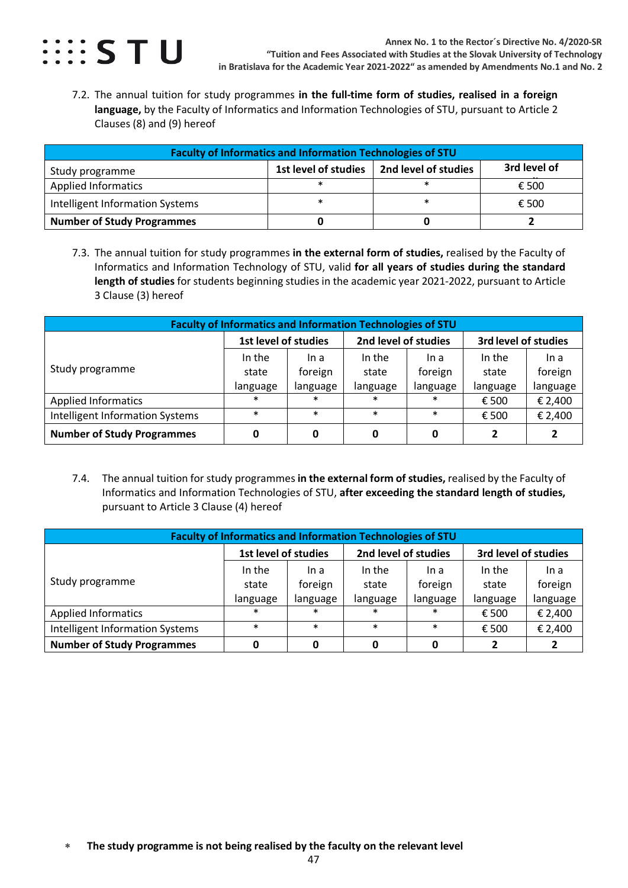7.2. The annual tuition for study programmes **in the full-time form of studies, realised in a foreign language,** by the Faculty of Informatics and Information Technologies of STU, pursuant to Article 2 Clauses (8) and (9) hereof

| Faculty of Informatics and Information Technologies of STU | | | |
|---|---|---|---|
| Study programme | 1st level of studies | 2nd level of studies | 3rd level of studies |
| Applied Informatics | * | * | € 500 |
| Intelligent Information Systems | * | * | € 500 |
| **Number of Study Programmes** | **0** | **0** | **2** |

7.3. The annual tuition for study programmes **in the external form of studies,** realised by the Faculty of Informatics and Information Technology of STU, valid **for all years of studies during the standard length of studies** for students beginning studies in the academic year 2021-2022, pursuant to Article 3 Clause (3) hereof

| Faculty of Informatics and Information Technologies of STU | | | | | | |
|---|---|---|---|---|---|---|
| Study programme | 1st level of studies | | 2nd level of studies | | 3rd level of studies | |
| | In the state language | In a foreign language | In the state language | In a foreign language | In the state language | In a foreign language |
| Applied Informatics | * | * | * | * | € 500 | € 2,400 |
| Intelligent Information Systems | * | * | * | * | € 500 | € 2,400 |
| **Number of Study Programmes** | **0** | **0** | **0** | **0** | **2** | **2** |

7.4. The annual tuition for study programmes **in the external form of studies,** realised by the Faculty of Informatics and Information Technologies of STU, **after exceeding the standard length of studies,** pursuant to Article 3 Clause (4) hereof

| Faculty of Informatics and Information Technologies of STU | | | | | | |
|---|---|---|---|---|---|---|
| Study programme | 1st level of studies | | 2nd level of studies | | 3rd level of studies | |
| | In the state language | In a foreign language | In the state language | In a foreign language | In the state language | In a foreign language |
| Applied Informatics | * | * | * | * | € 500 | € 2,400 |
| Intelligent Information Systems | * | * | * | * | € 500 | € 2,400 |
| **Number of Study Programmes** | **0** | **0** | **0** | **0** | **2** | **2** |

\* **The study programme is not being realised by the faculty on the relevant level**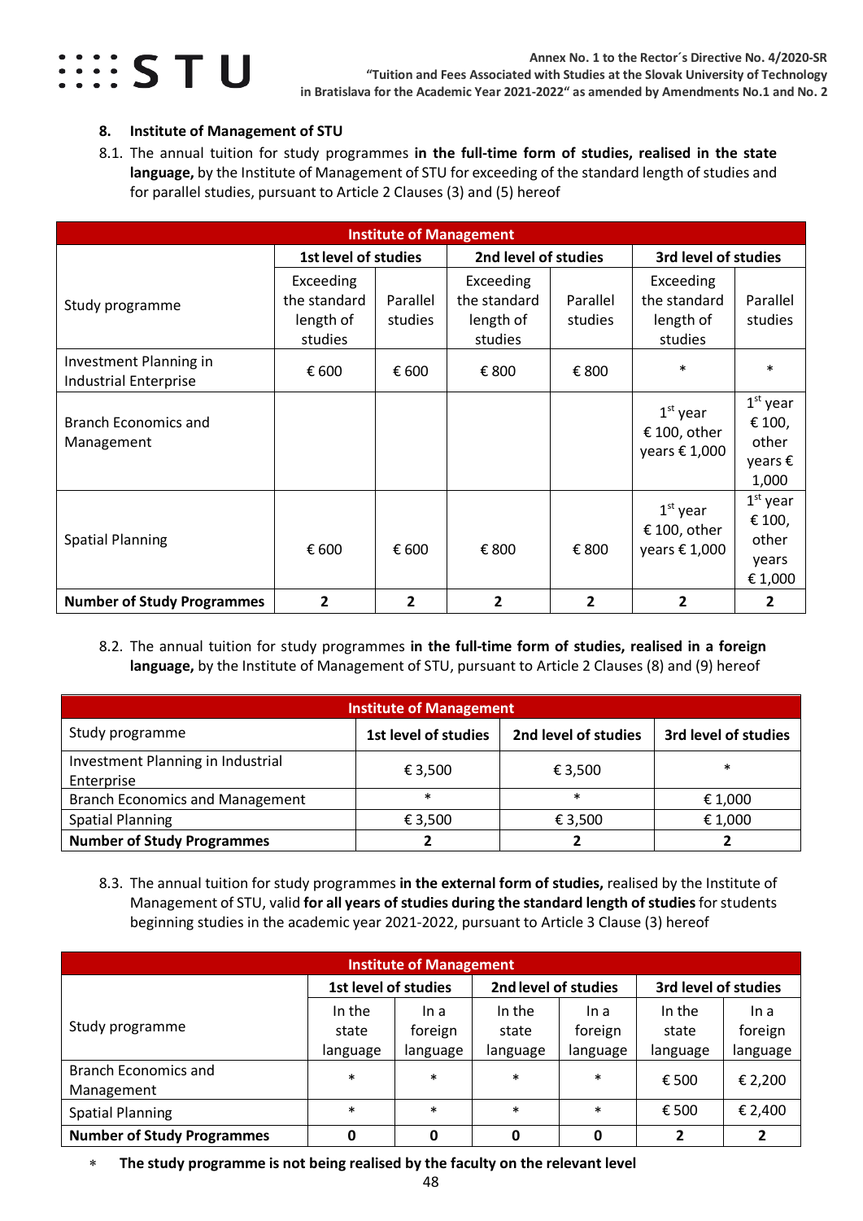## 8. Institute of Management of STU

8.1. The annual tuition for study programmes **in the full-time form of studies, realised in the state language,** by the Institute of Management of STU for exceeding of the standard length of studies and for parallel studies, pursuant to Article 2 Clauses (3) and (5) hereof

| Institute of Management | | | | | | |
|---|---|---|---|---|---|---|
| | 1st level of studies | | 2nd level of studies | | 3rd level of studies | |
| Study programme | Exceeding the standard length of studies | Parallel studies | Exceeding the standard length of studies | Parallel studies | Exceeding the standard length of studies | Parallel studies |
| Investment Planning in Industrial Enterprise | € 600 | € 600 | € 800 | € 800 | * | * |
| Branch Economics and Management | | | | | 1st year € 100, other years € 1,000 | 1st year € 100, other years € 1,000 |
| Spatial Planning | € 600 | € 600 | € 800 | € 800 | 1st year € 100, other years € 1,000 | 1st year € 100, other years € 1,000 |
| **Number of Study Programmes** | **2** | **2** | **2** | **2** | **2** | **2** |

8.2. The annual tuition for study programmes **in the full-time form of studies, realised in a foreign language,** by the Institute of Management of STU, pursuant to Article 2 Clauses (8) and (9) hereof

| Institute of Management | | | |
|---|---|---|---|
| Study programme | 1st level of studies | 2nd level of studies | 3rd level of studies |
| Investment Planning in Industrial Enterprise | € 3,500 | € 3,500 | * |
| Branch Economics and Management | * | * | € 1,000 |
| Spatial Planning | € 3,500 | € 3,500 | € 1,000 |
| **Number of Study Programmes** | **2** | **2** | **2** |

8.3. The annual tuition for study programmes **in the external form of studies,** realised by the Institute of Management of STU, valid **for all years of studies during the standard length of studies** for students beginning studies in the academic year 2021-2022, pursuant to Article 3 Clause (3) hereof

| Institute of Management | | | | | | |
|---|---|---|---|---|---|---|
| | 1st level of studies | | 2nd level of studies | | 3rd level of studies | |
| Study programme | In the state language | In a foreign language | In the state language | In a foreign language | In the state language | In a foreign language |
| Branch Economics and Management | * | * | * | * | € 500 | € 2,200 |
| Spatial Planning | * | * | * | * | € 500 | € 2,400 |
| **Number of Study Programmes** | **0** | **0** | **0** | **0** | **2** | **2** |

\* **The study programme is not being realised by the faculty on the relevant level**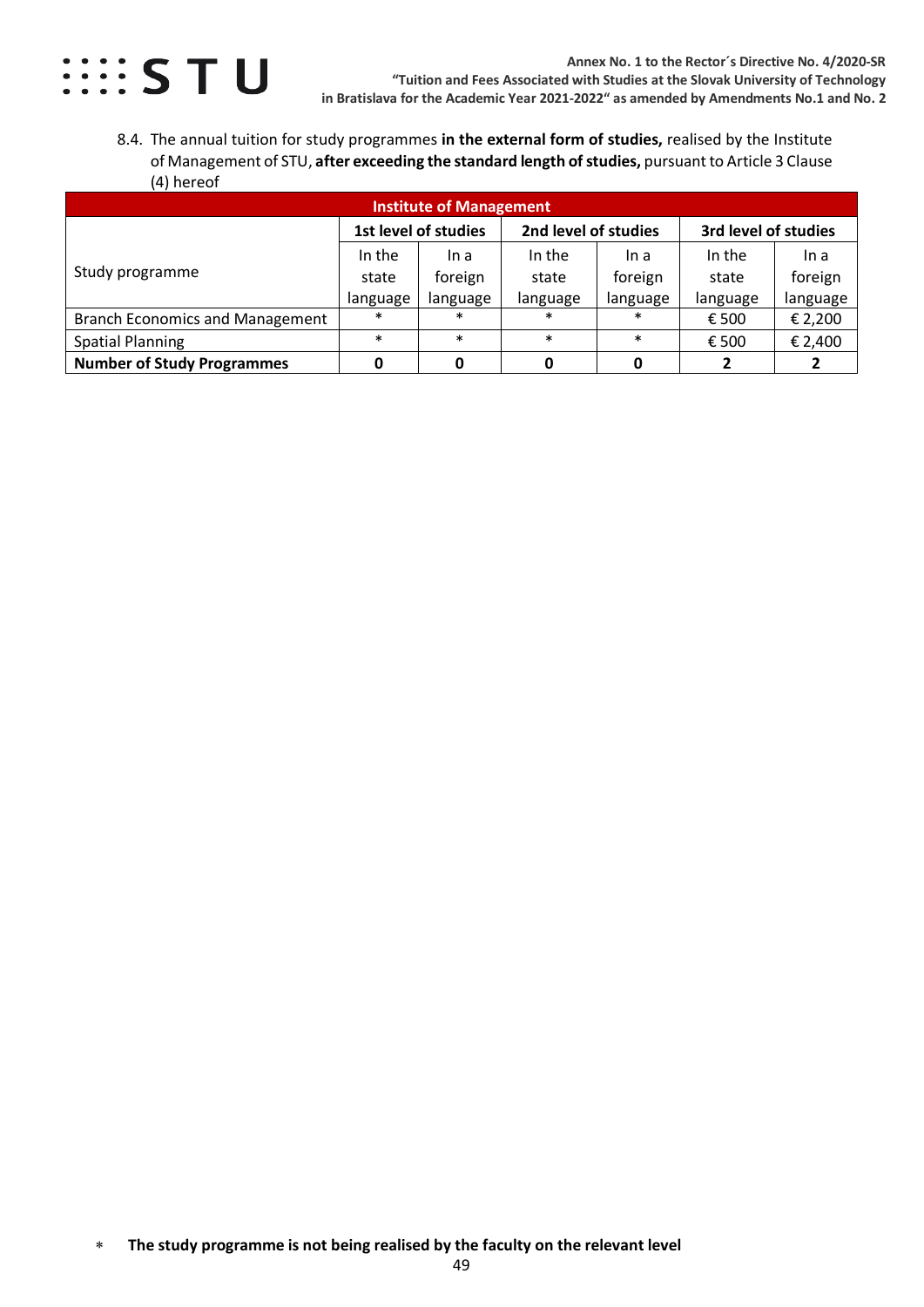8.4. The annual tuition for study programmes **in the external form of studies,** realised by the Institute of Management of STU, **after exceeding the standard length of studies,** pursuant to Article 3 Clause (4) hereof

| **Institute of Management** | | | | | | |
|---|---|---|---|---|---|---|
| Study programme | **1st level of studies** | | **2nd level of studies** | | **3rd level of studies** | |
| | In the state language | In a foreign language | In the state language | In a foreign language | In the state language | In a foreign language |
| Branch Economics and Management | * | * | * | * | € 500 | € 2,200 |
| Spatial Planning | * | * | * | * | € 500 | € 2,400 |
| **Number of Study Programmes** | **0** | **0** | **0** | **0** | **2** | **2** |

\* **The study programme is not being realised by the faculty on the relevant level**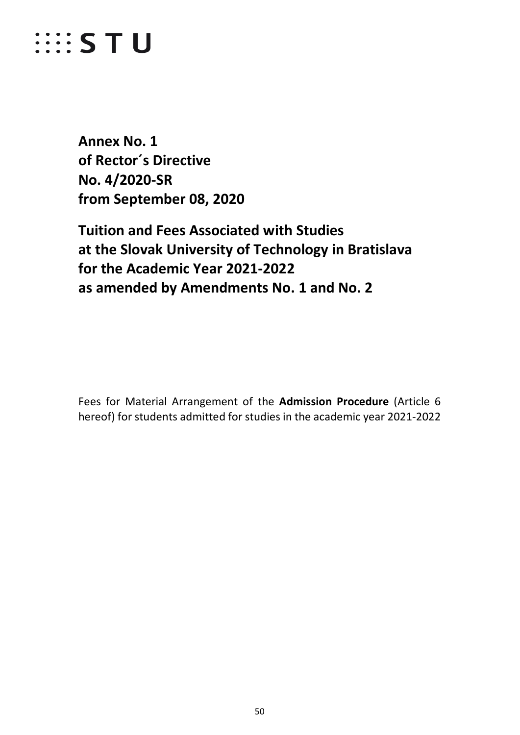STU

**Annex No. 1**
**of Rector´s Directive**
**No. 4/2020-SR**
**from September 08, 2020**

**Tuition and Fees Associated with Studies**
**at the Slovak University of Technology in Bratislava**
**for the Academic Year 2021-2022**
**as amended by Amendments No. 1 and No. 2**

Fees for Material Arrangement of the **Admission Procedure** (Article 6 hereof) for students admitted for studies in the academic year 2021-2022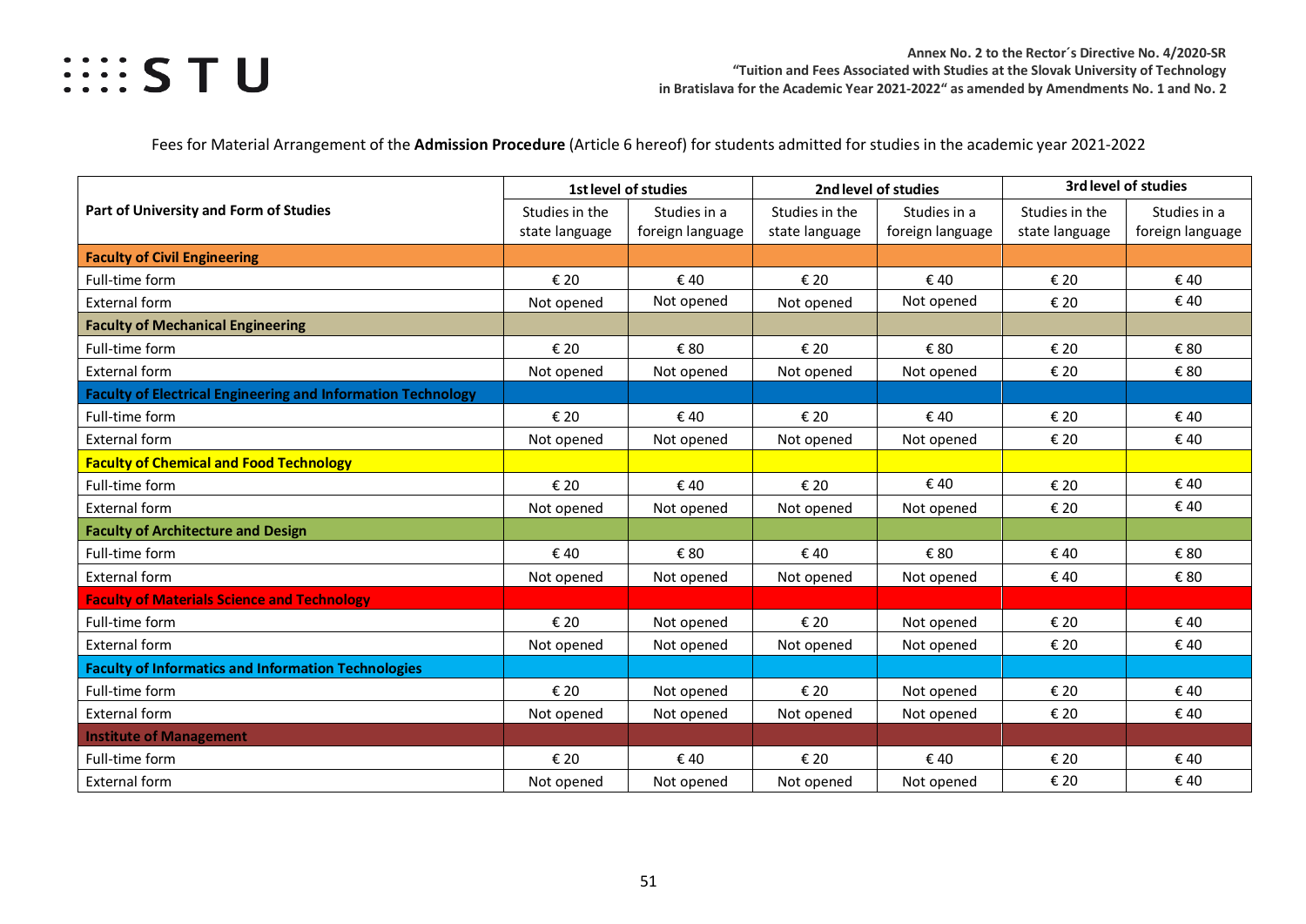Annex No. 2 to the Rector´s Directive No. 4/2020-SR
**"Tuition and Fees Associated with Studies at the Slovak University of Technology in Bratislava for the Academic Year 2021-2022" as amended by Amendments No. 1 and No. 2**

Fees for Material Arrangement of the **Admission Procedure** (Article 6 hereof) for students admitted for studies in the academic year 2021-2022

| Part of University and Form of Studies | 1st level of studies | | 2nd level of studies | | 3rd level of studies | |
|---|---|---|---|---|---|---|
| | Studies in the state language | Studies in a foreign language | Studies in the state language | Studies in a foreign language | Studies in the state language | Studies in a foreign language |
| **Faculty of Civil Engineering** | | | | | | |
| Full-time form | € 20 | € 40 | € 20 | € 40 | € 20 | € 40 |
| External form | Not opened | Not opened | Not opened | Not opened | € 20 | € 40 |
| **Faculty of Mechanical Engineering** | | | | | | |
| Full-time form | € 20 | € 80 | € 20 | € 80 | € 20 | € 80 |
| External form | Not opened | Not opened | Not opened | Not opened | € 20 | € 80 |
| **Faculty of Electrical Engineering and Information Technology** | | | | | | |
| Full-time form | € 20 | € 40 | € 20 | € 40 | € 20 | € 40 |
| External form | Not opened | Not opened | Not opened | Not opened | € 20 | € 40 |
| **Faculty of Chemical and Food Technology** | | | | | | |
| Full-time form | € 20 | € 40 | € 20 | € 40 | € 20 | € 40 |
| External form | Not opened | Not opened | Not opened | Not opened | € 20 | € 40 |
| **Faculty of Architecture and Design** | | | | | | |
| Full-time form | € 40 | € 80 | € 40 | € 80 | € 40 | € 80 |
| External form | Not opened | Not opened | Not opened | Not opened | € 40 | € 80 |
| **Faculty of Materials Science and Technology** | | | | | | |
| Full-time form | € 20 | Not opened | € 20 | Not opened | € 20 | € 40 |
| External form | Not opened | Not opened | Not opened | Not opened | € 20 | € 40 |
| **Faculty of Informatics and Information Technologies** | | | | | | |
| Full-time form | € 20 | Not opened | € 20 | Not opened | € 20 | € 40 |
| External form | Not opened | Not opened | Not opened | Not opened | € 20 | € 40 |
| **Institute of Management** | | | | | | |
| Full-time form | € 20 | € 40 | € 20 | € 40 | € 20 | € 40 |
| External form | Not opened | Not opened | Not opened | Not opened | € 20 | € 40 |